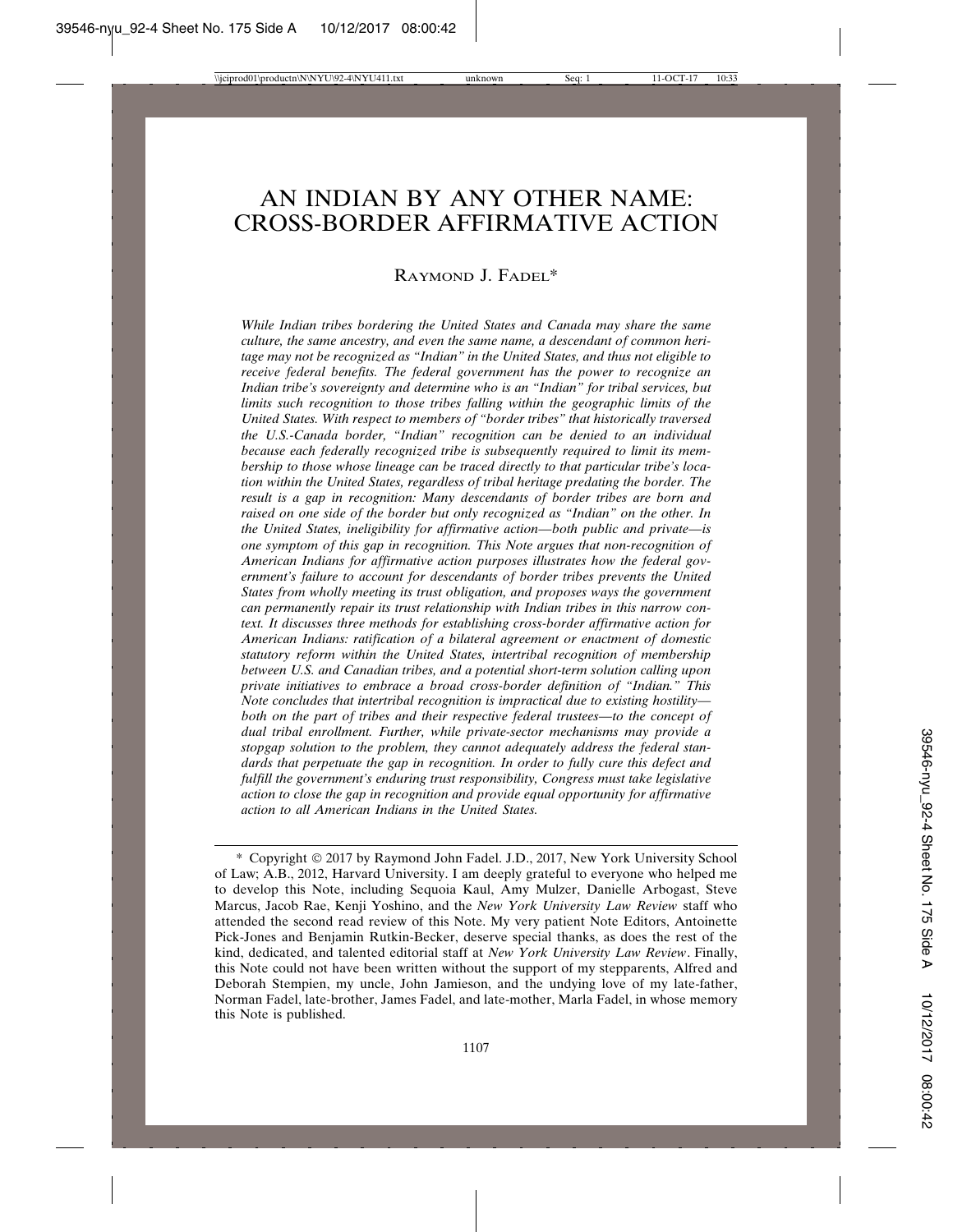# AN INDIAN BY ANY OTHER NAME: CROSS-BORDER AFFIRMATIVE ACTION

RAYMOND J. FADEL*

*While Indian tribes bordering the United States and Canada may share the same culture, the same ancestry, and even the same name, a descendant of common heritage may not be recognized as "Indian" in the United States, and thus not eligible to receive federal benefits. The federal government has the power to recognize an Indian tribe's sovereignty and determine who is an "Indian" for tribal services, but limits such recognition to those tribes falling within the geographic limits of the United States. With respect to members of "border tribes" that historically traversed the U.S.-Canada border, "Indian" recognition can be denied to an individual because each federally recognized tribe is subsequently required to limit its membership to those whose lineage can be traced directly to that particular tribe's location within the United States, regardless of tribal heritage predating the border. The result is a gap in recognition: Many descendants of border tribes are born and raised on one side of the border but only recognized as "Indian" on the other. In the United States, ineligibility for affirmative action—both public and private—is one symptom of this gap in recognition. This Note argues that non-recognition of American Indians for affirmative action purposes illustrates how the federal government's failure to account for descendants of border tribes prevents the United States from wholly meeting its trust obligation, and proposes ways the government can permanently repair its trust relationship with Indian tribes in this narrow context. It discusses three methods for establishing cross-border affirmative action for American Indians: ratification of a bilateral agreement or enactment of domestic statutory reform within the United States, intertribal recognition of membership between U.S. and Canadian tribes, and a potential short-term solution calling upon private initiatives to embrace a broad cross-border definition of "Indian." This Note concludes that intertribal recognition is impractical due to existing hostility—both on the part of tribes and their respective federal trustees—to the concept of dual tribal enrollment. Further, while private-sector mechanisms may provide a stopgap solution to the problem, they cannot adequately address the federal standards that perpetuate the gap in recognition. In order to fully cure this defect and fulfill the government's enduring trust responsibility, Congress must take legislative action to close the gap in recognition and provide equal opportunity for affirmative action to all American Indians in the United States.*

---

\* Copyright © 2017 by Raymond John Fadel. J.D., 2017, New York University School of Law; A.B., 2012, Harvard University. I am deeply grateful to everyone who helped me to develop this Note, including Sequoia Kaul, Amy Mulzer, Danielle Arbogast, Steve Marcus, Jacob Rae, Kenji Yoshino, and the *New York University Law Review* staff who attended the second read review of this Note. My very patient Note Editors, Antoinette Pick-Jones and Benjamin Rutkin-Becker, deserve special thanks, as does the rest of the kind, dedicated, and talented editorial staff at *New York University Law Review*. Finally, this Note could not have been written without the support of my stepparents, Alfred and Deborah Stempien, my uncle, John Jamieson, and the undying love of my late-father, Norman Fadel, late-brother, James Fadel, and late-mother, Marla Fadel, in whose memory this Note is published.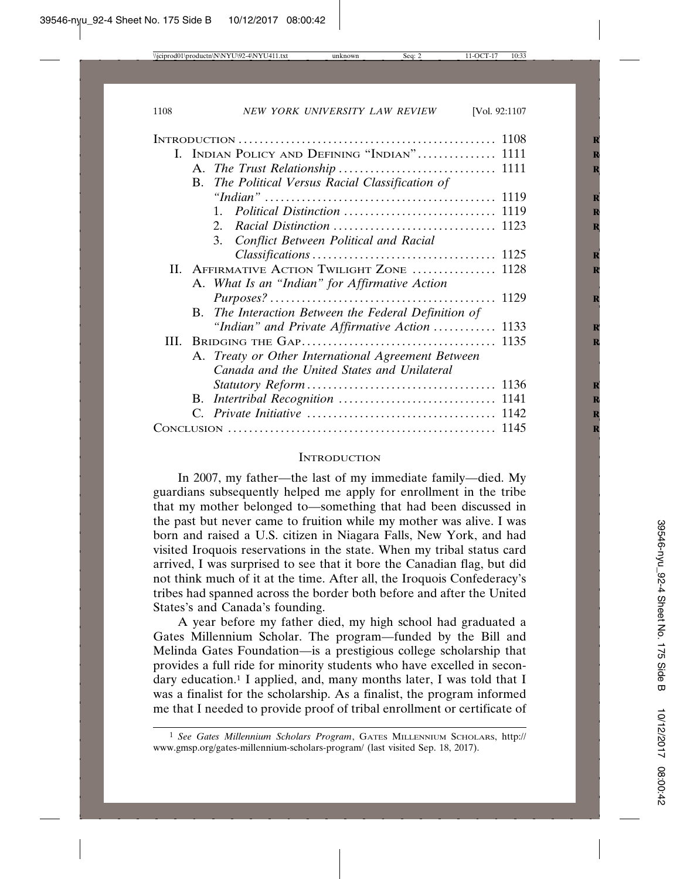| | |
|---|---|
| INTRODUCTION | 1108 |
| I. INDIAN POLICY AND DEFINING "INDIAN" | 1111 |
| A. *The Trust Relationship* | 1111 |
| B. *The Political Versus Racial Classification of "Indian"* | 1119 |
| 1. *Political Distinction* | 1119 |
| 2. *Racial Distinction* | 1123 |
| 3. *Conflict Between Political and Racial Classifications* | 1125 |
| II. AFFIRMATIVE ACTION TWILIGHT ZONE | 1128 |
| A. *What Is an "Indian" for Affirmative Action Purposes?* | 1129 |
| B. *The Interaction Between the Federal Definition of "Indian" and Private Affirmative Action* | 1133 |
| III. BRIDGING THE GAP | 1135 |
| A. *Treaty or Other International Agreement Between Canada and the United States and Unilateral Statutory Reform* | 1136 |
| B. *Intertribal Recognition* | 1141 |
| C. *Private Initiative* | 1142 |
| CONCLUSION | 1145 |

## INTRODUCTION

In 2007, my father—the last of my immediate family—died. My guardians subsequently helped me apply for enrollment in the tribe that my mother belonged to—something that had been discussed in the past but never came to fruition while my mother was alive. I was born and raised a U.S. citizen in Niagara Falls, New York, and had visited Iroquois reservations in the state. When my tribal status card arrived, I was surprised to see that it bore the Canadian flag, but did not think much of it at the time. After all, the Iroquois Confederacy's tribes had spanned across the border both before and after the United States's and Canada's founding.

A year before my father died, my high school had graduated a Gates Millennium Scholar. The program—funded by the Bill and Melinda Gates Foundation—is a prestigious college scholarship that provides a full ride for minority students who have excelled in secondary education.[1] I applied, and, many months later, I was told that I was a finalist for the scholarship. As a finalist, the program informed me that I needed to provide proof of tribal enrollment or certificate of

[1] *See Gates Millennium Scholars Program*, GATES MILLENNIUM SCHOLARS, http://www.gmsp.org/gates-millennium-scholars-program/ (last visited Sep. 18, 2017).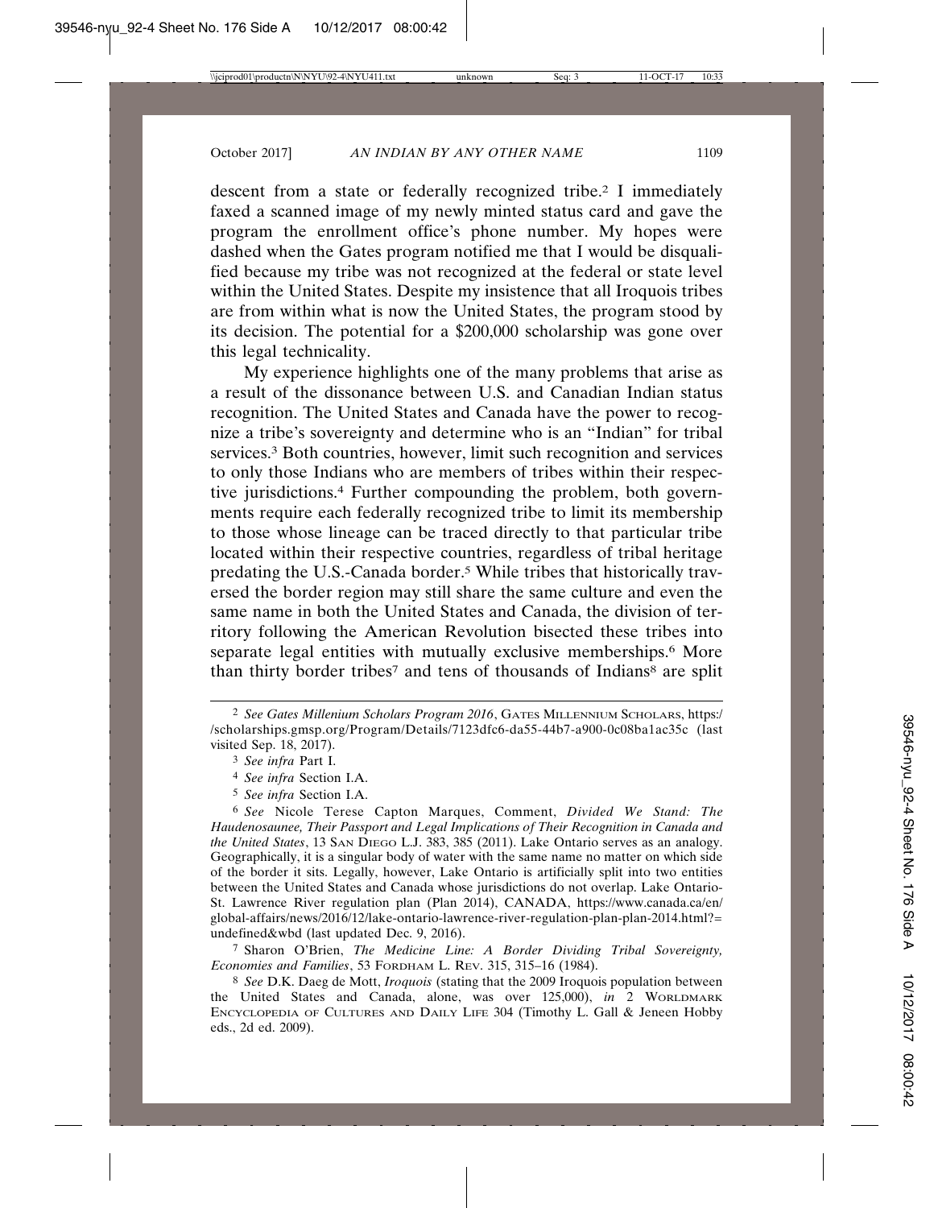descent from a state or federally recognized tribe.[2] I immediately faxed a scanned image of my newly minted status card and gave the program the enrollment office's phone number. My hopes were dashed when the Gates program notified me that I would be disqualified because my tribe was not recognized at the federal or state level within the United States. Despite my insistence that all Iroquois tribes are from within what is now the United States, the program stood by its decision. The potential for a $200,000 scholarship was gone over this legal technicality.

My experience highlights one of the many problems that arise as a result of the dissonance between U.S. and Canadian Indian status recognition. The United States and Canada have the power to recognize a tribe's sovereignty and determine who is an "Indian" for tribal services.[3] Both countries, however, limit such recognition and services to only those Indians who are members of tribes within their respective jurisdictions.[4] Further compounding the problem, both governments require each federally recognized tribe to limit its membership to those whose lineage can be traced directly to that particular tribe located within their respective countries, regardless of tribal heritage predating the U.S.-Canada border.[5] While tribes that historically traversed the border region may still share the same culture and even the same name in both the United States and Canada, the division of territory following the American Revolution bisected these tribes into separate legal entities with mutually exclusive memberships.[6] More than thirty border tribes[7] and tens of thousands of Indians[8] are split

---

[2] *See Gates Millenium Scholars Program 2016*, GATES MILLENNIUM SCHOLARS, https://scholarships.gmsp.org/Program/Details/7123dfc6-da55-44b7-a900-0c08ba1ac35c (last visited Sep. 18, 2017).

[3] *See infra* Part I.

[4] *See infra* Section I.A.

[5] *See infra* Section I.A.

[6] *See* Nicole Terese Capton Marques, Comment, *Divided We Stand: The Haudenosaunee, Their Passport and Legal Implications of Their Recognition in Canada and the United States*, 13 SAN DIEGO L.J. 383, 385 (2011). Lake Ontario serves as an analogy. Geographically, it is a singular body of water with the same name no matter on which side of the border it sits. Legally, however, Lake Ontario is artificially split into two entities between the United States and Canada whose jurisdictions do not overlap. Lake Ontario-St. Lawrence River regulation plan (Plan 2014), CANADA, https://www.canada.ca/en/global-affairs/news/2016/12/lake-ontario-lawrence-river-regulation-plan-plan-2014.html?=undefined&wbd (last updated Dec. 9, 2016).

[7] Sharon O'Brien, *The Medicine Line: A Border Dividing Tribal Sovereignty, Economies and Families*, 53 FORDHAM L. REV. 315, 315–16 (1984).

[8] *See* D.K. Daeg de Mott, *Iroquois* (stating that the 2009 Iroquois population between the United States and Canada, alone, was over 125,000), *in* 2 WORLDMARK ENCYCLOPEDIA OF CULTURES AND DAILY LIFE 304 (Timothy L. Gall & Jeneen Hobby eds., 2d ed. 2009).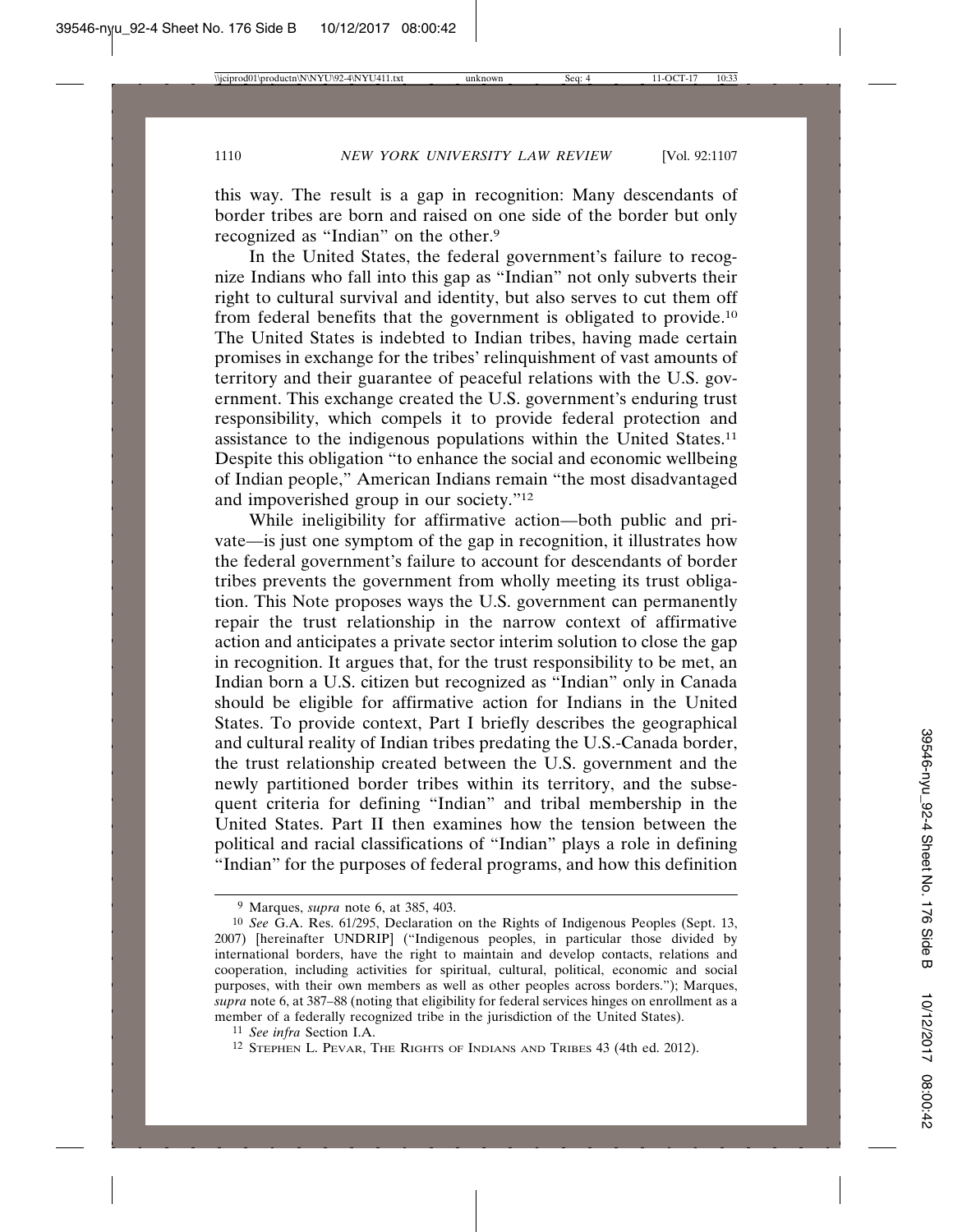this way. The result is a gap in recognition: Many descendants of border tribes are born and raised on one side of the border but only recognized as "Indian" on the other.[9]

In the United States, the federal government's failure to recognize Indians who fall into this gap as "Indian" not only subverts their right to cultural survival and identity, but also serves to cut them off from federal benefits that the government is obligated to provide.[10] The United States is indebted to Indian tribes, having made certain promises in exchange for the tribes' relinquishment of vast amounts of territory and their guarantee of peaceful relations with the U.S. government. This exchange created the U.S. government's enduring trust responsibility, which compels it to provide federal protection and assistance to the indigenous populations within the United States.[11] Despite this obligation "to enhance the social and economic wellbeing of Indian people," American Indians remain "the most disadvantaged and impoverished group in our society."[12]

While ineligibility for affirmative action—both public and private—is just one symptom of the gap in recognition, it illustrates how the federal government's failure to account for descendants of border tribes prevents the government from wholly meeting its trust obligation. This Note proposes ways the U.S. government can permanently repair the trust relationship in the narrow context of affirmative action and anticipates a private sector interim solution to close the gap in recognition. It argues that, for the trust responsibility to be met, an Indian born a U.S. citizen but recognized as "Indian" only in Canada should be eligible for affirmative action for Indians in the United States. To provide context, Part I briefly describes the geographical and cultural reality of Indian tribes predating the U.S.-Canada border, the trust relationship created between the U.S. government and the newly partitioned border tribes within its territory, and the subsequent criteria for defining "Indian" and tribal membership in the United States. Part II then examines how the tension between the political and racial classifications of "Indian" plays a role in defining "Indian" for the purposes of federal programs, and how this definition

---

[9] Marques, *supra* note 6, at 385, 403.

[10] *See* G.A. Res. 61/295, Declaration on the Rights of Indigenous Peoples (Sept. 13, 2007) [hereinafter UNDRIP] ("Indigenous peoples, in particular those divided by international borders, have the right to maintain and develop contacts, relations and cooperation, including activities for spiritual, cultural, political, economic and social purposes, with their own members as well as other peoples across borders."); Marques, *supra* note 6, at 387–88 (noting that eligibility for federal services hinges on enrollment as a member of a federally recognized tribe in the jurisdiction of the United States).

[11] *See infra* Section I.A.

[12] Stephen L. Pevar, The Rights of Indians and Tribes 43 (4th ed. 2012).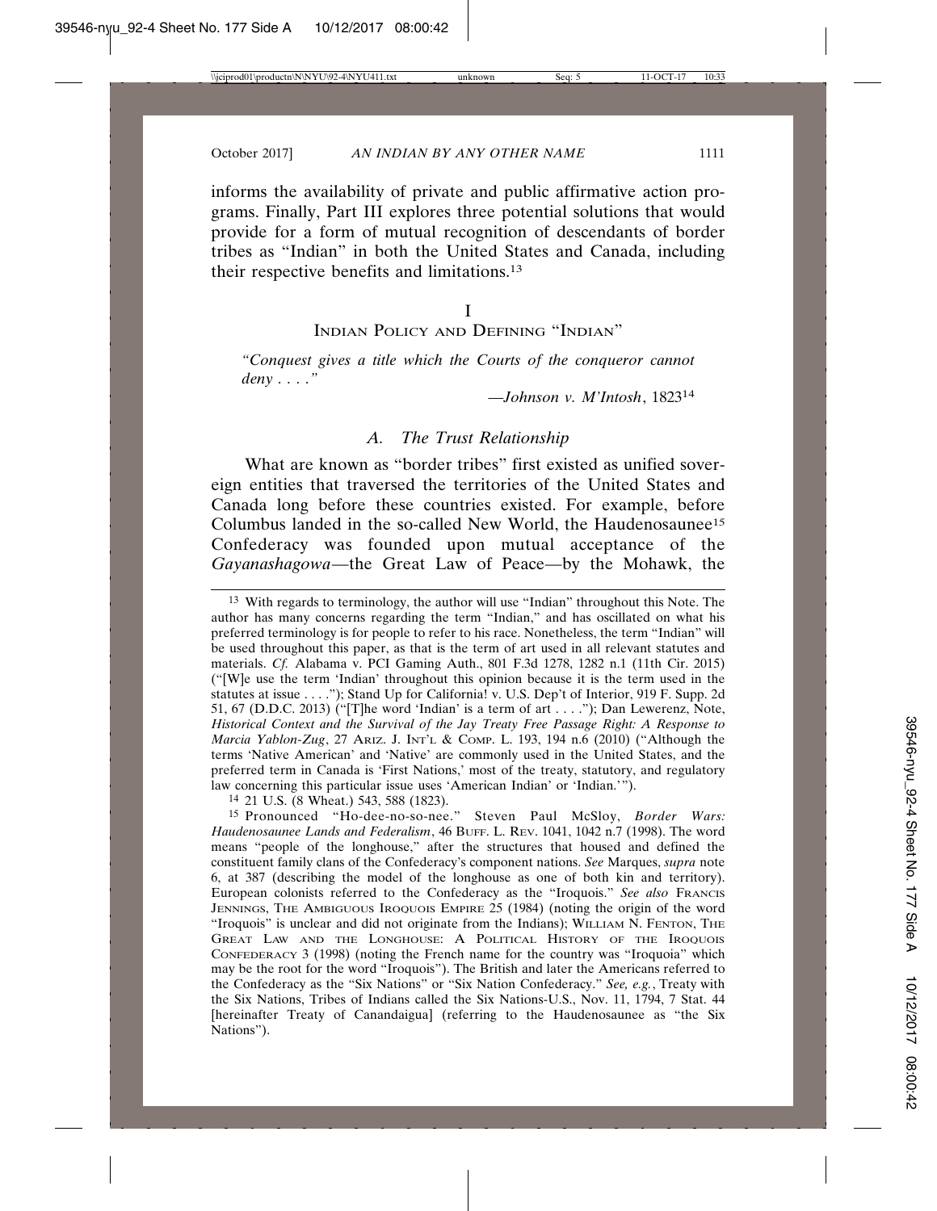informs the availability of private and public affirmative action programs. Finally, Part III explores three potential solutions that would provide for a form of mutual recognition of descendants of border tribes as "Indian" in both the United States and Canada, including their respective benefits and limitations.[13]

# I
# INDIAN POLICY AND DEFINING "INDIAN"

*"Conquest gives a title which the Courts of the conqueror cannot deny . . . ."*

—*Johnson v. M'Intosh*, 1823[14]

## *A. The Trust Relationship*

What are known as "border tribes" first existed as unified sovereign entities that traversed the territories of the United States and Canada long before these countries existed. For example, before Columbus landed in the so-called New World, the Haudenosaunee[15] Confederacy was founded upon mutual acceptance of the *Gayanashagowa*—the Great Law of Peace—by the Mohawk, the

---

[13] With regards to terminology, the author will use "Indian" throughout this Note. The author has many concerns regarding the term "Indian," and has oscillated on what his preferred terminology is for people to refer to his race. Nonetheless, the term "Indian" will be used throughout this paper, as that is the term of art used in all relevant statutes and materials. *Cf.* Alabama v. PCI Gaming Auth., 801 F.3d 1278, 1282 n.1 (11th Cir. 2015) ("[W]e use the term 'Indian' throughout this opinion because it is the term used in the statutes at issue . . . ."); Stand Up for California! v. U.S. Dep't of Interior, 919 F. Supp. 2d 51, 67 (D.D.C. 2013) ("[T]he word 'Indian' is a term of art . . . ."); Dan Lewerenz, Note, *Historical Context and the Survival of the Jay Treaty Free Passage Right: A Response to Marcia Yablon-Zug*, 27 ARIZ. J. INT'L & COMP. L. 193, 194 n.6 (2010) ("Although the terms 'Native American' and 'Native' are commonly used in the United States, and the preferred term in Canada is 'First Nations,' most of the treaty, statutory, and regulatory law concerning this particular issue uses 'American Indian' or 'Indian.'").

[14] 21 U.S. (8 Wheat.) 543, 588 (1823).

[15] Pronounced "Ho-dee-no-so-nee." Steven Paul McSloy, *Border Wars: Haudenosaunee Lands and Federalism*, 46 BUFF. L. REV. 1041, 1042 n.7 (1998). The word means "people of the longhouse," after the structures that housed and defined the constituent family clans of the Confederacy's component nations. *See* Marques, *supra* note 6, at 387 (describing the model of the longhouse as one of both kin and territory). European colonists referred to the Confederacy as the "Iroquois." *See also* FRANCIS JENNINGS, THE AMBIGUOUS IROQUOIS EMPIRE 25 (1984) (noting the origin of the word "Iroquois" is unclear and did not originate from the Indians); WILLIAM N. FENTON, THE GREAT LAW AND THE LONGHOUSE: A POLITICAL HISTORY OF THE IROQUOIS CONFEDERACY 3 (1998) (noting the French name for the country was "Iroquoia" which may be the root for the word "Iroquois"). The British and later the Americans referred to the Confederacy as the "Six Nations" or "Six Nation Confederacy." *See, e.g.*, Treaty with the Six Nations, Tribes of Indians called the Six Nations-U.S., Nov. 11, 1794, 7 Stat. 44 [hereinafter Treaty of Canandaigua] (referring to the Haudenosaunee as "the Six Nations").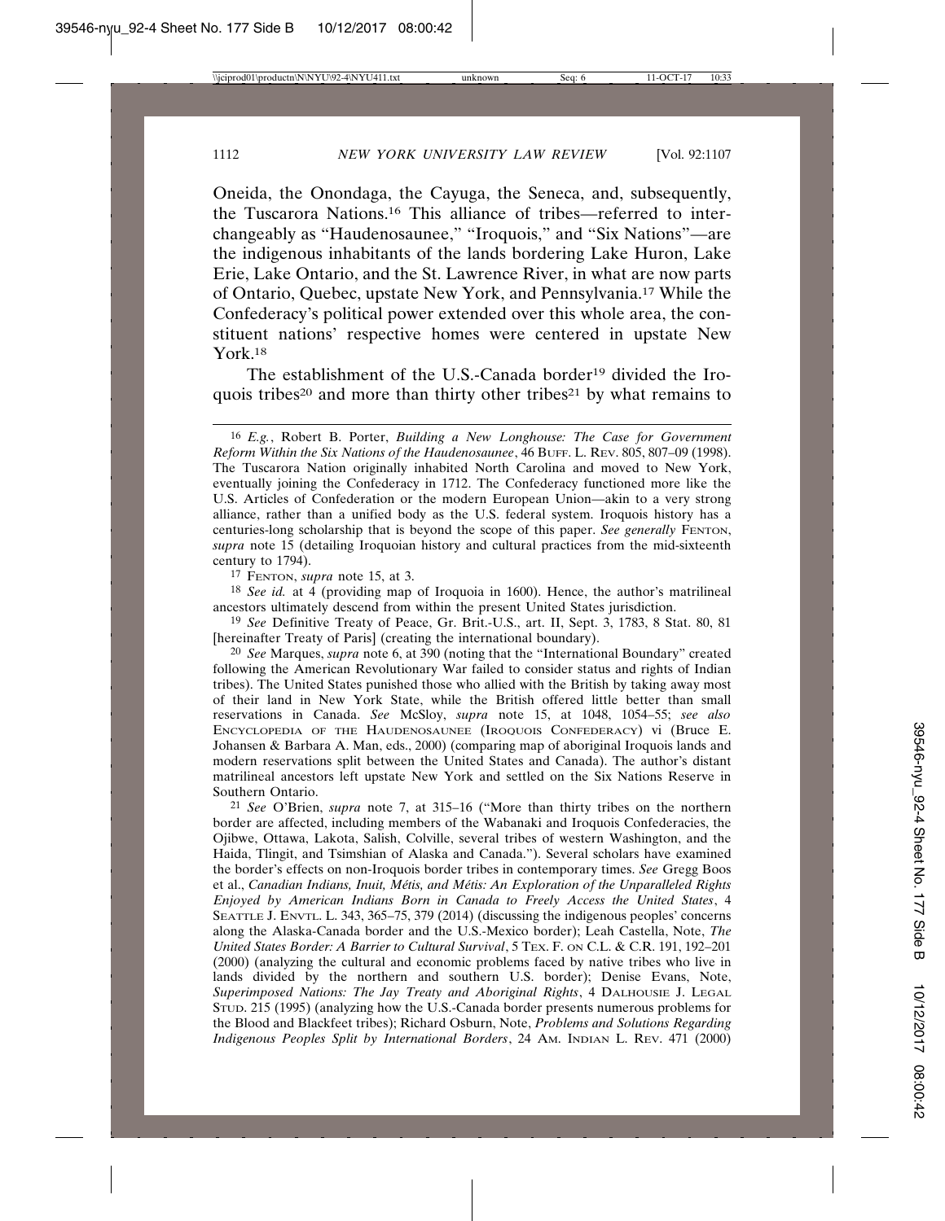Oneida, the Onondaga, the Cayuga, the Seneca, and, subsequently, the Tuscarora Nations.[16] This alliance of tribes—referred to interchangeably as "Haudenosaunee," "Iroquois," and "Six Nations"—are the indigenous inhabitants of the lands bordering Lake Huron, Lake Erie, Lake Ontario, and the St. Lawrence River, in what are now parts of Ontario, Quebec, upstate New York, and Pennsylvania.[17] While the Confederacy's political power extended over this whole area, the constituent nations' respective homes were centered in upstate New York.[18]

The establishment of the U.S.-Canada border[19] divided the Iroquois tribes[20] and more than thirty other tribes[21] by what remains to

---

[16] *E.g.*, Robert B. Porter, *Building a New Longhouse: The Case for Government Reform Within the Six Nations of the Haudenosaunee*, 46 BUFF. L. REV. 805, 807–09 (1998). The Tuscarora Nation originally inhabited North Carolina and moved to New York, eventually joining the Confederacy in 1712. The Confederacy functioned more like the U.S. Articles of Confederation or the modern European Union—akin to a very strong alliance, rather than a unified body as the U.S. federal system. Iroquois history has a centuries-long scholarship that is beyond the scope of this paper. *See generally* FENTON, *supra* note 15 (detailing Iroquoian history and cultural practices from the mid-sixteenth century to 1794).

[17] FENTON, *supra* note 15, at 3.

[18] *See id.* at 4 (providing map of Iroquoia in 1600). Hence, the author's matrilineal ancestors ultimately descend from within the present United States jurisdiction.

[19] *See* Definitive Treaty of Peace, Gr. Brit.-U.S., art. II, Sept. 3, 1783, 8 Stat. 80, 81 [hereinafter Treaty of Paris] (creating the international boundary).

[20] *See* Marques, *supra* note 6, at 390 (noting that the "International Boundary" created following the American Revolutionary War failed to consider status and rights of Indian tribes). The United States punished those who allied with the British by taking away most of their land in New York State, while the British offered little better than small reservations in Canada. *See* McSloy, *supra* note 15, at 1048, 1054–55; *see also* ENCYCLOPEDIA OF THE HAUDENOSAUNEE (IROQUOIS CONFEDERACY) vi (Bruce E. Johansen & Barbara A. Man, eds., 2000) (comparing map of aboriginal Iroquois lands and modern reservations split between the United States and Canada). The author's distant matrilineal ancestors left upstate New York and settled on the Six Nations Reserve in Southern Ontario.

[21] *See* O'Brien, *supra* note 7, at 315–16 ("More than thirty tribes on the northern border are affected, including members of the Wabanaki and Iroquois Confederacies, the Ojibwe, Ottawa, Lakota, Salish, Colville, several tribes of western Washington, and the Haida, Tlingit, and Tsimshian of Alaska and Canada."). Several scholars have examined the border's effects on non-Iroquois border tribes in contemporary times. *See* Gregg Boos et al., *Canadian Indians, Inuit, Métis, and Métis: An Exploration of the Unparalleled Rights Enjoyed by American Indians Born in Canada to Freely Access the United States*, 4 SEATTLE J. ENVTL. L. 343, 365–75, 379 (2014) (discussing the indigenous peoples' concerns along the Alaska-Canada border and the U.S.-Mexico border); Leah Castella, Note, *The United States Border: A Barrier to Cultural Survival*, 5 TEX. F. ON C.L. & C.R. 191, 192–201 (2000) (analyzing the cultural and economic problems faced by native tribes who live in lands divided by the northern and southern U.S. border); Denise Evans, Note, *Superimposed Nations: The Jay Treaty and Aboriginal Rights*, 4 DALHOUSIE J. LEGAL STUD. 215 (1995) (analyzing how the U.S.-Canada border presents numerous problems for the Blood and Blackfeet tribes); Richard Osburn, Note, *Problems and Solutions Regarding Indigenous Peoples Split by International Borders*, 24 AM. INDIAN L. REV. 471 (2000)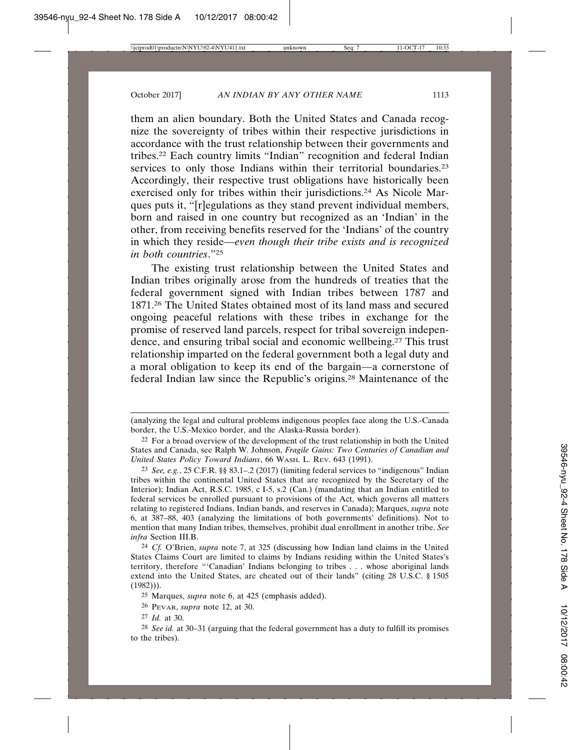them an alien boundary. Both the United States and Canada recognize the sovereignty of tribes within their respective jurisdictions in accordance with the trust relationship between their governments and tribes.[22] Each country limits "Indian" recognition and federal Indian services to only those Indians within their territorial boundaries.[23] Accordingly, their respective trust obligations have historically been exercised only for tribes within their jurisdictions.[24] As Nicole Marques puts it, "[r]egulations as they stand prevent individual members, born and raised in one country but recognized as an 'Indian' in the other, from receiving benefits reserved for the 'Indians' of the country in which they reside—*even though their tribe exists and is recognized in both countries*."[25]

The existing trust relationship between the United States and Indian tribes originally arose from the hundreds of treaties that the federal government signed with Indian tribes between 1787 and 1871.[26] The United States obtained most of its land mass and secured ongoing peaceful relations with these tribes in exchange for the promise of reserved land parcels, respect for tribal sovereign independence, and ensuring tribal social and economic wellbeing.[27] This trust relationship imparted on the federal government both a legal duty and a moral obligation to keep its end of the bargain—a cornerstone of federal Indian law since the Republic's origins.[28] Maintenance of the

---

(analyzing the legal and cultural problems indigenous peoples face along the U.S.-Canada border, the U.S.-Mexico border, and the Alaska-Russia border).

[22] For a broad overview of the development of the trust relationship in both the United States and Canada, see Ralph W. Johnson, *Fragile Gains: Two Centuries of Canadian and United States Policy Toward Indians*, 66 WASH. L. REV. 643 (1991).

[23] *See, e.g.*, 25 C.F.R. §§ 83.1–.2 (2017) (limiting federal services to "indigenous" Indian tribes within the continental United States that are recognized by the Secretary of the Interior); Indian Act, R.S.C. 1985, c I-5, s.2 (Can.) (mandating that an Indian entitled to federal services be enrolled pursuant to provisions of the Act, which governs all matters relating to registered Indians, Indian bands, and reserves in Canada); Marques, *supra* note 6, at 387–88, 403 (analyzing the limitations of both governments' definitions). Not to mention that many Indian tribes, themselves, prohibit dual enrollment in another tribe. *See infra* Section III.B.

[24] *Cf.* O'Brien, *supra* note 7, at 325 (discussing how Indian land claims in the United States Claims Court are limited to claims by Indians residing within the United States's territory, therefore "'Canadian' Indians belonging to tribes . . . whose aboriginal lands extend into the United States, are cheated out of their lands" (citing 28 U.S.C. § 1505 (1982))).

[25] Marques, *supra* note 6, at 425 (emphasis added).

[26] PEVAR, *supra* note 12, at 30.

[27] *Id.* at 30.

[28] *See id.* at 30–31 (arguing that the federal government has a duty to fulfill its promises to the tribes).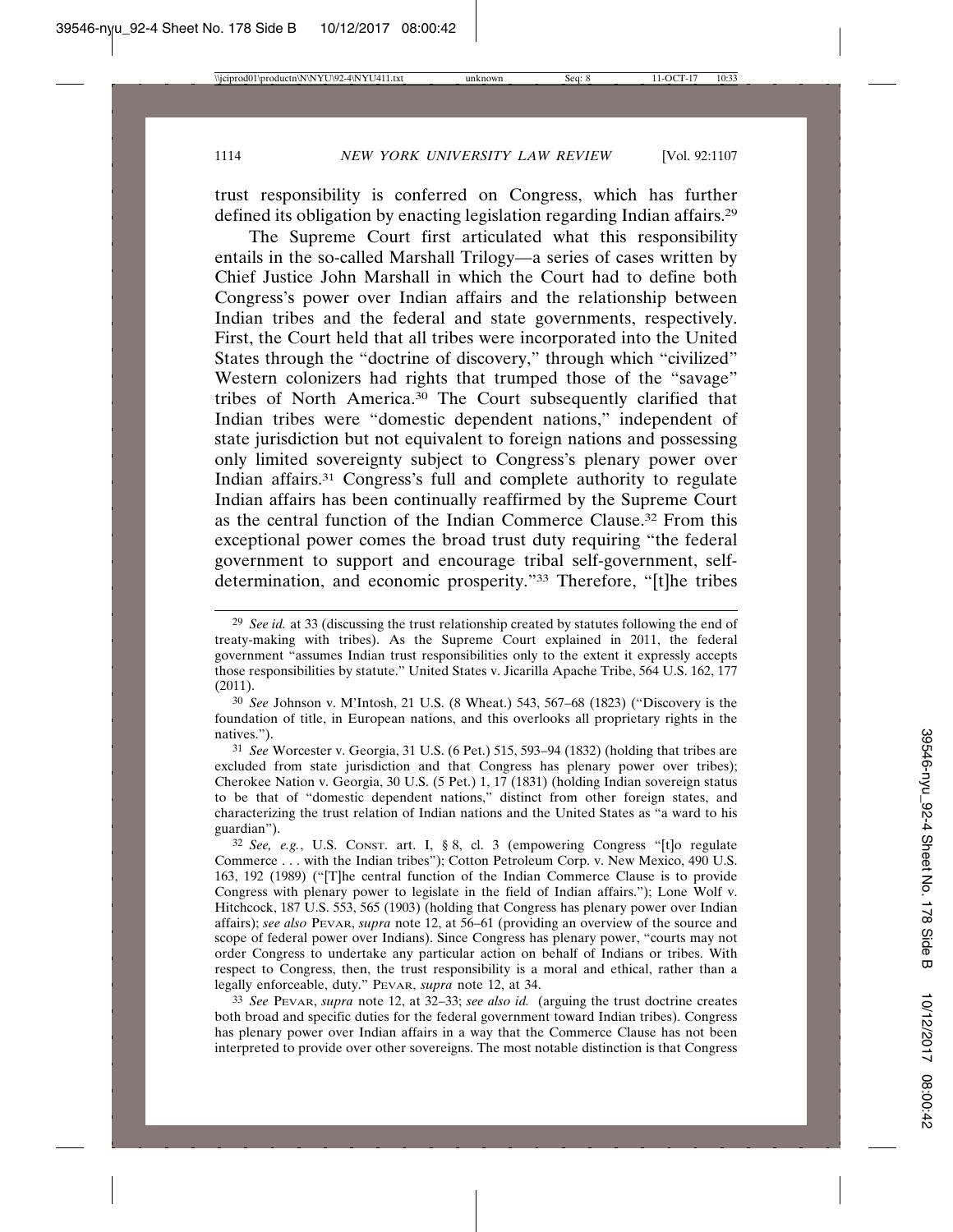trust responsibility is conferred on Congress, which has further defined its obligation by enacting legislation regarding Indian affairs.[29]

The Supreme Court first articulated what this responsibility entails in the so-called Marshall Trilogy—a series of cases written by Chief Justice John Marshall in which the Court had to define both Congress's power over Indian affairs and the relationship between Indian tribes and the federal and state governments, respectively. First, the Court held that all tribes were incorporated into the United States through the "doctrine of discovery," through which "civilized" Western colonizers had rights that trumped those of the "savage" tribes of North America.[30] The Court subsequently clarified that Indian tribes were "domestic dependent nations," independent of state jurisdiction but not equivalent to foreign nations and possessing only limited sovereignty subject to Congress's plenary power over Indian affairs.[31] Congress's full and complete authority to regulate Indian affairs has been continually reaffirmed by the Supreme Court as the central function of the Indian Commerce Clause.[32] From this exceptional power comes the broad trust duty requiring "the federal government to support and encourage tribal self-government, self-determination, and economic prosperity."[33] Therefore, "[t]he tribes

---

[29] *See id.* at 33 (discussing the trust relationship created by statutes following the end of treaty-making with tribes). As the Supreme Court explained in 2011, the federal government "assumes Indian trust responsibilities only to the extent it expressly accepts those responsibilities by statute." United States v. Jicarilla Apache Tribe, 564 U.S. 162, 177 (2011).

[30] *See* Johnson v. M'Intosh, 21 U.S. (8 Wheat.) 543, 567–68 (1823) ("Discovery is the foundation of title, in European nations, and this overlooks all proprietary rights in the natives.").

[31] *See* Worcester v. Georgia, 31 U.S. (6 Pet.) 515, 593–94 (1832) (holding that tribes are excluded from state jurisdiction and that Congress has plenary power over tribes); Cherokee Nation v. Georgia, 30 U.S. (5 Pet.) 1, 17 (1831) (holding Indian sovereign status to be that of "domestic dependent nations," distinct from other foreign states, and characterizing the trust relation of Indian nations and the United States as "a ward to his guardian").

[32] *See, e.g.*, U.S. Const. art. I, § 8, cl. 3 (empowering Congress "[t]o regulate Commerce . . . with the Indian tribes"); Cotton Petroleum Corp. v. New Mexico, 490 U.S. 163, 192 (1989) ("[T]he central function of the Indian Commerce Clause is to provide Congress with plenary power to legislate in the field of Indian affairs."); Lone Wolf v. Hitchcock, 187 U.S. 553, 565 (1903) (holding that Congress has plenary power over Indian affairs); *see also* Pevar, *supra* note 12, at 56–61 (providing an overview of the source and scope of federal power over Indians). Since Congress has plenary power, "courts may not order Congress to undertake any particular action on behalf of Indians or tribes. With respect to Congress, then, the trust responsibility is a moral and ethical, rather than a legally enforceable, duty." Pevar, *supra* note 12, at 34.

[33] *See* Pevar, *supra* note 12, at 32–33; *see also id.* (arguing the trust doctrine creates both broad and specific duties for the federal government toward Indian tribes). Congress has plenary power over Indian affairs in a way that the Commerce Clause has not been interpreted to provide over other sovereigns. The most notable distinction is that Congress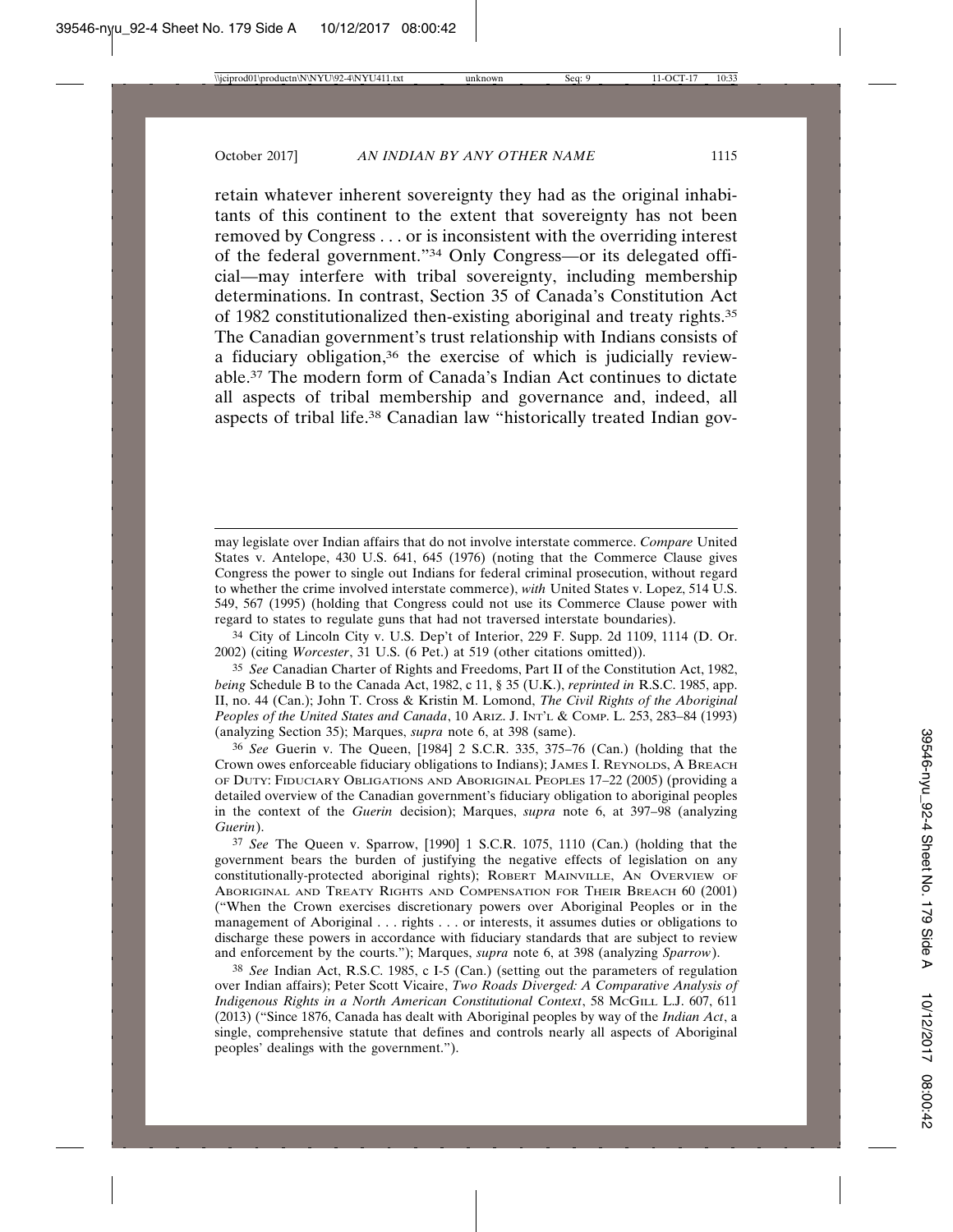retain whatever inherent sovereignty they had as the original inhabitants of this continent to the extent that sovereignty has not been removed by Congress . . . or is inconsistent with the overriding interest of the federal government."[34] Only Congress—or its delegated official—may interfere with tribal sovereignty, including membership determinations. In contrast, Section 35 of Canada's Constitution Act of 1982 constitutionalized then-existing aboriginal and treaty rights.[35] The Canadian government's trust relationship with Indians consists of a fiduciary obligation,[36] the exercise of which is judicially reviewable.[37] The modern form of Canada's Indian Act continues to dictate all aspects of tribal membership and governance and, indeed, all aspects of tribal life.[38] Canadian law "historically treated Indian gov-

---

may legislate over Indian affairs that do not involve interstate commerce. *Compare* United States v. Antelope, 430 U.S. 641, 645 (1976) (noting that the Commerce Clause gives Congress the power to single out Indians for federal criminal prosecution, without regard to whether the crime involved interstate commerce), *with* United States v. Lopez, 514 U.S. 549, 567 (1995) (holding that Congress could not use its Commerce Clause power with regard to states to regulate guns that had not traversed interstate boundaries).

[34] City of Lincoln City v. U.S. Dep't of Interior, 229 F. Supp. 2d 1109, 1114 (D. Or. 2002) (citing *Worcester*, 31 U.S. (6 Pet.) at 519 (other citations omitted)).

[35] *See* Canadian Charter of Rights and Freedoms, Part II of the Constitution Act, 1982, *being* Schedule B to the Canada Act, 1982, c 11, § 35 (U.K.), *reprinted in* R.S.C. 1985, app. II, no. 44 (Can.); John T. Cross & Kristin M. Lomond, *The Civil Rights of the Aboriginal Peoples of the United States and Canada*, 10 ARIZ. J. INT'L & COMP. L. 253, 283–84 (1993) (analyzing Section 35); Marques, *supra* note 6, at 398 (same).

[36] *See* Guerin v. The Queen, [1984] 2 S.C.R. 335, 375–76 (Can.) (holding that the Crown owes enforceable fiduciary obligations to Indians); JAMES I. REYNOLDS, A BREACH OF DUTY: FIDUCIARY OBLIGATIONS AND ABORIGINAL PEOPLES 17–22 (2005) (providing a detailed overview of the Canadian government's fiduciary obligation to aboriginal peoples in the context of the *Guerin* decision); Marques, *supra* note 6, at 397–98 (analyzing *Guerin*).

[37] *See* The Queen v. Sparrow, [1990] 1 S.C.R. 1075, 1110 (Can.) (holding that the government bears the burden of justifying the negative effects of legislation on any constitutionally-protected aboriginal rights); ROBERT MAINVILLE, AN OVERVIEW OF ABORIGINAL AND TREATY RIGHTS AND COMPENSATION FOR THEIR BREACH 60 (2001) ("When the Crown exercises discretionary powers over Aboriginal Peoples or in the management of Aboriginal . . . rights . . . or interests, it assumes duties or obligations to discharge these powers in accordance with fiduciary standards that are subject to review and enforcement by the courts."); Marques, *supra* note 6, at 398 (analyzing *Sparrow*).

[38] *See* Indian Act, R.S.C. 1985, c I-5 (Can.) (setting out the parameters of regulation over Indian affairs); Peter Scott Vicaire, *Two Roads Diverged: A Comparative Analysis of Indigenous Rights in a North American Constitutional Context*, 58 MCGILL L.J. 607, 611 (2013) ("Since 1876, Canada has dealt with Aboriginal peoples by way of the *Indian Act*, a single, comprehensive statute that defines and controls nearly all aspects of Aboriginal peoples' dealings with the government.").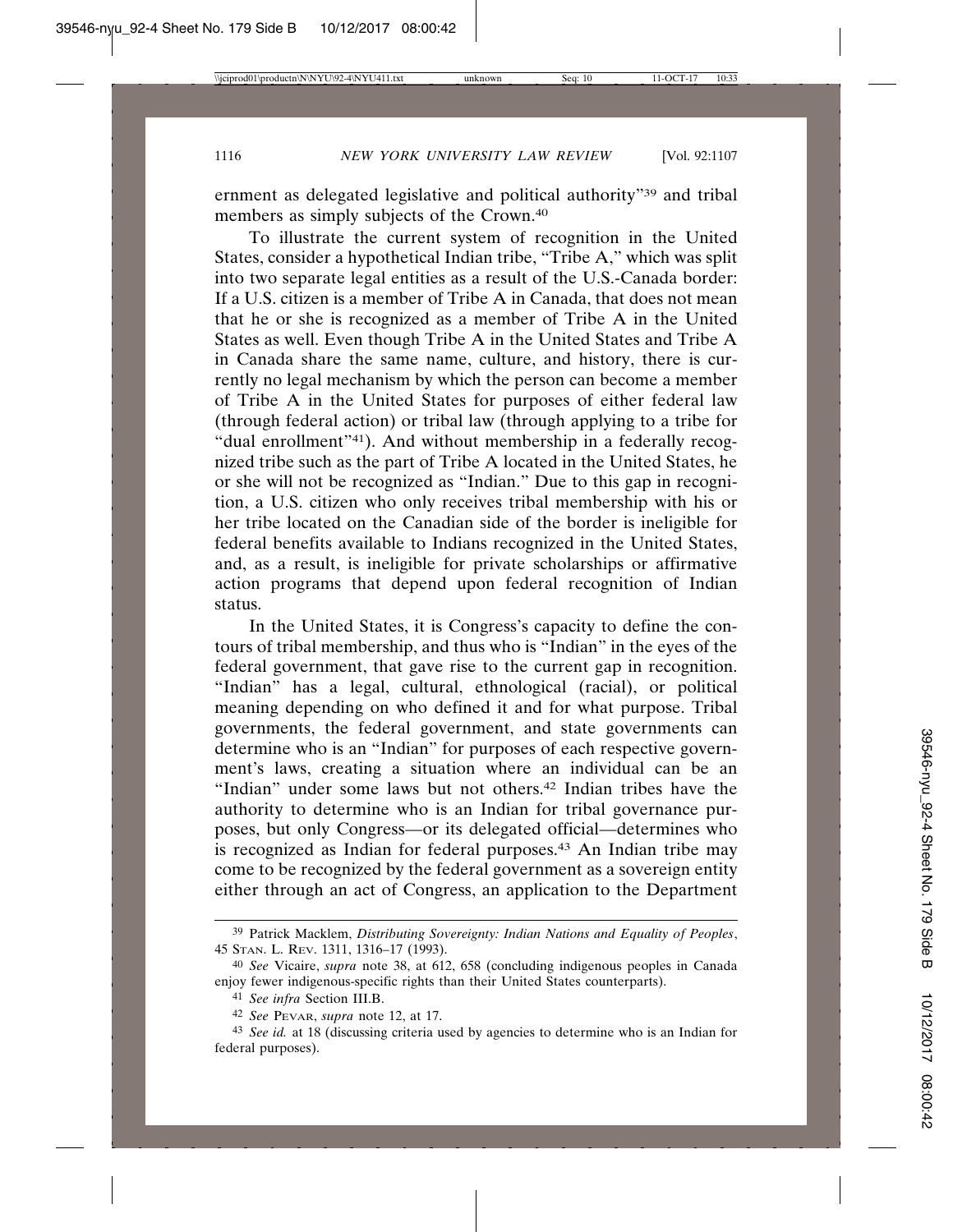ernment as delegated legislative and political authority"[39] and tribal members as simply subjects of the Crown.[40]

To illustrate the current system of recognition in the United States, consider a hypothetical Indian tribe, "Tribe A," which was split into two separate legal entities as a result of the U.S.-Canada border: If a U.S. citizen is a member of Tribe A in Canada, that does not mean that he or she is recognized as a member of Tribe A in the United States as well. Even though Tribe A in the United States and Tribe A in Canada share the same name, culture, and history, there is currently no legal mechanism by which the person can become a member of Tribe A in the United States for purposes of either federal law (through federal action) or tribal law (through applying to a tribe for "dual enrollment"[41]). And without membership in a federally recognized tribe such as the part of Tribe A located in the United States, he or she will not be recognized as "Indian." Due to this gap in recognition, a U.S. citizen who only receives tribal membership with his or her tribe located on the Canadian side of the border is ineligible for federal benefits available to Indians recognized in the United States, and, as a result, is ineligible for private scholarships or affirmative action programs that depend upon federal recognition of Indian status.

In the United States, it is Congress's capacity to define the contours of tribal membership, and thus who is "Indian" in the eyes of the federal government, that gave rise to the current gap in recognition. "Indian" has a legal, cultural, ethnological (racial), or political meaning depending on who defined it and for what purpose. Tribal governments, the federal government, and state governments can determine who is an "Indian" for purposes of each respective government's laws, creating a situation where an individual can be an "Indian" under some laws but not others.[42] Indian tribes have the authority to determine who is an Indian for tribal governance purposes, but only Congress—or its delegated official—determines who is recognized as Indian for federal purposes.[43] An Indian tribe may come to be recognized by the federal government as a sovereign entity either through an act of Congress, an application to the Department

---

[39] Patrick Macklem, *Distributing Sovereignty: Indian Nations and Equality of Peoples*, 45 STAN. L. REV. 1311, 1316–17 (1993).

[40] *See* Vicaire, *supra* note 38, at 612, 658 (concluding indigenous peoples in Canada enjoy fewer indigenous-specific rights than their United States counterparts).

[41] *See infra* Section III.B.

[42] *See* PEVAR, *supra* note 12, at 17.

[43] *See id.* at 18 (discussing criteria used by agencies to determine who is an Indian for federal purposes).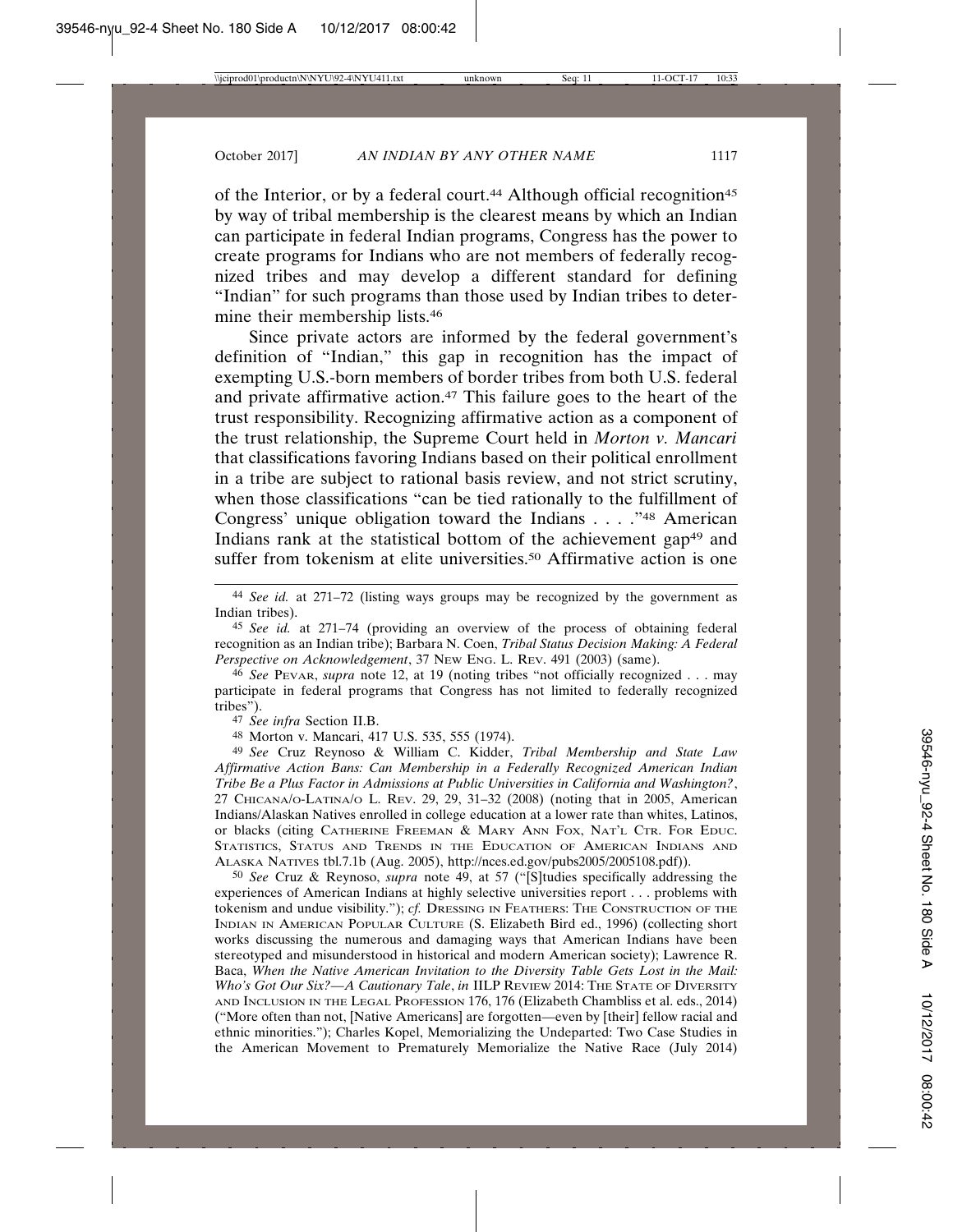of the Interior, or by a federal court.[44] Although official recognition[45] by way of tribal membership is the clearest means by which an Indian can participate in federal Indian programs, Congress has the power to create programs for Indians who are not members of federally recognized tribes and may develop a different standard for defining "Indian" for such programs than those used by Indian tribes to determine their membership lists.[46]

Since private actors are informed by the federal government's definition of "Indian," this gap in recognition has the impact of exempting U.S.-born members of border tribes from both U.S. federal and private affirmative action.[47] This failure goes to the heart of the trust responsibility. Recognizing affirmative action as a component of the trust relationship, the Supreme Court held in *Morton v. Mancari* that classifications favoring Indians based on their political enrollment in a tribe are subject to rational basis review, and not strict scrutiny, when those classifications "can be tied rationally to the fulfillment of Congress' unique obligation toward the Indians . . . ."[48] American Indians rank at the statistical bottom of the achievement gap[49] and suffer from tokenism at elite universities.[50] Affirmative action is one

---

[44] *See id.* at 271–72 (listing ways groups may be recognized by the government as Indian tribes).

[45] *See id.* at 271–74 (providing an overview of the process of obtaining federal recognition as an Indian tribe); Barbara N. Coen, *Tribal Status Decision Making: A Federal Perspective on Acknowledgement*, 37 NEW ENG. L. REV. 491 (2003) (same).

[46] *See* PEVAR, *supra* note 12, at 19 (noting tribes "not officially recognized . . . may participate in federal programs that Congress has not limited to federally recognized tribes").

[47] *See infra* Section II.B.

[48] Morton v. Mancari, 417 U.S. 535, 555 (1974).

[49] *See* Cruz Reynoso & William C. Kidder, *Tribal Membership and State Law Affirmative Action Bans: Can Membership in a Federally Recognized American Indian Tribe Be a Plus Factor in Admissions at Public Universities in California and Washington?*, 27 CHICANA/O-LATINA/O L. REV. 29, 29, 31–32 (2008) (noting that in 2005, American Indians/Alaskan Natives enrolled in college education at a lower rate than whites, Latinos, or blacks (citing CATHERINE FREEMAN & MARY ANN FOX, NAT'L CTR. FOR EDUC. STATISTICS, STATUS AND TRENDS IN THE EDUCATION OF AMERICAN INDIANS AND ALASKA NATIVES tbl.7.1b (Aug. 2005), http://nces.ed.gov/pubs2005/2005108.pdf)).

[50] *See* Cruz & Reynoso, *supra* note 49, at 57 ("[S]tudies specifically addressing the experiences of American Indians at highly selective universities report . . . problems with tokenism and undue visibility."); *cf.* DRESSING IN FEATHERS: THE CONSTRUCTION OF THE INDIAN IN AMERICAN POPULAR CULTURE (S. Elizabeth Bird ed., 1996) (collecting short works discussing the numerous and damaging ways that American Indians have been stereotyped and misunderstood in historical and modern American society); Lawrence R. Baca, *When the Native American Invitation to the Diversity Table Gets Lost in the Mail: Who's Got Our Six?—A Cautionary Tale*, *in* IILP REVIEW 2014: THE STATE OF DIVERSITY AND INCLUSION IN THE LEGAL PROFESSION 176, 176 (Elizabeth Chambliss et al. eds., 2014) ("More often than not, [Native Americans] are forgotten—even by [their] fellow racial and ethnic minorities."); Charles Kopel, Memorializing the Undeparted: Two Case Studies in the American Movement to Prematurely Memorialize the Native Race (July 2014)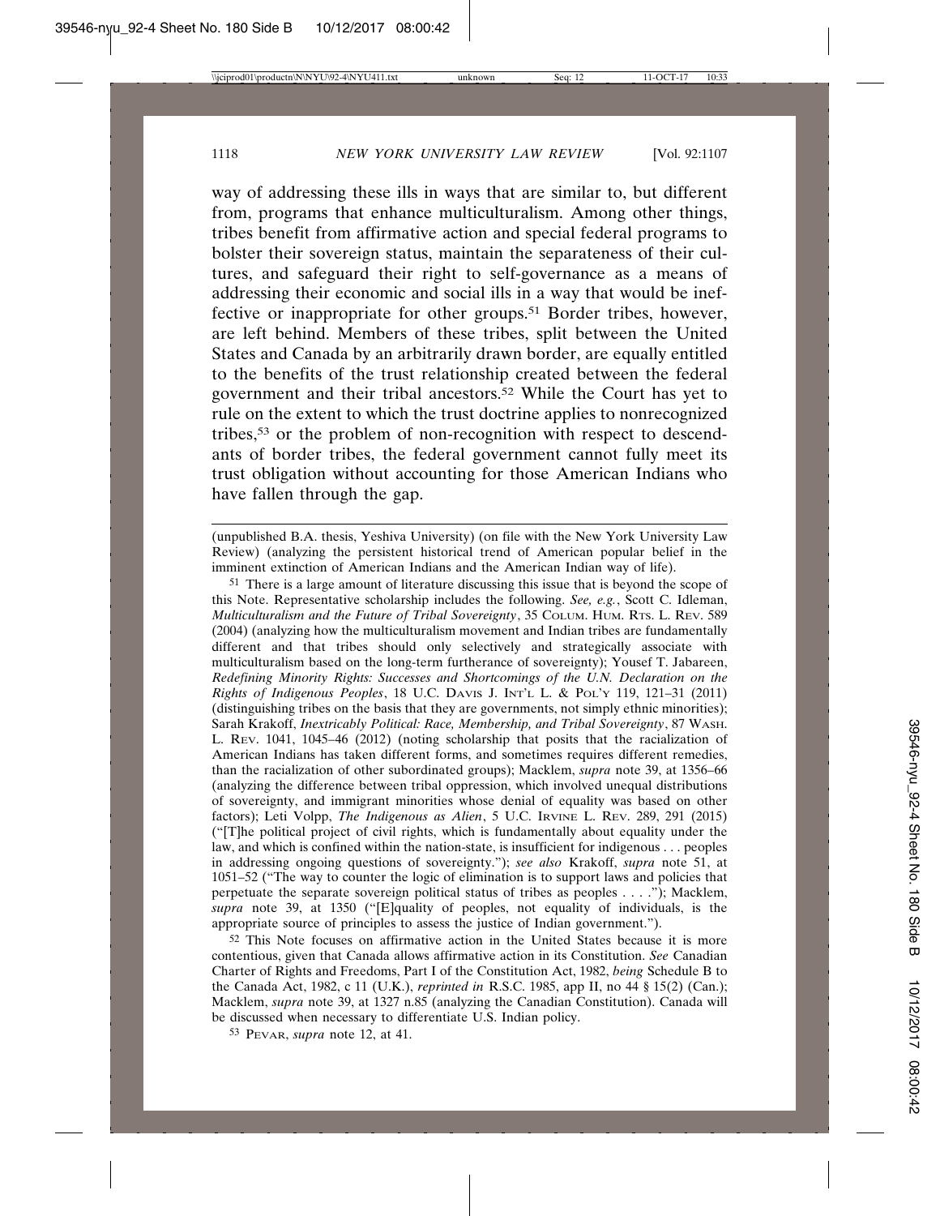way of addressing these ills in ways that are similar to, but different from, programs that enhance multiculturalism. Among other things, tribes benefit from affirmative action and special federal programs to bolster their sovereign status, maintain the separateness of their cultures, and safeguard their right to self-governance as a means of addressing their economic and social ills in a way that would be ineffective or inappropriate for other groups.[51] Border tribes, however, are left behind. Members of these tribes, split between the United States and Canada by an arbitrarily drawn border, are equally entitled to the benefits of the trust relationship created between the federal government and their tribal ancestors.[52] While the Court has yet to rule on the extent to which the trust doctrine applies to nonrecognized tribes,[53] or the problem of non-recognition with respect to descendants of border tribes, the federal government cannot fully meet its trust obligation without accounting for those American Indians who have fallen through the gap.

---

(unpublished B.A. thesis, Yeshiva University) (on file with the New York University Law Review) (analyzing the persistent historical trend of American popular belief in the imminent extinction of American Indians and the American Indian way of life).

[51] There is a large amount of literature discussing this issue that is beyond the scope of this Note. Representative scholarship includes the following. *See, e.g.*, Scott C. Idleman, *Multiculturalism and the Future of Tribal Sovereignty*, 35 COLUM. HUM. RTS. L. REV. 589 (2004) (analyzing how the multiculturalism movement and Indian tribes are fundamentally different and that tribes should only selectively and strategically associate with multiculturalism based on the long-term furtherance of sovereignty); Yousef T. Jabareen, *Redefining Minority Rights: Successes and Shortcomings of the U.N. Declaration on the Rights of Indigenous Peoples*, 18 U.C. DAVIS J. INT'L L. & POL'Y 119, 121–31 (2011) (distinguishing tribes on the basis that they are governments, not simply ethnic minorities); Sarah Krakoff, *Inextricably Political: Race, Membership, and Tribal Sovereignty*, 87 WASH. L. REV. 1041, 1045–46 (2012) (noting scholarship that posits that the racialization of American Indians has taken different forms, and sometimes requires different remedies, than the racialization of other subordinated groups); Macklem, *supra* note 39, at 1356–66 (analyzing the difference between tribal oppression, which involved unequal distributions of sovereignty, and immigrant minorities whose denial of equality was based on other factors); Leti Volpp, *The Indigenous as Alien*, 5 U.C. IRVINE L. REV. 289, 291 (2015) ("[T]he political project of civil rights, which is fundamentally about equality under the law, and which is confined within the nation-state, is insufficient for indigenous . . . peoples in addressing ongoing questions of sovereignty."); *see also* Krakoff, *supra* note 51, at 1051–52 ("The way to counter the logic of elimination is to support laws and policies that perpetuate the separate sovereign political status of tribes as peoples . . . ."); Macklem, *supra* note 39, at 1350 ("[E]quality of peoples, not equality of individuals, is the appropriate source of principles to assess the justice of Indian government.").

[52] This Note focuses on affirmative action in the United States because it is more contentious, given that Canada allows affirmative action in its Constitution. *See* Canadian Charter of Rights and Freedoms, Part I of the Constitution Act, 1982, *being* Schedule B to the Canada Act, 1982, c 11 (U.K.), *reprinted in* R.S.C. 1985, app II, no 44 § 15(2) (Can.); Macklem, *supra* note 39, at 1327 n.85 (analyzing the Canadian Constitution). Canada will be discussed when necessary to differentiate U.S. Indian policy.

[53] PEVAR, *supra* note 12, at 41.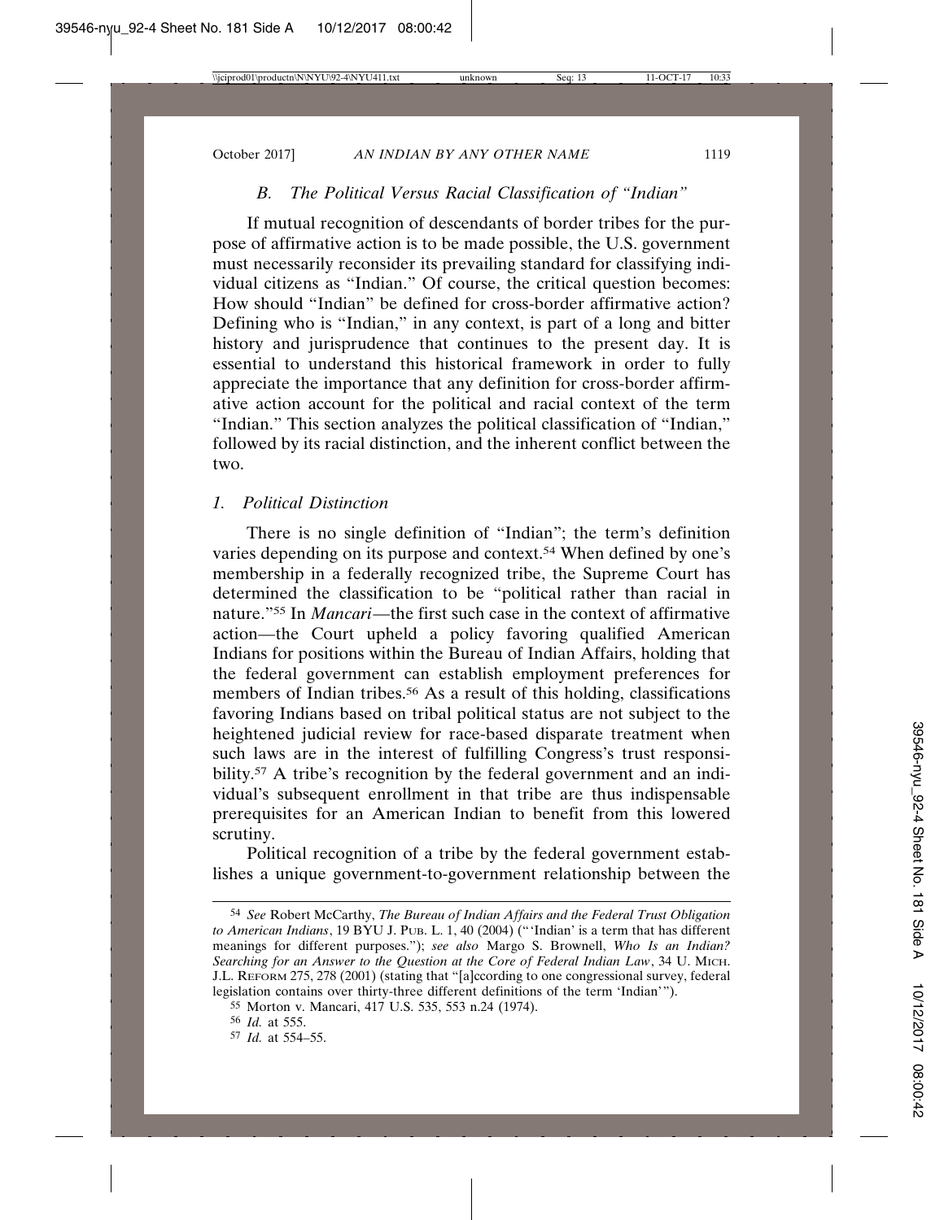### *B. The Political Versus Racial Classification of "Indian"*

If mutual recognition of descendants of border tribes for the purpose of affirmative action is to be made possible, the U.S. government must necessarily reconsider its prevailing standard for classifying individual citizens as "Indian." Of course, the critical question becomes: How should "Indian" be defined for cross-border affirmative action? Defining who is "Indian," in any context, is part of a long and bitter history and jurisprudence that continues to the present day. It is essential to understand this historical framework in order to fully appreciate the importance that any definition for cross-border affirmative action account for the political and racial context of the term "Indian." This section analyzes the political classification of "Indian," followed by its racial distinction, and the inherent conflict between the two.

#### *1. Political Distinction*

There is no single definition of "Indian"; the term's definition varies depending on its purpose and context.[54] When defined by one's membership in a federally recognized tribe, the Supreme Court has determined the classification to be "political rather than racial in nature."[55] In *Mancari*—the first such case in the context of affirmative action—the Court upheld a policy favoring qualified American Indians for positions within the Bureau of Indian Affairs, holding that the federal government can establish employment preferences for members of Indian tribes.[56] As a result of this holding, classifications favoring Indians based on tribal political status are not subject to the heightened judicial review for race-based disparate treatment when such laws are in the interest of fulfilling Congress's trust responsibility.[57] A tribe's recognition by the federal government and an individual's subsequent enrollment in that tribe are thus indispensable prerequisites for an American Indian to benefit from this lowered scrutiny.

Political recognition of a tribe by the federal government establishes a unique government-to-government relationship between the

---

[54] *See* Robert McCarthy, *The Bureau of Indian Affairs and the Federal Trust Obligation to American Indians*, 19 BYU J. PUB. L. 1, 40 (2004) ("'Indian' is a term that has different meanings for different purposes."); *see also* Margo S. Brownell, *Who Is an Indian? Searching for an Answer to the Question at the Core of Federal Indian Law*, 34 U. MICH. J.L. REFORM 275, 278 (2001) (stating that "[a]ccording to one congressional survey, federal legislation contains over thirty-three different definitions of the term 'Indian'").

[55] Morton v. Mancari, 417 U.S. 535, 553 n.24 (1974).

[56] *Id.* at 555.

[57] *Id.* at 554–55.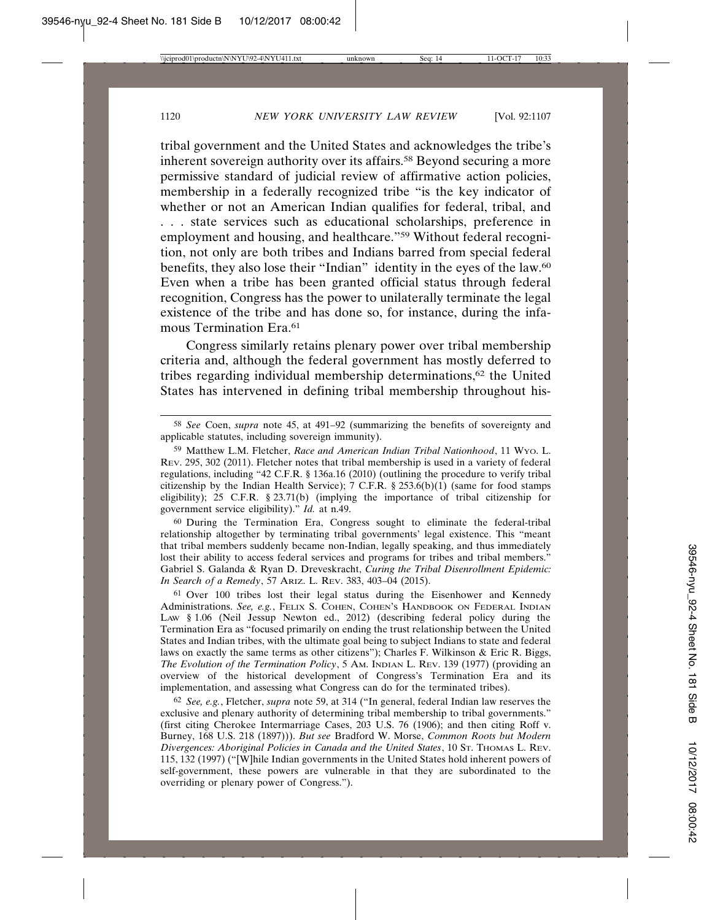tribal government and the United States and acknowledges the tribe's inherent sovereign authority over its affairs.[58] Beyond securing a more permissive standard of judicial review of affirmative action policies, membership in a federally recognized tribe "is the key indicator of whether or not an American Indian qualifies for federal, tribal, and . . . state services such as educational scholarships, preference in employment and housing, and healthcare."[59] Without federal recognition, not only are both tribes and Indians barred from special federal benefits, they also lose their "Indian" identity in the eyes of the law.[60] Even when a tribe has been granted official status through federal recognition, Congress has the power to unilaterally terminate the legal existence of the tribe and has done so, for instance, during the infamous Termination Era.[61]

Congress similarly retains plenary power over tribal membership criteria and, although the federal government has mostly deferred to tribes regarding individual membership determinations,[62] the United States has intervened in defining tribal membership throughout his-

---

[58] *See* Coen, *supra* note 45, at 491–92 (summarizing the benefits of sovereignty and applicable statutes, including sovereign immunity).

[59] Matthew L.M. Fletcher, *Race and American Indian Tribal Nationhood*, 11 WYO. L. REV. 295, 302 (2011). Fletcher notes that tribal membership is used in a variety of federal regulations, including "42 C.F.R. § 136a.16 (2010) (outlining the procedure to verify tribal citizenship by the Indian Health Service); 7 C.F.R. § 253.6(b)(1) (same for food stamps eligibility); 25 C.F.R. § 23.71(b) (implying the importance of tribal citizenship for government service eligibility)." *Id.* at n.49.

[60] During the Termination Era, Congress sought to eliminate the federal-tribal relationship altogether by terminating tribal governments' legal existence. This "meant that tribal members suddenly became non-Indian, legally speaking, and thus immediately lost their ability to access federal services and programs for tribes and tribal members." Gabriel S. Galanda & Ryan D. Dreveskracht, *Curing the Tribal Disenrollment Epidemic: In Search of a Remedy*, 57 ARIZ. L. REV. 383, 403–04 (2015).

[61] Over 100 tribes lost their legal status during the Eisenhower and Kennedy Administrations. *See, e.g.*, FELIX S. COHEN, COHEN'S HANDBOOK ON FEDERAL INDIAN LAW § 1.06 (Neil Jessup Newton ed., 2012) (describing federal policy during the Termination Era as "focused primarily on ending the trust relationship between the United States and Indian tribes, with the ultimate goal being to subject Indians to state and federal laws on exactly the same terms as other citizens"); Charles F. Wilkinson & Eric R. Biggs, *The Evolution of the Termination Policy*, 5 AM. INDIAN L. REV. 139 (1977) (providing an overview of the historical development of Congress's Termination Era and its implementation, and assessing what Congress can do for the terminated tribes).

[62] *See, e.g.*, Fletcher, *supra* note 59, at 314 ("In general, federal Indian law reserves the exclusive and plenary authority of determining tribal membership to tribal governments." (first citing Cherokee Intermarriage Cases, 203 U.S. 76 (1906); and then citing Roff v. Burney, 168 U.S. 218 (1897))). *But see* Bradford W. Morse, *Common Roots but Modern Divergences: Aboriginal Policies in Canada and the United States*, 10 ST. THOMAS L. REV. 115, 132 (1997) ("[W]hile Indian governments in the United States hold inherent powers of self-government, these powers are vulnerable in that they are subordinated to the overriding or plenary power of Congress.").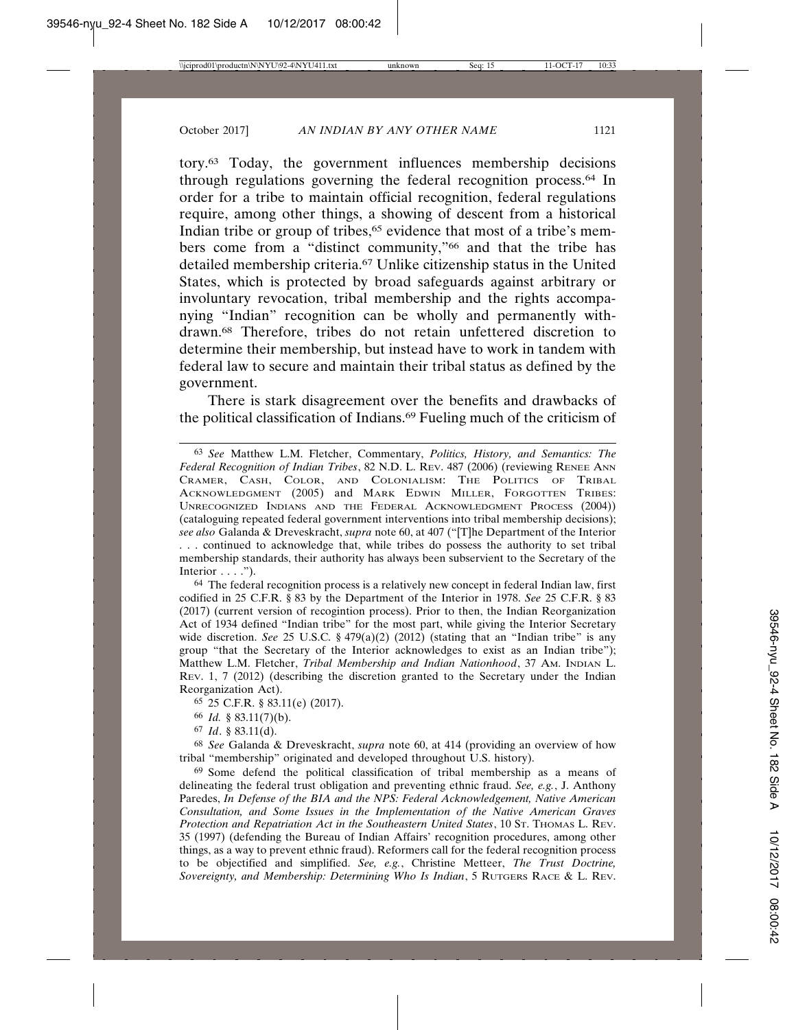tory.[63] Today, the government influences membership decisions through regulations governing the federal recognition process.[64] In order for a tribe to maintain official recognition, federal regulations require, among other things, a showing of descent from a historical Indian tribe or group of tribes,[65] evidence that most of a tribe's members come from a "distinct community,"[66] and that the tribe has detailed membership criteria.[67] Unlike citizenship status in the United States, which is protected by broad safeguards against arbitrary or involuntary revocation, tribal membership and the rights accompanying "Indian" recognition can be wholly and permanently withdrawn.[68] Therefore, tribes do not retain unfettered discretion to determine their membership, but instead have to work in tandem with federal law to secure and maintain their tribal status as defined by the government.

There is stark disagreement over the benefits and drawbacks of the political classification of Indians.[69] Fueling much of the criticism of

---

[63] *See* Matthew L.M. Fletcher, Commentary, *Politics, History, and Semantics: The Federal Recognition of Indian Tribes*, 82 N.D. L. REV. 487 (2006) (reviewing RENEE ANN CRAMER, CASH, COLOR, AND COLONIALISM: THE POLITICS OF TRIBAL ACKNOWLEDGMENT (2005) and MARK EDWIN MILLER, FORGOTTEN TRIBES: UNRECOGNIZED INDIANS AND THE FEDERAL ACKNOWLEDGMENT PROCESS (2004)) (cataloguing repeated federal government interventions into tribal membership decisions); *see also* Galanda & Dreveskracht, *supra* note 60, at 407 ("[T]he Department of the Interior . . . continued to acknowledge that, while tribes do possess the authority to set tribal membership standards, their authority has always been subservient to the Secretary of the Interior . . . .").

[64] The federal recognition process is a relatively new concept in federal Indian law, first codified in 25 C.F.R. § 83 by the Department of the Interior in 1978. *See* 25 C.F.R. § 83 (2017) (current version of recogintion process). Prior to then, the Indian Reorganization Act of 1934 defined "Indian tribe" for the most part, while giving the Interior Secretary wide discretion. *See* 25 U.S.C. § 479(a)(2) (2012) (stating that an "Indian tribe" is any group "that the Secretary of the Interior acknowledges to exist as an Indian tribe"); Matthew L.M. Fletcher, *Tribal Membership and Indian Nationhood*, 37 AM. INDIAN L. REV. 1, 7 (2012) (describing the discretion granted to the Secretary under the Indian Reorganization Act).

[65] 25 C.F.R. § 83.11(e) (2017).

[66] *Id.* § 83.11(7)(b).

[67] *Id*. § 83.11(d).

[68] *See* Galanda & Dreveskracht, *supra* note 60, at 414 (providing an overview of how tribal "membership" originated and developed throughout U.S. history).

[69] Some defend the political classification of tribal membership as a means of delineating the federal trust obligation and preventing ethnic fraud. *See, e.g.*, J. Anthony Paredes, *In Defense of the BIA and the NPS: Federal Acknowledgement, Native American Consultation, and Some Issues in the Implementation of the Native American Graves Protection and Repatriation Act in the Southeastern United States*, 10 ST. THOMAS L. REV. 35 (1997) (defending the Bureau of Indian Affairs' recognition procedures, among other things, as a way to prevent ethnic fraud). Reformers call for the federal recognition process to be objectified and simplified. *See, e.g.*, Christine Metteer, *The Trust Doctrine, Sovereignty, and Membership: Determining Who Is Indian*, 5 RUTGERS RACE & L. REV.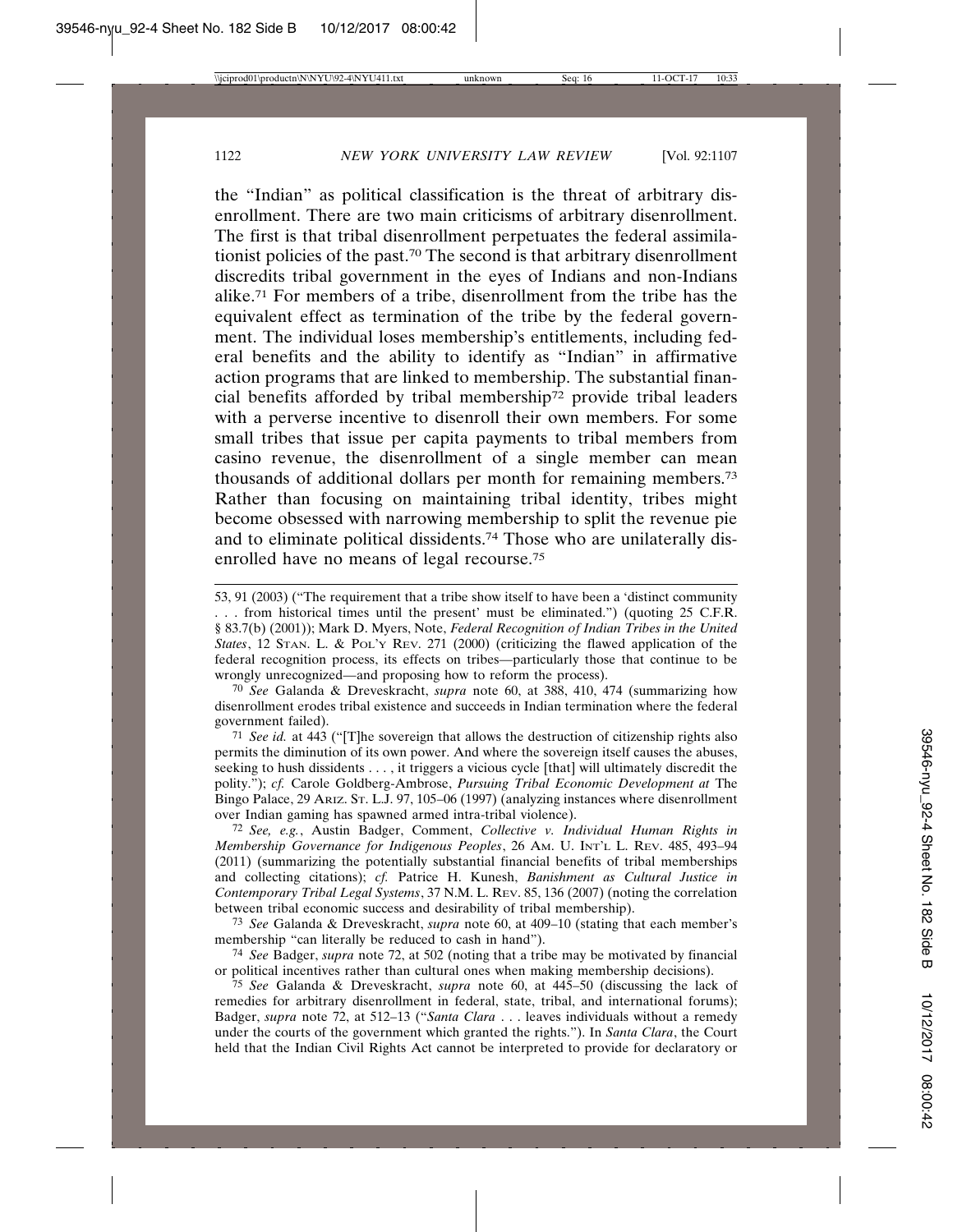the "Indian" as political classification is the threat of arbitrary disenrollment. There are two main criticisms of arbitrary disenrollment. The first is that tribal disenrollment perpetuates the federal assimilationist policies of the past.[70] The second is that arbitrary disenrollment discredits tribal government in the eyes of Indians and non-Indians alike.[71] For members of a tribe, disenrollment from the tribe has the equivalent effect as termination of the tribe by the federal government. The individual loses membership's entitlements, including federal benefits and the ability to identify as "Indian" in affirmative action programs that are linked to membership. The substantial financial benefits afforded by tribal membership[72] provide tribal leaders with a perverse incentive to disenroll their own members. For some small tribes that issue per capita payments to tribal members from casino revenue, the disenrollment of a single member can mean thousands of additional dollars per month for remaining members.[73] Rather than focusing on maintaining tribal identity, tribes might become obsessed with narrowing membership to split the revenue pie and to eliminate political dissidents.[74] Those who are unilaterally disenrolled have no means of legal recourse.[75]

---

53, 91 (2003) ("The requirement that a tribe show itself to have been a 'distinct community . . . from historical times until the present' must be eliminated.") (quoting 25 C.F.R. § 83.7(b) (2001)); Mark D. Myers, Note, *Federal Recognition of Indian Tribes in the United States*, 12 STAN. L. & POL'Y REV. 271 (2000) (criticizing the flawed application of the federal recognition process, its effects on tribes—particularly those that continue to be wrongly unrecognized—and proposing how to reform the process).

[70] *See* Galanda & Dreveskracht, *supra* note 60, at 388, 410, 474 (summarizing how disenrollment erodes tribal existence and succeeds in Indian termination where the federal government failed).

[71] *See id.* at 443 ("[T]he sovereign that allows the destruction of citizenship rights also permits the diminution of its own power. And where the sovereign itself causes the abuses, seeking to hush dissidents . . . , it triggers a vicious cycle [that] will ultimately discredit the polity."); *cf.* Carole Goldberg-Ambrose, *Pursuing Tribal Economic Development at* The Bingo Palace, 29 ARIZ. ST. L.J. 97, 105–06 (1997) (analyzing instances where disenrollment over Indian gaming has spawned armed intra-tribal violence).

[72] *See, e.g.*, Austin Badger, Comment, *Collective v. Individual Human Rights in Membership Governance for Indigenous Peoples*, 26 AM. U. INT'L L. REV. 485, 493–94 (2011) (summarizing the potentially substantial financial benefits of tribal memberships and collecting citations); *cf.* Patrice H. Kunesh, *Banishment as Cultural Justice in Contemporary Tribal Legal Systems*, 37 N.M. L. REV. 85, 136 (2007) (noting the correlation between tribal economic success and desirability of tribal membership).

[73] *See* Galanda & Dreveskracht, *supra* note 60, at 409–10 (stating that each member's membership "can literally be reduced to cash in hand").

[74] *See* Badger, *supra* note 72, at 502 (noting that a tribe may be motivated by financial or political incentives rather than cultural ones when making membership decisions).

[75] *See* Galanda & Dreveskracht, *supra* note 60, at 445–50 (discussing the lack of remedies for arbitrary disenrollment in federal, state, tribal, and international forums); Badger, *supra* note 72, at 512–13 ("*Santa Clara* . . . leaves individuals without a remedy under the courts of the government which granted the rights."). In *Santa Clara*, the Court held that the Indian Civil Rights Act cannot be interpreted to provide for declaratory or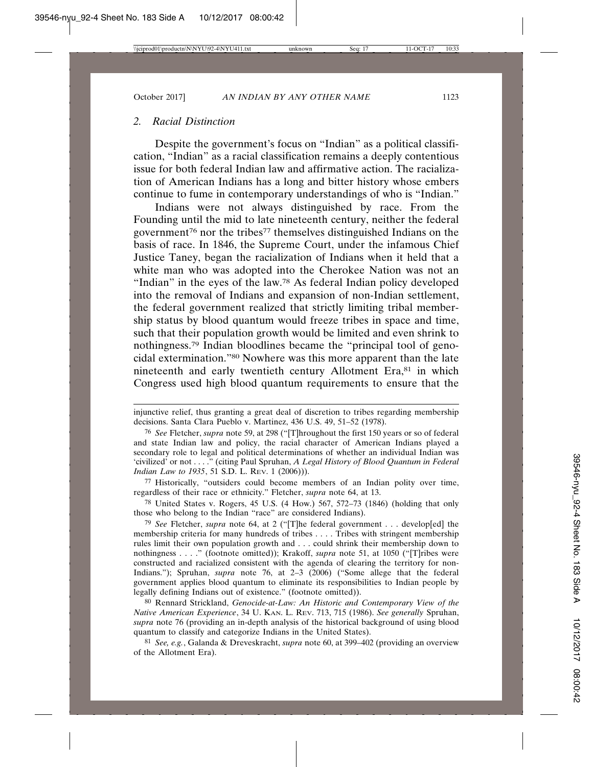### 2. *Racial Distinction*

Despite the government's focus on "Indian" as a political classification, "Indian" as a racial classification remains a deeply contentious issue for both federal Indian law and affirmative action. The racialization of American Indians has a long and bitter history whose embers continue to fume in contemporary understandings of who is "Indian."

Indians were not always distinguished by race. From the Founding until the mid to late nineteenth century, neither the federal government[76] nor the tribes[77] themselves distinguished Indians on the basis of race. In 1846, the Supreme Court, under the infamous Chief Justice Taney, began the racialization of Indians when it held that a white man who was adopted into the Cherokee Nation was not an "Indian" in the eyes of the law.[78] As federal Indian policy developed into the removal of Indians and expansion of non-Indian settlement, the federal government realized that strictly limiting tribal membership status by blood quantum would freeze tribes in space and time, such that their population growth would be limited and even shrink to nothingness.[79] Indian bloodlines became the "principal tool of genocidal extermination."[80] Nowhere was this more apparent than the late nineteenth and early twentieth century Allotment Era,[81] in which Congress used high blood quantum requirements to ensure that the

---

injunctive relief, thus granting a great deal of discretion to tribes regarding membership decisions. Santa Clara Pueblo v. Martinez, 436 U.S. 49, 51–52 (1978).

76 *See* Fletcher, *supra* note 59, at 298 ("[T]hroughout the first 150 years or so of federal and state Indian law and policy, the racial character of American Indians played a secondary role to legal and political determinations of whether an individual Indian was 'civilized' or not . . . ." (citing Paul Spruhan, *A Legal History of Blood Quantum in Federal Indian Law to 1935*, 51 S.D. L. REV. 1 (2006))).

77 Historically, "outsiders could become members of an Indian polity over time, regardless of their race or ethnicity." Fletcher, *supra* note 64, at 13.

78 United States v. Rogers, 45 U.S. (4 How.) 567, 572–73 (1846) (holding that only those who belong to the Indian "race" are considered Indians).

79 *See* Fletcher, *supra* note 64, at 2 ("[T]he federal government . . . develop[ed] the membership criteria for many hundreds of tribes . . . . Tribes with stringent membership rules limit their own population growth and . . . could shrink their membership down to nothingness . . . ." (footnote omitted)); Krakoff, *supra* note 51, at 1050 ("[T]ribes were constructed and racialized consistent with the agenda of clearing the territory for non-Indians."); Spruhan, *supra* note 76, at 2–3 (2006) ("Some allege that the federal government applies blood quantum to eliminate its responsibilities to Indian people by legally defining Indians out of existence." (footnote omitted)).

80 Rennard Strickland, *Genocide-at-Law: An Historic and Contemporary View of the Native American Experience*, 34 U. KAN. L. REV. 713, 715 (1986). *See generally* Spruhan, *supra* note 76 (providing an in-depth analysis of the historical background of using blood quantum to classify and categorize Indians in the United States).

81 *See, e.g.*, Galanda & Dreveskracht, *supra* note 60, at 399–402 (providing an overview of the Allotment Era).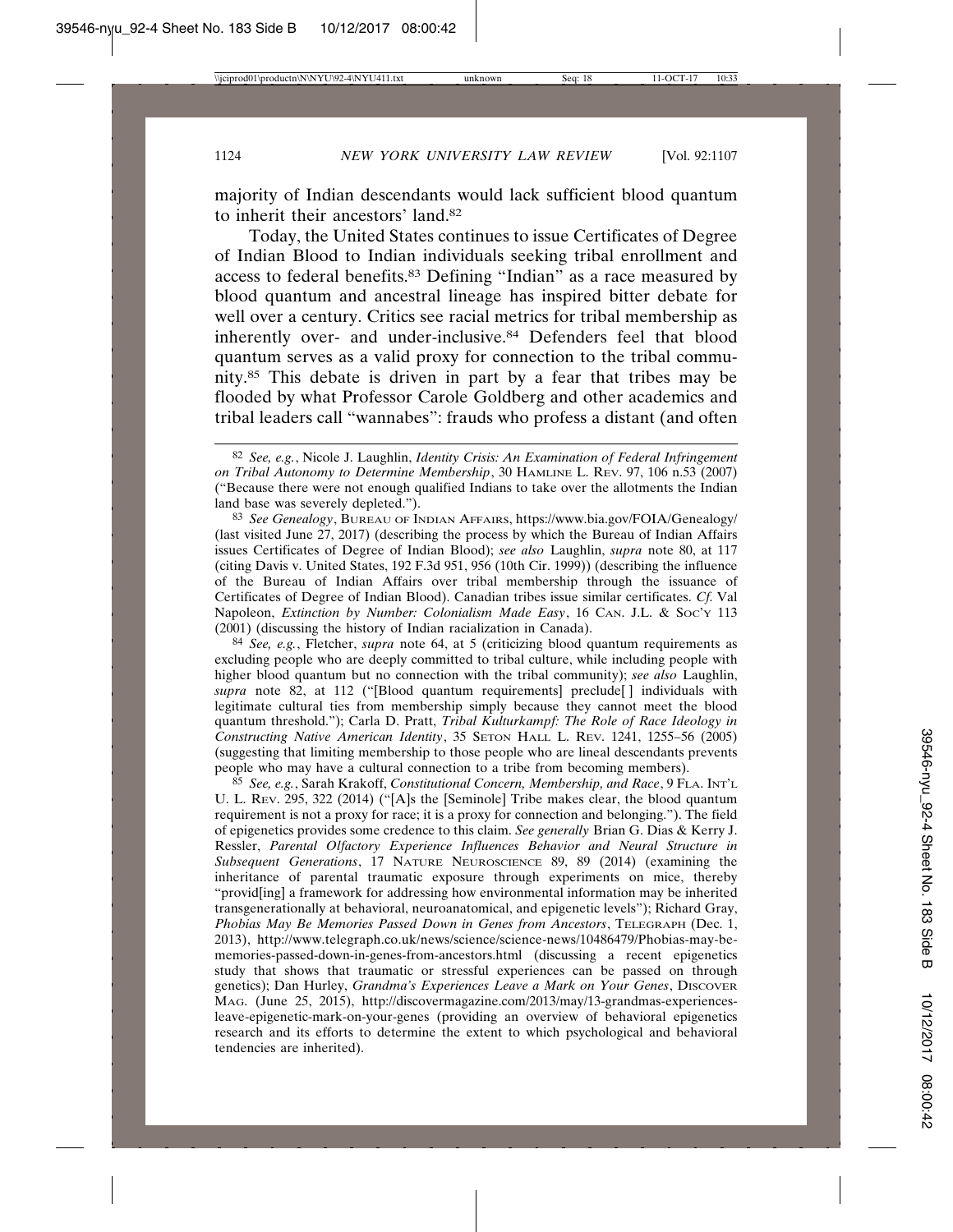majority of Indian descendants would lack sufficient blood quantum to inherit their ancestors' land.[82]

Today, the United States continues to issue Certificates of Degree of Indian Blood to Indian individuals seeking tribal enrollment and access to federal benefits.[83] Defining "Indian" as a race measured by blood quantum and ancestral lineage has inspired bitter debate for well over a century. Critics see racial metrics for tribal membership as inherently over- and under-inclusive.[84] Defenders feel that blood quantum serves as a valid proxy for connection to the tribal community.[85] This debate is driven in part by a fear that tribes may be flooded by what Professor Carole Goldberg and other academics and tribal leaders call "wannabes": frauds who profess a distant (and often

---

[82] *See, e.g.*, Nicole J. Laughlin, *Identity Crisis: An Examination of Federal Infringement on Tribal Autonomy to Determine Membership*, 30 HAMLINE L. REV. 97, 106 n.53 (2007) ("Because there were not enough qualified Indians to take over the allotments the Indian land base was severely depleted.").

[83] *See Genealogy*, BUREAU OF INDIAN AFFAIRS, https://www.bia.gov/FOIA/Genealogy/ (last visited June 27, 2017) (describing the process by which the Bureau of Indian Affairs issues Certificates of Degree of Indian Blood); *see also* Laughlin, *supra* note 80, at 117 (citing Davis v. United States, 192 F.3d 951, 956 (10th Cir. 1999)) (describing the influence of the Bureau of Indian Affairs over tribal membership through the issuance of Certificates of Degree of Indian Blood). Canadian tribes issue similar certificates. *Cf.* Val Napoleon, *Extinction by Number: Colonialism Made Easy*, 16 CAN. J.L. & SOC'Y 113 (2001) (discussing the history of Indian racialization in Canada).

[84] *See, e.g.*, Fletcher, *supra* note 64, at 5 (criticizing blood quantum requirements as excluding people who are deeply committed to tribal culture, while including people with higher blood quantum but no connection with the tribal community); *see also* Laughlin, *supra* note 82, at 112 ("[Blood quantum requirements] preclude[ ] individuals with legitimate cultural ties from membership simply because they cannot meet the blood quantum threshold."); Carla D. Pratt, *Tribal Kulturkampf: The Role of Race Ideology in Constructing Native American Identity*, 35 SETON HALL L. REV. 1241, 1255–56 (2005) (suggesting that limiting membership to those people who are lineal descendants prevents people who may have a cultural connection to a tribe from becoming members).

[85] *See, e.g.*, Sarah Krakoff, *Constitutional Concern, Membership, and Race*, 9 FLA. INT'L U. L. REV. 295, 322 (2014) ("[A]s the [Seminole] Tribe makes clear, the blood quantum requirement is not a proxy for race; it is a proxy for connection and belonging."). The field of epigenetics provides some credence to this claim. *See generally* Brian G. Dias & Kerry J. Ressler, *Parental Olfactory Experience Influences Behavior and Neural Structure in Subsequent Generations*, 17 NATURE NEUROSCIENCE 89, 89 (2014) (examining the inheritance of parental traumatic exposure through experiments on mice, thereby "provid[ing] a framework for addressing how environmental information may be inherited transgenerationally at behavioral, neuroanatomical, and epigenetic levels"); Richard Gray, *Phobias May Be Memories Passed Down in Genes from Ancestors*, TELEGRAPH (Dec. 1, 2013), http://www.telegraph.co.uk/news/science/science-news/10486479/Phobias-may-be-memories-passed-down-in-genes-from-ancestors.html (discussing a recent epigenetics study that shows that traumatic or stressful experiences can be passed on through genetics); Dan Hurley, *Grandma's Experiences Leave a Mark on Your Genes*, DISCOVER MAG. (June 25, 2015), http://discovermagazine.com/2013/may/13-grandmas-experiences-leave-epigenetic-mark-on-your-genes (providing an overview of behavioral epigenetics research and its efforts to determine the extent to which psychological and behavioral tendencies are inherited).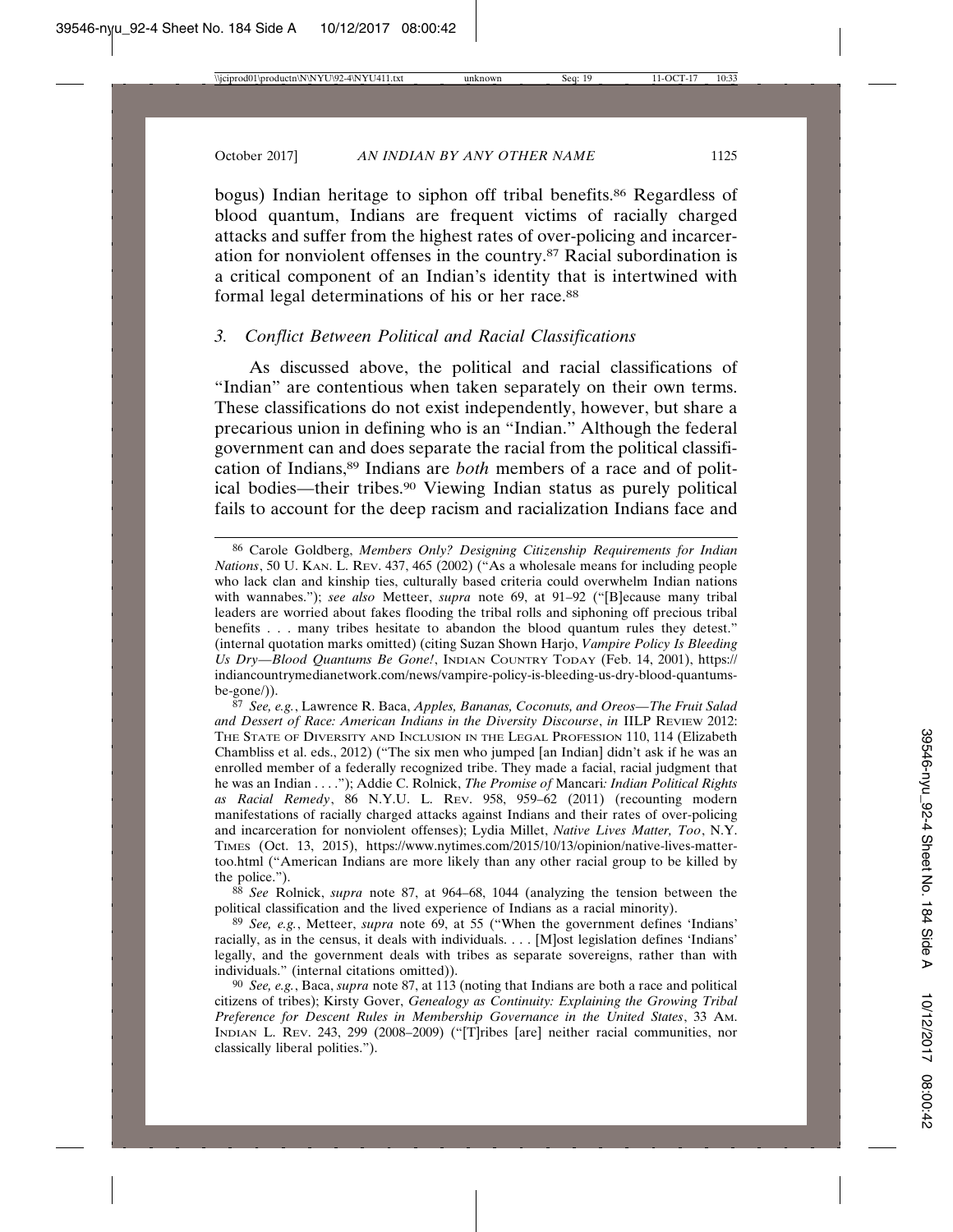bogus) Indian heritage to siphon off tribal benefits.[86] Regardless of blood quantum, Indians are frequent victims of racially charged attacks and suffer from the highest rates of over-policing and incarceration for nonviolent offenses in the country.[87] Racial subordination is a critical component of an Indian's identity that is intertwined with formal legal determinations of his or her race.[88]

### *3. Conflict Between Political and Racial Classifications*

As discussed above, the political and racial classifications of "Indian" are contentious when taken separately on their own terms. These classifications do not exist independently, however, but share a precarious union in defining who is an "Indian." Although the federal government can and does separate the racial from the political classification of Indians,[89] Indians are *both* members of a race and of political bodies—their tribes.[90] Viewing Indian status as purely political fails to account for the deep racism and racialization Indians face and

---

[86] Carole Goldberg, *Members Only? Designing Citizenship Requirements for Indian Nations*, 50 U. KAN. L. REV. 437, 465 (2002) ("As a wholesale means for including people who lack clan and kinship ties, culturally based criteria could overwhelm Indian nations with wannabes."); *see also* Metteer, *supra* note 69, at 91–92 ("[B]ecause many tribal leaders are worried about fakes flooding the tribal rolls and siphoning off precious tribal benefits . . . many tribes hesitate to abandon the blood quantum rules they detest." (internal quotation marks omitted) (citing Suzan Shown Harjo, *Vampire Policy Is Bleeding Us Dry—Blood Quantums Be Gone!*, INDIAN COUNTRY TODAY (Feb. 14, 2001), https://indiancountrymedianetwork.com/news/vampire-policy-is-bleeding-us-dry-blood-quantums-be-gone/)).

[87] *See, e.g.*, Lawrence R. Baca, *Apples, Bananas, Coconuts, and Oreos—The Fruit Salad and Dessert of Race: American Indians in the Diversity Discourse*, *in* IILP REVIEW 2012: THE STATE OF DIVERSITY AND INCLUSION IN THE LEGAL PROFESSION 110, 114 (Elizabeth Chambliss et al. eds., 2012) ("The six men who jumped [an Indian] didn't ask if he was an enrolled member of a federally recognized tribe. They made a facial, racial judgment that he was an Indian . . . ."); Addie C. Rolnick, *The Promise of* Mancari*: Indian Political Rights as Racial Remedy*, 86 N.Y.U. L. REV. 958, 959–62 (2011) (recounting modern manifestations of racially charged attacks against Indians and their rates of over-policing and incarceration for nonviolent offenses); Lydia Millet, *Native Lives Matter, Too*, N.Y. TIMES (Oct. 13, 2015), https://www.nytimes.com/2015/10/13/opinion/native-lives-matter-too.html ("American Indians are more likely than any other racial group to be killed by the police.").

[88] *See* Rolnick, *supra* note 87, at 964–68, 1044 (analyzing the tension between the political classification and the lived experience of Indians as a racial minority).

[89] *See, e.g.*, Metteer, *supra* note 69, at 55 ("When the government defines 'Indians' racially, as in the census, it deals with individuals. . . . [M]ost legislation defines 'Indians' legally, and the government deals with tribes as separate sovereigns, rather than with individuals." (internal citations omitted)).

[90] *See, e.g.*, Baca, *supra* note 87, at 113 (noting that Indians are both a race and political citizens of tribes); Kirsty Gover, *Genealogy as Continuity: Explaining the Growing Tribal Preference for Descent Rules in Membership Governance in the United States*, 33 AM. INDIAN L. REV. 243, 299 (2008–2009) ("[T]ribes [are] neither racial communities, nor classically liberal polities.").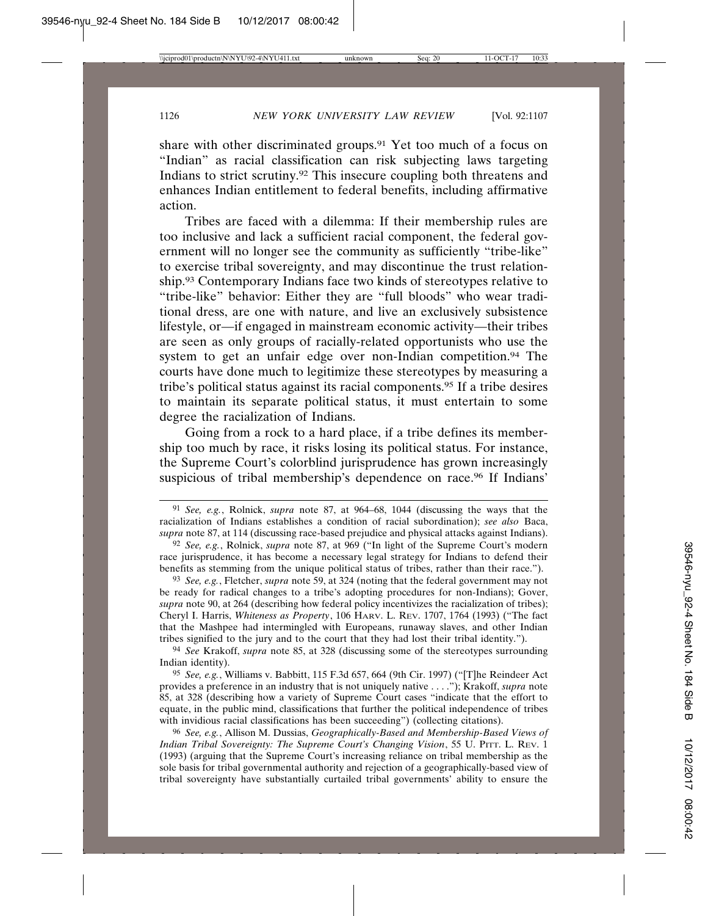share with other discriminated groups.[91] Yet too much of a focus on "Indian" as racial classification can risk subjecting laws targeting Indians to strict scrutiny.[92] This insecure coupling both threatens and enhances Indian entitlement to federal benefits, including affirmative action.

Tribes are faced with a dilemma: If their membership rules are too inclusive and lack a sufficient racial component, the federal government will no longer see the community as sufficiently "tribe-like" to exercise tribal sovereignty, and may discontinue the trust relationship.[93] Contemporary Indians face two kinds of stereotypes relative to "tribe-like" behavior: Either they are "full bloods" who wear traditional dress, are one with nature, and live an exclusively subsistence lifestyle, or—if engaged in mainstream economic activity—their tribes are seen as only groups of racially-related opportunists who use the system to get an unfair edge over non-Indian competition.[94] The courts have done much to legitimize these stereotypes by measuring a tribe's political status against its racial components.[95] If a tribe desires to maintain its separate political status, it must entertain to some degree the racialization of Indians.

Going from a rock to a hard place, if a tribe defines its membership too much by race, it risks losing its political status. For instance, the Supreme Court's colorblind jurisprudence has grown increasingly suspicious of tribal membership's dependence on race.[96] If Indians'

---

[91] *See, e.g.*, Rolnick, *supra* note 87, at 964–68, 1044 (discussing the ways that the racialization of Indians establishes a condition of racial subordination); *see also* Baca, *supra* note 87, at 114 (discussing race-based prejudice and physical attacks against Indians).

[92] *See, e.g.*, Rolnick, *supra* note 87, at 969 ("In light of the Supreme Court's modern race jurisprudence, it has become a necessary legal strategy for Indians to defend their benefits as stemming from the unique political status of tribes, rather than their race.").

[93] *See, e.g.*, Fletcher, *supra* note 59, at 324 (noting that the federal government may not be ready for radical changes to a tribe's adopting procedures for non-Indians); Gover, *supra* note 90, at 264 (describing how federal policy incentivizes the racialization of tribes); Cheryl I. Harris, *Whiteness as Property*, 106 HARV. L. REV. 1707, 1764 (1993) ("The fact that the Mashpee had intermingled with Europeans, runaway slaves, and other Indian tribes signified to the jury and to the court that they had lost their tribal identity.").

[94] *See* Krakoff, *supra* note 85, at 328 (discussing some of the stereotypes surrounding Indian identity).

[95] *See, e.g.*, Williams v. Babbitt, 115 F.3d 657, 664 (9th Cir. 1997) ("[T]he Reindeer Act provides a preference in an industry that is not uniquely native . . . ."); Krakoff, *supra* note 85, at 328 (describing how a variety of Supreme Court cases "indicate that the effort to equate, in the public mind, classifications that further the political independence of tribes with invidious racial classifications has been succeeding") (collecting citations).

[96] *See, e.g.*, Allison M. Dussias, *Geographically-Based and Membership-Based Views of Indian Tribal Sovereignty: The Supreme Court's Changing Vision*, 55 U. PITT. L. REV. 1 (1993) (arguing that the Supreme Court's increasing reliance on tribal membership as the sole basis for tribal governmental authority and rejection of a geographically-based view of tribal sovereignty have substantially curtailed tribal governments' ability to ensure the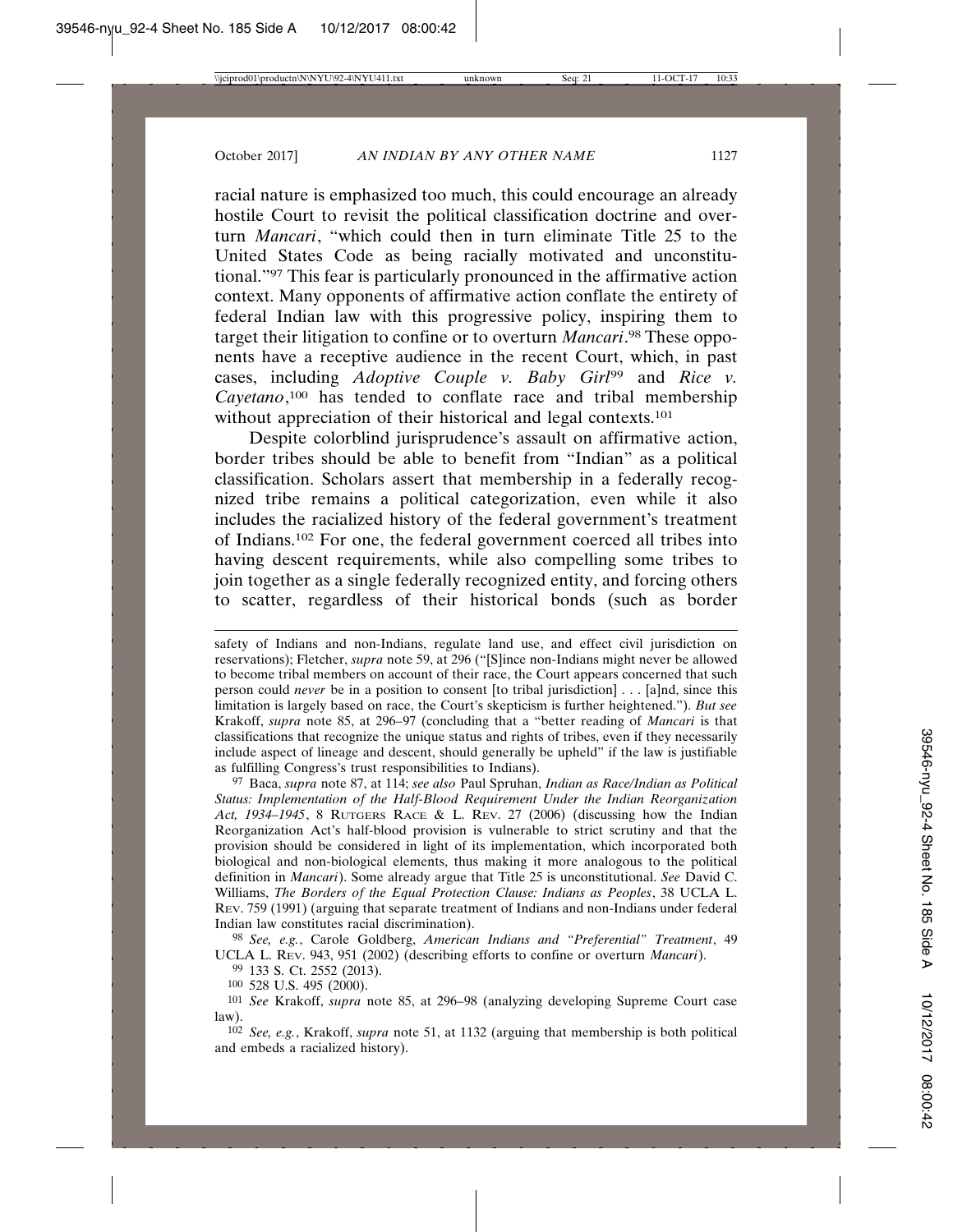racial nature is emphasized too much, this could encourage an already hostile Court to revisit the political classification doctrine and overturn *Mancari*, "which could then in turn eliminate Title 25 to the United States Code as being racially motivated and unconstitutional."[97] This fear is particularly pronounced in the affirmative action context. Many opponents of affirmative action conflate the entirety of federal Indian law with this progressive policy, inspiring them to target their litigation to confine or to overturn *Mancari*.[98] These opponents have a receptive audience in the recent Court, which, in past cases, including *Adoptive Couple v. Baby Girl*[99] and *Rice v. Cayetano*,[100] has tended to conflate race and tribal membership without appreciation of their historical and legal contexts.[101]

Despite colorblind jurisprudence's assault on affirmative action, border tribes should be able to benefit from "Indian" as a political classification. Scholars assert that membership in a federally recognized tribe remains a political categorization, even while it also includes the racialized history of the federal government's treatment of Indians.[102] For one, the federal government coerced all tribes into having descent requirements, while also compelling some tribes to join together as a single federally recognized entity, and forcing others to scatter, regardless of their historical bonds (such as border

---

safety of Indians and non-Indians, regulate land use, and effect civil jurisdiction on reservations); Fletcher, *supra* note 59, at 296 ("[S]ince non-Indians might never be allowed to become tribal members on account of their race, the Court appears concerned that such person could *never* be in a position to consent [to tribal jurisdiction] . . . [a]nd, since this limitation is largely based on race, the Court's skepticism is further heightened."). *But see* Krakoff, *supra* note 85, at 296–97 (concluding that a "better reading of *Mancari* is that classifications that recognize the unique status and rights of tribes, even if they necessarily include aspect of lineage and descent, should generally be upheld" if the law is justifiable as fulfilling Congress's trust responsibilities to Indians).

97 Baca, *supra* note 87, at 114; *see also* Paul Spruhan, *Indian as Race/Indian as Political Status: Implementation of the Half-Blood Requirement Under the Indian Reorganization Act, 1934–1945*, 8 RUTGERS RACE & L. REV. 27 (2006) (discussing how the Indian Reorganization Act's half-blood provision is vulnerable to strict scrutiny and that the provision should be considered in light of its implementation, which incorporated both biological and non-biological elements, thus making it more analogous to the political definition in *Mancari*). Some already argue that Title 25 is unconstitutional. *See* David C. Williams, *The Borders of the Equal Protection Clause: Indians as Peoples*, 38 UCLA L. REV. 759 (1991) (arguing that separate treatment of Indians and non-Indians under federal Indian law constitutes racial discrimination).

98 *See, e.g.*, Carole Goldberg, *American Indians and "Preferential" Treatment*, 49 UCLA L. REV. 943, 951 (2002) (describing efforts to confine or overturn *Mancari*).

99 133 S. Ct. 2552 (2013).

100 528 U.S. 495 (2000).

101 *See* Krakoff, *supra* note 85, at 296–98 (analyzing developing Supreme Court case law).

102 *See, e.g.*, Krakoff, *supra* note 51, at 1132 (arguing that membership is both political and embeds a racialized history).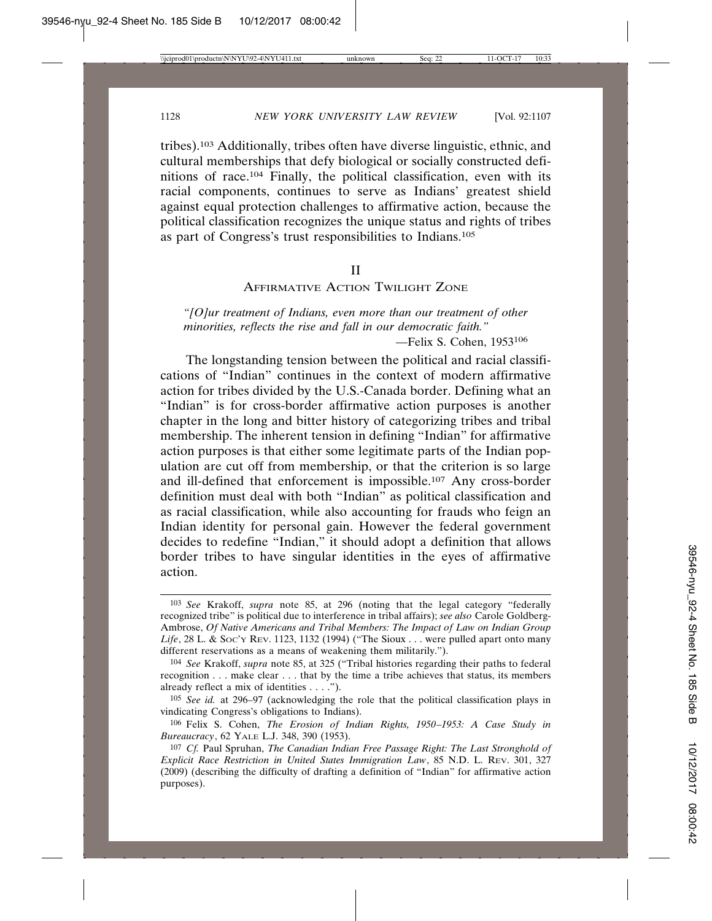tribes).[103] Additionally, tribes often have diverse linguistic, ethnic, and cultural memberships that defy biological or socially constructed definitions of race.[104] Finally, the political classification, even with its racial components, continues to serve as Indians' greatest shield against equal protection challenges to affirmative action, because the political classification recognizes the unique status and rights of tribes as part of Congress's trust responsibilities to Indians.[105]

## II
## AFFIRMATIVE ACTION TWILIGHT ZONE

*"[O]ur treatment of Indians, even more than our treatment of other minorities, reflects the rise and fall in our democratic faith."*

—Felix S. Cohen, 1953[106]

The longstanding tension between the political and racial classifications of "Indian" continues in the context of modern affirmative action for tribes divided by the U.S.-Canada border. Defining what an "Indian" is for cross-border affirmative action purposes is another chapter in the long and bitter history of categorizing tribes and tribal membership. The inherent tension in defining "Indian" for affirmative action purposes is that either some legitimate parts of the Indian population are cut off from membership, or that the criterion is so large and ill-defined that enforcement is impossible.[107] Any cross-border definition must deal with both "Indian" as political classification and as racial classification, while also accounting for frauds who feign an Indian identity for personal gain. However the federal government decides to redefine "Indian," it should adopt a definition that allows border tribes to have singular identities in the eyes of affirmative action.

---

[103] *See* Krakoff, *supra* note 85, at 296 (noting that the legal category "federally recognized tribe" is political due to interference in tribal affairs); *see also* Carole Goldberg-Ambrose, *Of Native Americans and Tribal Members: The Impact of Law on Indian Group Life*, 28 L. & SOC'Y REV. 1123, 1132 (1994) ("The Sioux . . . were pulled apart onto many different reservations as a means of weakening them militarily.").

[104] *See* Krakoff, *supra* note 85, at 325 ("Tribal histories regarding their paths to federal recognition . . . make clear . . . that by the time a tribe achieves that status, its members already reflect a mix of identities . . . .").

[105] *See id.* at 296–97 (acknowledging the role that the political classification plays in vindicating Congress's obligations to Indians).

[106] Felix S. Cohen, *The Erosion of Indian Rights, 1950–1953: A Case Study in Bureaucracy*, 62 YALE L.J. 348, 390 (1953).

[107] *Cf.* Paul Spruhan, *The Canadian Indian Free Passage Right: The Last Stronghold of Explicit Race Restriction in United States Immigration Law*, 85 N.D. L. REV. 301, 327 (2009) (describing the difficulty of drafting a definition of "Indian" for affirmative action purposes).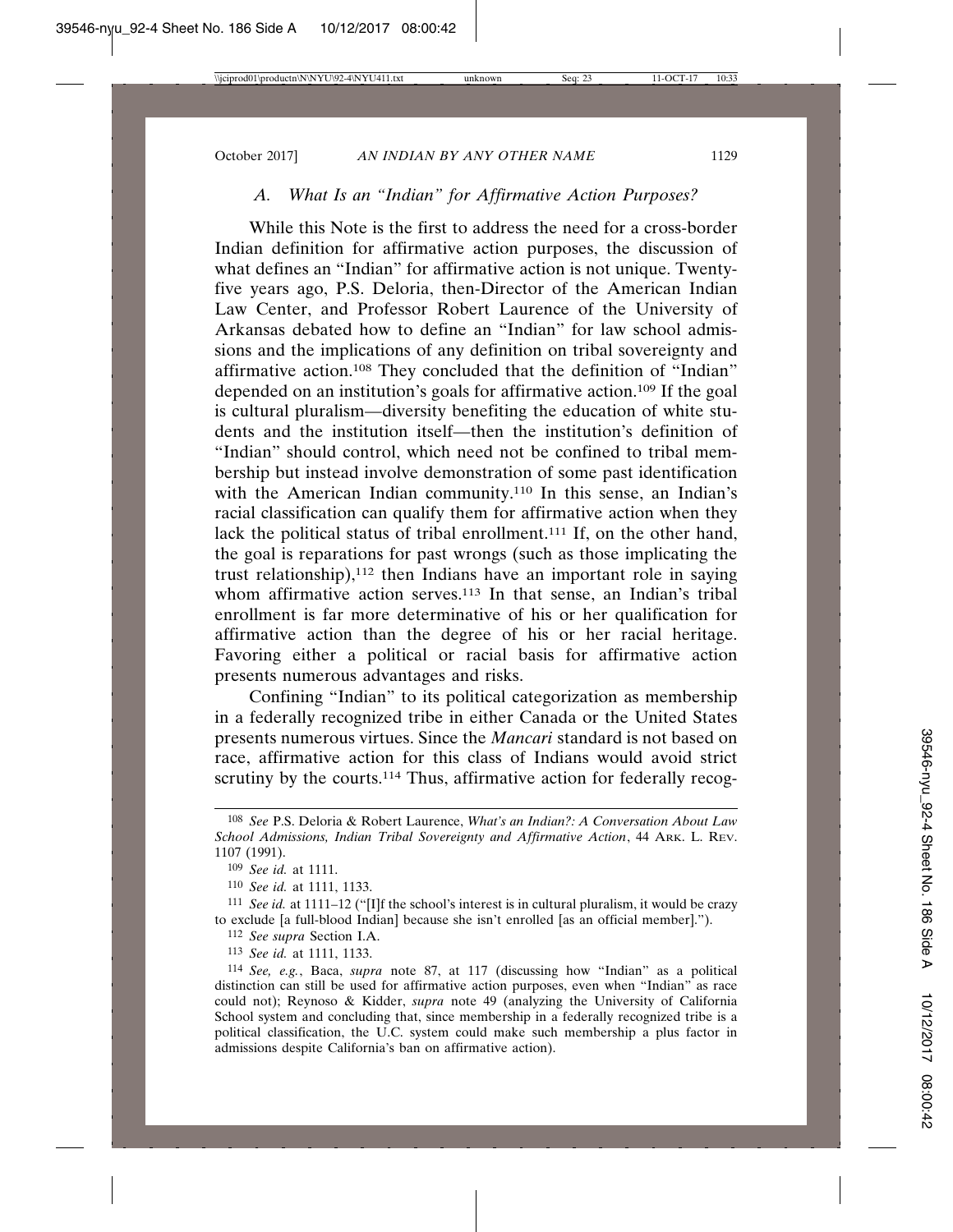### *A. What Is an "Indian" for Affirmative Action Purposes?*

While this Note is the first to address the need for a cross-border Indian definition for affirmative action purposes, the discussion of what defines an "Indian" for affirmative action is not unique. Twenty-five years ago, P.S. Deloria, then-Director of the American Indian Law Center, and Professor Robert Laurence of the University of Arkansas debated how to define an "Indian" for law school admissions and the implications of any definition on tribal sovereignty and affirmative action.[108] They concluded that the definition of "Indian" depended on an institution's goals for affirmative action.[109] If the goal is cultural pluralism—diversity benefiting the education of white students and the institution itself—then the institution's definition of "Indian" should control, which need not be confined to tribal membership but instead involve demonstration of some past identification with the American Indian community.[110] In this sense, an Indian's racial classification can qualify them for affirmative action when they lack the political status of tribal enrollment.[111] If, on the other hand, the goal is reparations for past wrongs (such as those implicating the trust relationship),[112] then Indians have an important role in saying whom affirmative action serves.[113] In that sense, an Indian's tribal enrollment is far more determinative of his or her qualification for affirmative action than the degree of his or her racial heritage. Favoring either a political or racial basis for affirmative action presents numerous advantages and risks.

Confining "Indian" to its political categorization as membership in a federally recognized tribe in either Canada or the United States presents numerous virtues. Since the *Mancari* standard is not based on race, affirmative action for this class of Indians would avoid strict scrutiny by the courts.[114] Thus, affirmative action for federally recog-

---

[108] *See* P.S. Deloria & Robert Laurence, *What's an Indian?: A Conversation About Law School Admissions, Indian Tribal Sovereignty and Affirmative Action*, 44 ARK. L. REV. 1107 (1991).

[109] *See id.* at 1111.

[110] *See id.* at 1111, 1133.

[111] *See id.* at 1111–12 ("[I]f the school's interest is in cultural pluralism, it would be crazy to exclude [a full-blood Indian] because she isn't enrolled [as an official member].").

[112] *See supra* Section I.A.

[113] *See id.* at 1111, 1133.

[114] *See, e.g.*, Baca, *supra* note 87, at 117 (discussing how "Indian" as a political distinction can still be used for affirmative action purposes, even when "Indian" as race could not); Reynoso & Kidder, *supra* note 49 (analyzing the University of California School system and concluding that, since membership in a federally recognized tribe is a political classification, the U.C. system could make such membership a plus factor in admissions despite California's ban on affirmative action).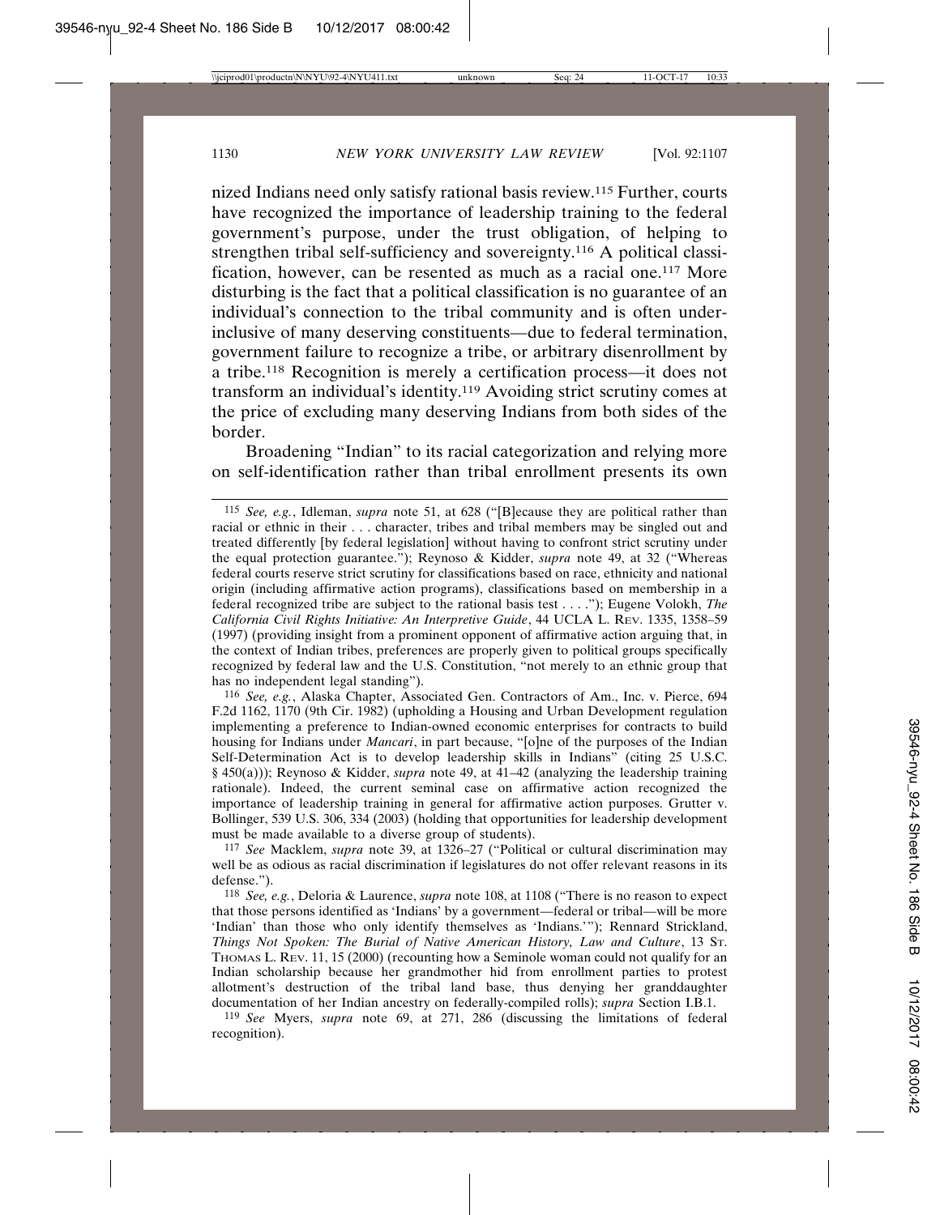nized Indians need only satisfy rational basis review.[115] Further, courts have recognized the importance of leadership training to the federal government's purpose, under the trust obligation, of helping to strengthen tribal self-sufficiency and sovereignty.[116] A political classification, however, can be resented as much as a racial one.[117] More disturbing is the fact that a political classification is no guarantee of an individual's connection to the tribal community and is often underinclusive of many deserving constituents—due to federal termination, government failure to recognize a tribe, or arbitrary disenrollment by a tribe.[118] Recognition is merely a certification process—it does not transform an individual's identity.[119] Avoiding strict scrutiny comes at the price of excluding many deserving Indians from both sides of the border.

Broadening "Indian" to its racial categorization and relying more on self-identification rather than tribal enrollment presents its own

---

[115] *See, e.g.*, Idleman, *supra* note 51, at 628 ("[B]ecause they are political rather than racial or ethnic in their . . . character, tribes and tribal members may be singled out and treated differently [by federal legislation] without having to confront strict scrutiny under the equal protection guarantee."); Reynoso & Kidder, *supra* note 49, at 32 ("Whereas federal courts reserve strict scrutiny for classifications based on race, ethnicity and national origin (including affirmative action programs), classifications based on membership in a federal recognized tribe are subject to the rational basis test . . . ."); Eugene Volokh, *The California Civil Rights Initiative: An Interpretive Guide*, 44 UCLA L. REV. 1335, 1358–59 (1997) (providing insight from a prominent opponent of affirmative action arguing that, in the context of Indian tribes, preferences are properly given to political groups specifically recognized by federal law and the U.S. Constitution, "not merely to an ethnic group that has no independent legal standing").

[116] *See, e.g.*, Alaska Chapter, Associated Gen. Contractors of Am., Inc. v. Pierce, 694 F.2d 1162, 1170 (9th Cir. 1982) (upholding a Housing and Urban Development regulation implementing a preference to Indian-owned economic enterprises for contracts to build housing for Indians under *Mancari*, in part because, "[o]ne of the purposes of the Indian Self-Determination Act is to develop leadership skills in Indians" (citing 25 U.S.C. § 450(a))); Reynoso & Kidder, *supra* note 49, at 41–42 (analyzing the leadership training rationale). Indeed, the current seminal case on affirmative action recognized the importance of leadership training in general for affirmative action purposes. Grutter v. Bollinger, 539 U.S. 306, 334 (2003) (holding that opportunities for leadership development must be made available to a diverse group of students).

[117] *See* Macklem, *supra* note 39, at 1326–27 ("Political or cultural discrimination may well be as odious as racial discrimination if legislatures do not offer relevant reasons in its defense.").

[118] *See, e.g.*, Deloria & Laurence, *supra* note 108, at 1108 ("There is no reason to expect that those persons identified as 'Indians' by a government—federal or tribal—will be more 'Indian' than those who only identify themselves as 'Indians.'"); Rennard Strickland, *Things Not Spoken: The Burial of Native American History, Law and Culture*, 13 ST. THOMAS L. REV. 11, 15 (2000) (recounting how a Seminole woman could not qualify for an Indian scholarship because her grandmother hid from enrollment parties to protest allotment's destruction of the tribal land base, thus denying her granddaughter documentation of her Indian ancestry on federally-compiled rolls); *supra* Section I.B.1.

[119] *See* Myers, *supra* note 69, at 271, 286 (discussing the limitations of federal recognition).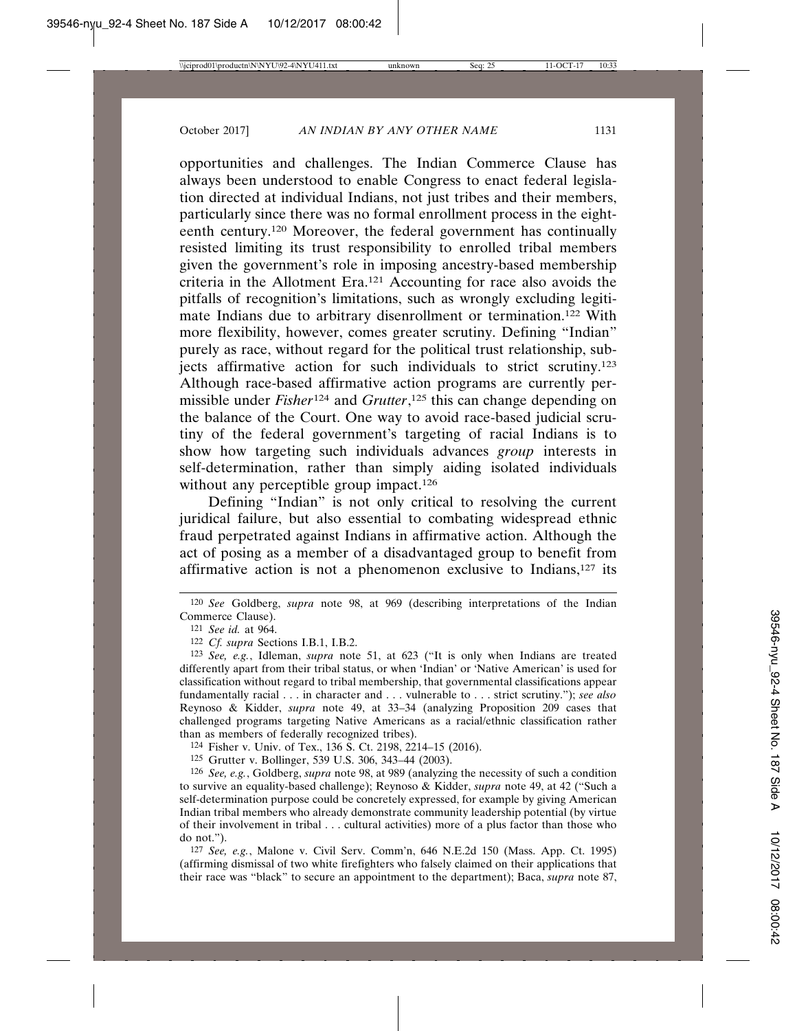opportunities and challenges. The Indian Commerce Clause has always been understood to enable Congress to enact federal legislation directed at individual Indians, not just tribes and their members, particularly since there was no formal enrollment process in the eighteenth century.[120] Moreover, the federal government has continually resisted limiting its trust responsibility to enrolled tribal members given the government's role in imposing ancestry-based membership criteria in the Allotment Era.[121] Accounting for race also avoids the pitfalls of recognition's limitations, such as wrongly excluding legitimate Indians due to arbitrary disenrollment or termination.[122] With more flexibility, however, comes greater scrutiny. Defining "Indian" purely as race, without regard for the political trust relationship, subjects affirmative action for such individuals to strict scrutiny.[123] Although race-based affirmative action programs are currently permissible under *Fisher*[124] and *Grutter*,[125] this can change depending on the balance of the Court. One way to avoid race-based judicial scrutiny of the federal government's targeting of racial Indians is to show how targeting such individuals advances *group* interests in self-determination, rather than simply aiding isolated individuals without any perceptible group impact.[126]

Defining "Indian" is not only critical to resolving the current juridical failure, but also essential to combating widespread ethnic fraud perpetrated against Indians in affirmative action. Although the act of posing as a member of a disadvantaged group to benefit from affirmative action is not a phenomenon exclusive to Indians,[127] its

---

[120] *See* Goldberg, *supra* note 98, at 969 (describing interpretations of the Indian Commerce Clause).

[121] *See id.* at 964.

[122] *Cf. supra* Sections I.B.1, I.B.2.

[123] *See, e.g.*, Idleman, *supra* note 51, at 623 ("It is only when Indians are treated differently apart from their tribal status, or when 'Indian' or 'Native American' is used for classification without regard to tribal membership, that governmental classifications appear fundamentally racial . . . in character and . . . vulnerable to . . . strict scrutiny."); *see also* Reynoso & Kidder, *supra* note 49, at 33–34 (analyzing Proposition 209 cases that challenged programs targeting Native Americans as a racial/ethnic classification rather than as members of federally recognized tribes).

[124] Fisher v. Univ. of Tex., 136 S. Ct. 2198, 2214–15 (2016).

[125] Grutter v. Bollinger, 539 U.S. 306, 343–44 (2003).

[126] *See, e.g.*, Goldberg, *supra* note 98, at 989 (analyzing the necessity of such a condition to survive an equality-based challenge); Reynoso & Kidder, *supra* note 49, at 42 ("Such a self-determination purpose could be concretely expressed, for example by giving American Indian tribal members who already demonstrate community leadership potential (by virtue of their involvement in tribal . . . cultural activities) more of a plus factor than those who do not.").

[127] *See, e.g.*, Malone v. Civil Serv. Comm'n, 646 N.E.2d 150 (Mass. App. Ct. 1995) (affirming dismissal of two white firefighters who falsely claimed on their applications that their race was "black" to secure an appointment to the department); Baca, *supra* note 87,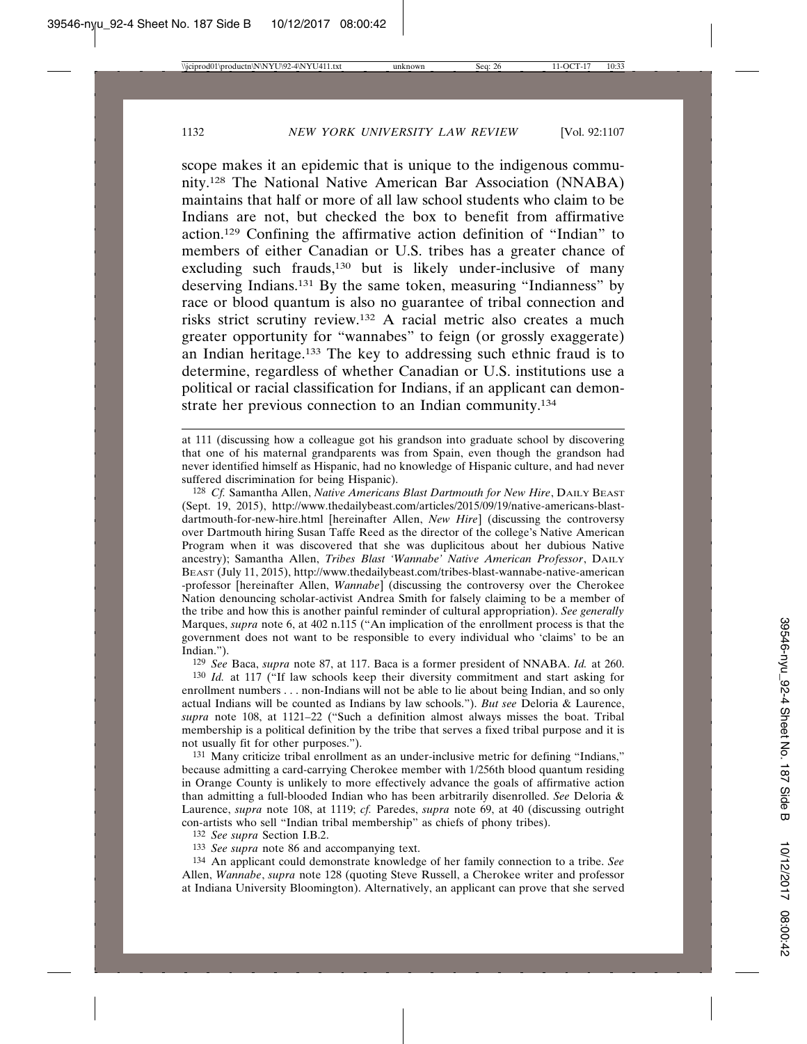scope makes it an epidemic that is unique to the indigenous community.[128] The National Native American Bar Association (NNABA) maintains that half or more of all law school students who claim to be Indians are not, but checked the box to benefit from affirmative action.[129] Confining the affirmative action definition of "Indian" to members of either Canadian or U.S. tribes has a greater chance of excluding such frauds,[130] but is likely under-inclusive of many deserving Indians.[131] By the same token, measuring "Indianness" by race or blood quantum is also no guarantee of tribal connection and risks strict scrutiny review.[132] A racial metric also creates a much greater opportunity for "wannabes" to feign (or grossly exaggerate) an Indian heritage.[133] The key to addressing such ethnic fraud is to determine, regardless of whether Canadian or U.S. institutions use a political or racial classification for Indians, if an applicant can demonstrate her previous connection to an Indian community.[134]

---

at 111 (discussing how a colleague got his grandson into graduate school by discovering that one of his maternal grandparents was from Spain, even though the grandson had never identified himself as Hispanic, had no knowledge of Hispanic culture, and had never suffered discrimination for being Hispanic).

[128] *Cf.* Samantha Allen, *Native Americans Blast Dartmouth for New Hire*, DAILY BEAST (Sept. 19, 2015), http://www.thedailybeast.com/articles/2015/09/19/native-americans-blast-dartmouth-for-new-hire.html [hereinafter Allen, *New Hire*] (discussing the controversy over Dartmouth hiring Susan Taffe Reed as the director of the college's Native American Program when it was discovered that she was duplicitous about her dubious Native ancestry); Samantha Allen, *Tribes Blast 'Wannabe' Native American Professor*, DAILY BEAST (July 11, 2015), http://www.thedailybeast.com/tribes-blast-wannabe-native-american-professor [hereinafter Allen, *Wannabe*] (discussing the controversy over the Cherokee Nation denouncing scholar-activist Andrea Smith for falsely claiming to be a member of the tribe and how this is another painful reminder of cultural appropriation). *See generally* Marques, *supra* note 6, at 402 n.115 ("An implication of the enrollment process is that the government does not want to be responsible to every individual who 'claims' to be an Indian.").

[129] *See* Baca, *supra* note 87, at 117. Baca is a former president of NNABA. *Id.* at 260.

[130] *Id.* at 117 ("If law schools keep their diversity commitment and start asking for enrollment numbers . . . non-Indians will not be able to lie about being Indian, and so only actual Indians will be counted as Indians by law schools."). *But see* Deloria & Laurence, *supra* note 108, at 1121–22 ("Such a definition almost always misses the boat. Tribal membership is a political definition by the tribe that serves a fixed tribal purpose and it is not usually fit for other purposes.").

[131] Many criticize tribal enrollment as an under-inclusive metric for defining "Indians," because admitting a card-carrying Cherokee member with 1/256th blood quantum residing in Orange County is unlikely to more effectively advance the goals of affirmative action than admitting a full-blooded Indian who has been arbitrarily disenrolled. *See* Deloria & Laurence, *supra* note 108, at 1119; *cf.* Paredes, *supra* note 69, at 40 (discussing outright con-artists who sell "Indian tribal membership" as chiefs of phony tribes).

[132] *See supra* Section I.B.2.

[133] *See supra* note 86 and accompanying text.

[134] An applicant could demonstrate knowledge of her family connection to a tribe. *See* Allen, *Wannabe*, *supra* note 128 (quoting Steve Russell, a Cherokee writer and professor at Indiana University Bloomington). Alternatively, an applicant can prove that she served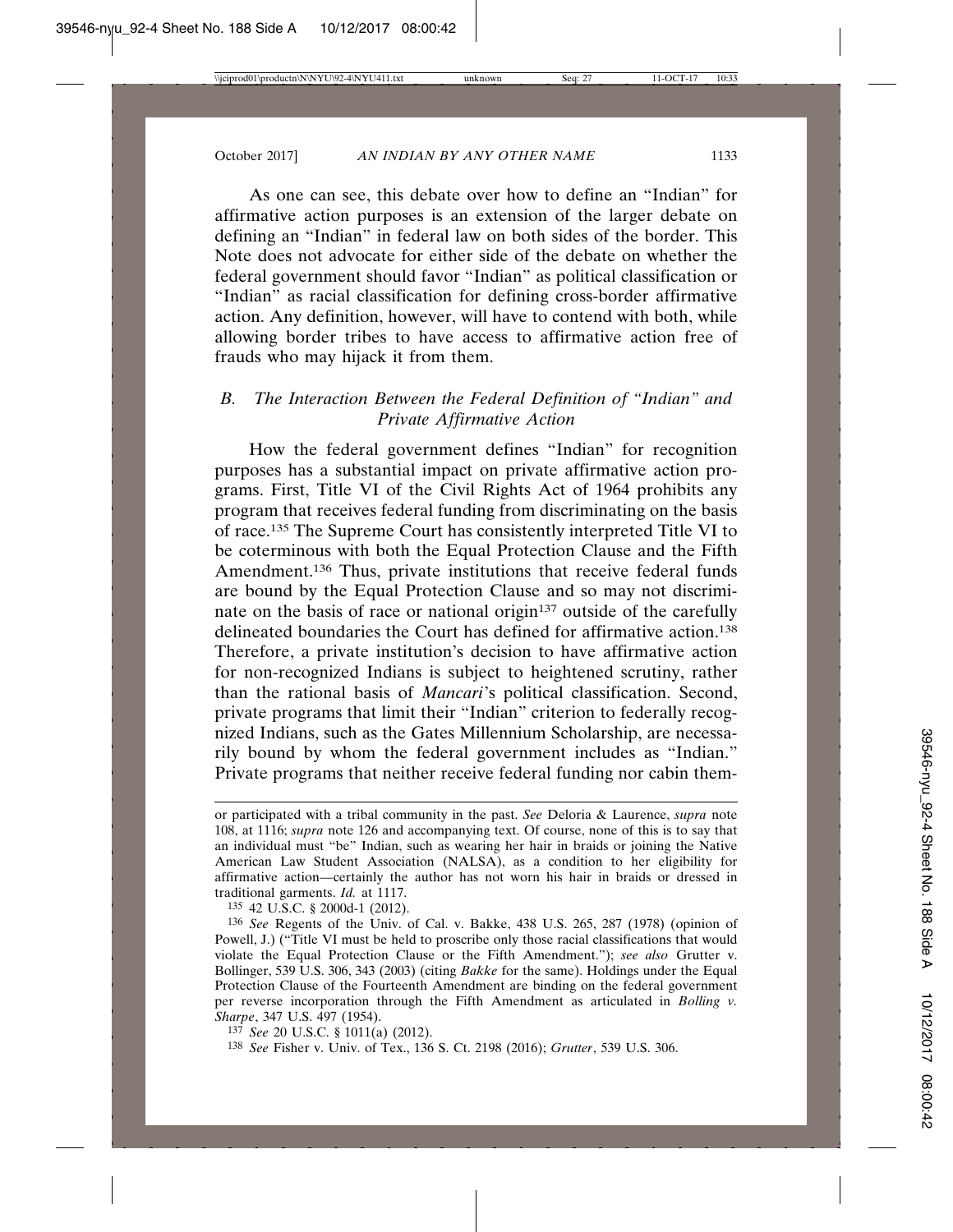As one can see, this debate over how to define an "Indian" for affirmative action purposes is an extension of the larger debate on defining an "Indian" in federal law on both sides of the border. This Note does not advocate for either side of the debate on whether the federal government should favor "Indian" as political classification or "Indian" as racial classification for defining cross-border affirmative action. Any definition, however, will have to contend with both, while allowing border tribes to have access to affirmative action free of frauds who may hijack it from them.

### *B. The Interaction Between the Federal Definition of "Indian" and Private Affirmative Action*

How the federal government defines "Indian" for recognition purposes has a substantial impact on private affirmative action programs. First, Title VI of the Civil Rights Act of 1964 prohibits any program that receives federal funding from discriminating on the basis of race.[135] The Supreme Court has consistently interpreted Title VI to be coterminous with both the Equal Protection Clause and the Fifth Amendment.[136] Thus, private institutions that receive federal funds are bound by the Equal Protection Clause and so may not discriminate on the basis of race or national origin[137] outside of the carefully delineated boundaries the Court has defined for affirmative action.[138] Therefore, a private institution's decision to have affirmative action for non-recognized Indians is subject to heightened scrutiny, rather than the rational basis of *Mancari*'s political classification. Second, private programs that limit their "Indian" criterion to federally recognized Indians, such as the Gates Millennium Scholarship, are necessarily bound by whom the federal government includes as "Indian." Private programs that neither receive federal funding nor cabin them-

---

or participated with a tribal community in the past. *See* Deloria & Laurence, *supra* note 108, at 1116; *supra* note 126 and accompanying text. Of course, none of this is to say that an individual must "be" Indian, such as wearing her hair in braids or joining the Native American Law Student Association (NALSA), as a condition to her eligibility for affirmative action—certainly the author has not worn his hair in braids or dressed in traditional garments. *Id.* at 1117.

135 42 U.S.C. § 2000d-1 (2012).

136 *See* Regents of the Univ. of Cal. v. Bakke, 438 U.S. 265, 287 (1978) (opinion of Powell, J.) ("Title VI must be held to proscribe only those racial classifications that would violate the Equal Protection Clause or the Fifth Amendment."); *see also* Grutter v. Bollinger, 539 U.S. 306, 343 (2003) (citing *Bakke* for the same). Holdings under the Equal Protection Clause of the Fourteenth Amendment are binding on the federal government per reverse incorporation through the Fifth Amendment as articulated in *Bolling v. Sharpe*, 347 U.S. 497 (1954).

137 *See* 20 U.S.C. § 1011(a) (2012).

138 *See* Fisher v. Univ. of Tex., 136 S. Ct. 2198 (2016); *Grutter*, 539 U.S. 306.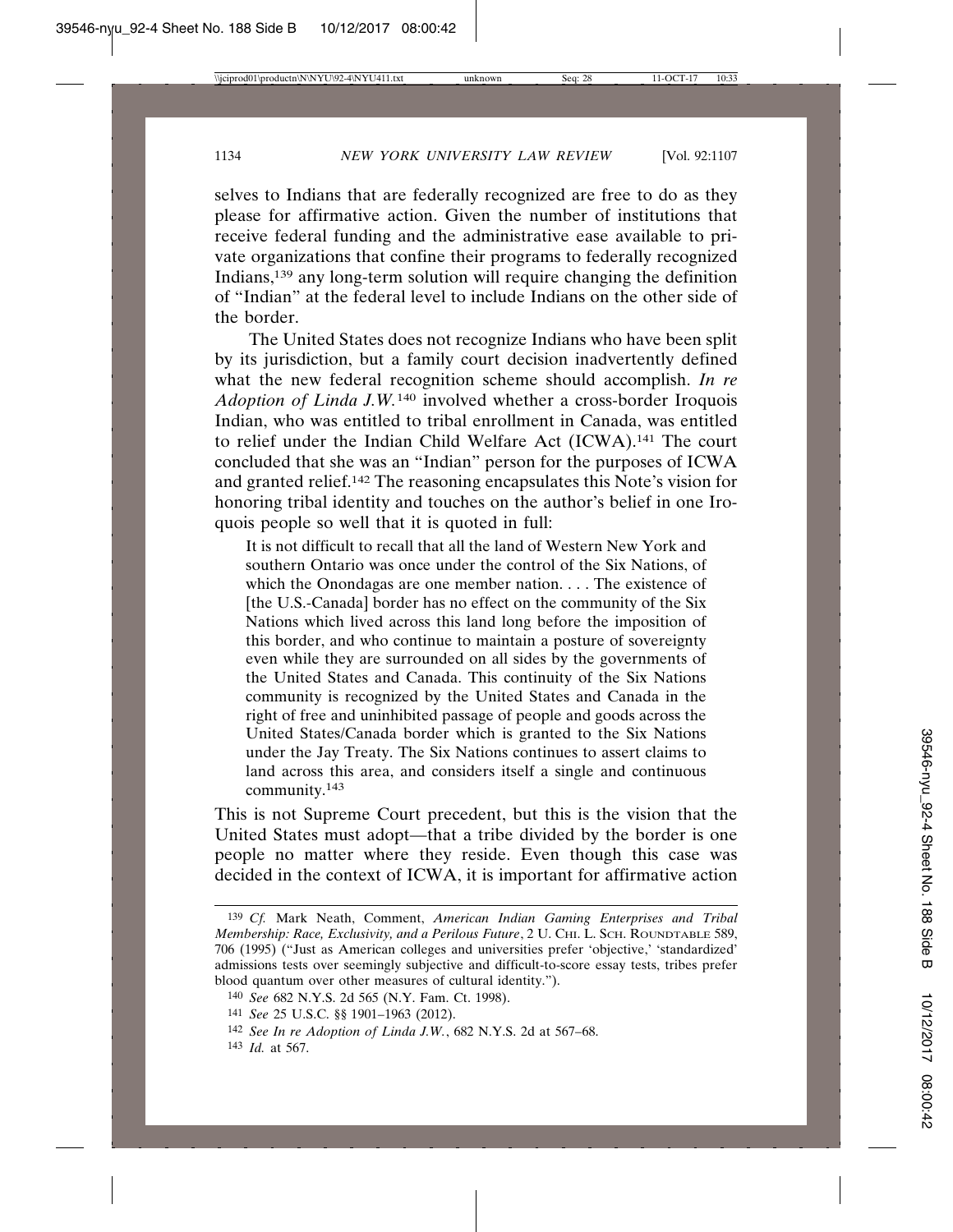selves to Indians that are federally recognized are free to do as they please for affirmative action. Given the number of institutions that receive federal funding and the administrative ease available to private organizations that confine their programs to federally recognized Indians,[139] any long-term solution will require changing the definition of "Indian" at the federal level to include Indians on the other side of the border.

The United States does not recognize Indians who have been split by its jurisdiction, but a family court decision inadvertently defined what the new federal recognition scheme should accomplish. *In re Adoption of Linda J.W.*[140] involved whether a cross-border Iroquois Indian, who was entitled to tribal enrollment in Canada, was entitled to relief under the Indian Child Welfare Act (ICWA).[141] The court concluded that she was an "Indian" person for the purposes of ICWA and granted relief.[142] The reasoning encapsulates this Note's vision for honoring tribal identity and touches on the author's belief in one Iroquois people so well that it is quoted in full:

> It is not difficult to recall that all the land of Western New York and southern Ontario was once under the control of the Six Nations, of which the Onondagas are one member nation. . . . The existence of [the U.S.-Canada] border has no effect on the community of the Six Nations which lived across this land long before the imposition of this border, and who continue to maintain a posture of sovereignty even while they are surrounded on all sides by the governments of the United States and Canada. This continuity of the Six Nations community is recognized by the United States and Canada in the right of free and uninhibited passage of people and goods across the United States/Canada border which is granted to the Six Nations under the Jay Treaty. The Six Nations continues to assert claims to land across this area, and considers itself a single and continuous community.[143]

This is not Supreme Court precedent, but this is the vision that the United States must adopt—that a tribe divided by the border is one people no matter where they reside. Even though this case was decided in the context of ICWA, it is important for affirmative action

---

[139] *Cf.* Mark Neath, Comment, *American Indian Gaming Enterprises and Tribal Membership: Race, Exclusivity, and a Perilous Future*, 2 U. CHI. L. SCH. ROUNDTABLE 589, 706 (1995) ("Just as American colleges and universities prefer 'objective,' 'standardized' admissions tests over seemingly subjective and difficult-to-score essay tests, tribes prefer blood quantum over other measures of cultural identity.").

[140] *See* 682 N.Y.S. 2d 565 (N.Y. Fam. Ct. 1998).

[141] *See* 25 U.S.C. §§ 1901–1963 (2012).

[142] *See In re Adoption of Linda J.W.*, 682 N.Y.S. 2d at 567–68.

[143] *Id.* at 567.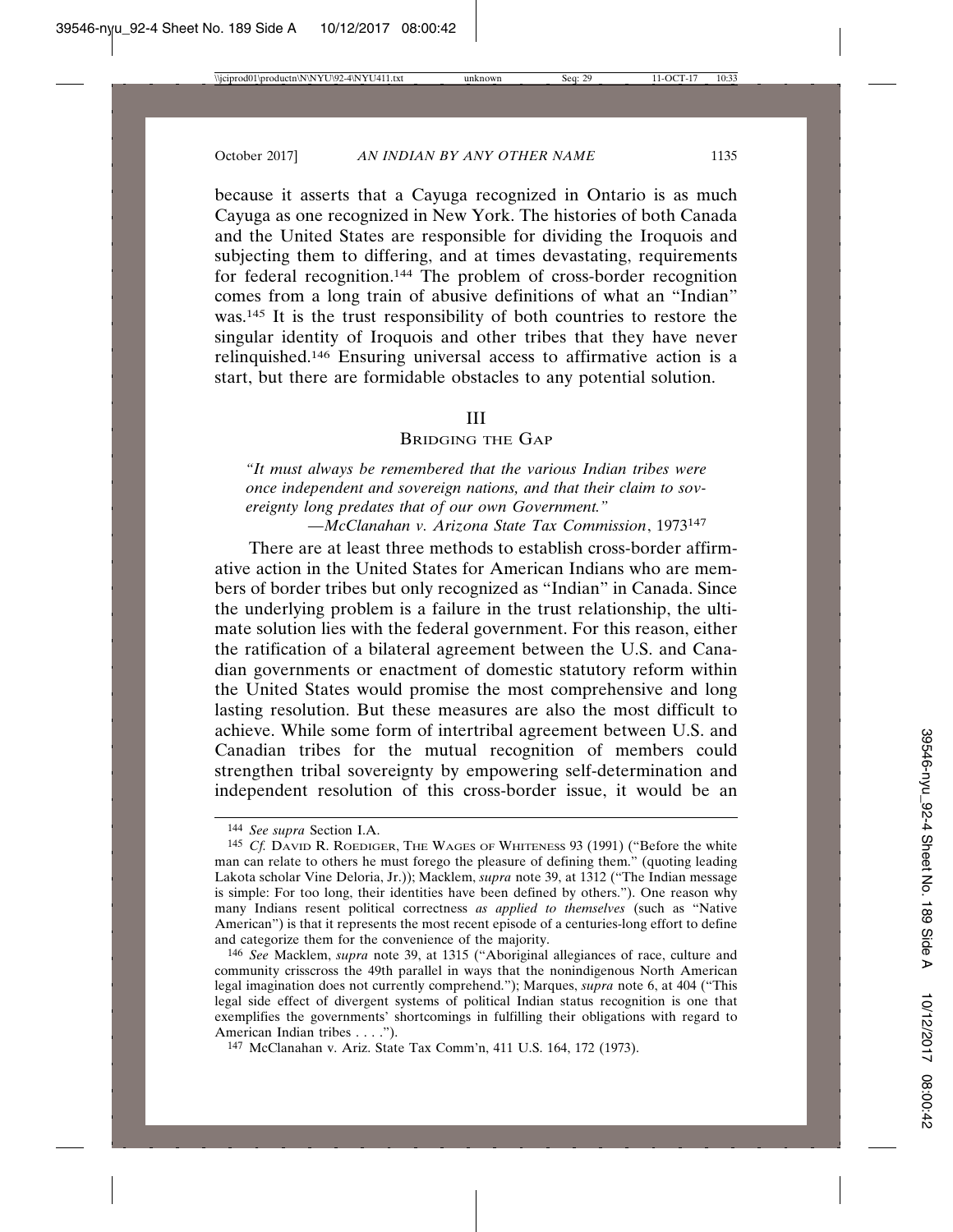because it asserts that a Cayuga recognized in Ontario is as much Cayuga as one recognized in New York. The histories of both Canada and the United States are responsible for dividing the Iroquois and subjecting them to differing, and at times devastating, requirements for federal recognition.[144] The problem of cross-border recognition comes from a long train of abusive definitions of what an "Indian" was.[145] It is the trust responsibility of both countries to restore the singular identity of Iroquois and other tribes that they have never relinquished.[146] Ensuring universal access to affirmative action is a start, but there are formidable obstacles to any potential solution.

## III
## Bridging the Gap

*"It must always be remembered that the various Indian tribes were once independent and sovereign nations, and that their claim to sovereignty long predates that of our own Government."*

—*McClanahan v. Arizona State Tax Commission*, 1973[147]

There are at least three methods to establish cross-border affirmative action in the United States for American Indians who are members of border tribes but only recognized as "Indian" in Canada. Since the underlying problem is a failure in the trust relationship, the ultimate solution lies with the federal government. For this reason, either the ratification of a bilateral agreement between the U.S. and Canadian governments or enactment of domestic statutory reform within the United States would promise the most comprehensive and long lasting resolution. But these measures are also the most difficult to achieve. While some form of intertribal agreement between U.S. and Canadian tribes for the mutual recognition of members could strengthen tribal sovereignty by empowering self-determination and independent resolution of this cross-border issue, it would be an

---

[144] *See supra* Section I.A.

[145] *Cf.* David R. Roediger, The Wages of Whiteness 93 (1991) ("Before the white man can relate to others he must forego the pleasure of defining them." (quoting leading Lakota scholar Vine Deloria, Jr.)); Macklem, *supra* note 39, at 1312 ("The Indian message is simple: For too long, their identities have been defined by others."). One reason why many Indians resent political correctness *as applied to themselves* (such as "Native American") is that it represents the most recent episode of a centuries-long effort to define and categorize them for the convenience of the majority.

[146] *See* Macklem, *supra* note 39, at 1315 ("Aboriginal allegiances of race, culture and community crisscross the 49th parallel in ways that the nonindigenous North American legal imagination does not currently comprehend."); Marques, *supra* note 6, at 404 ("This legal side effect of divergent systems of political Indian status recognition is one that exemplifies the governments' shortcomings in fulfilling their obligations with regard to American Indian tribes . . . .").

[147] McClanahan v. Ariz. State Tax Comm'n, 411 U.S. 164, 172 (1973).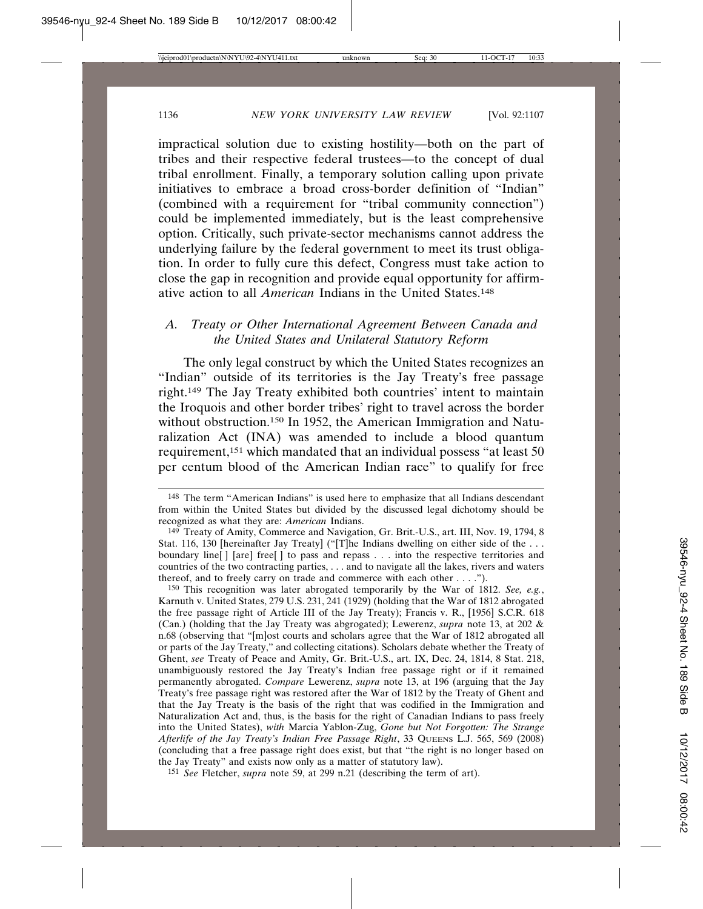impractical solution due to existing hostility—both on the part of tribes and their respective federal trustees—to the concept of dual tribal enrollment. Finally, a temporary solution calling upon private initiatives to embrace a broad cross-border definition of "Indian" (combined with a requirement for "tribal community connection") could be implemented immediately, but is the least comprehensive option. Critically, such private-sector mechanisms cannot address the underlying failure by the federal government to meet its trust obligation. In order to fully cure this defect, Congress must take action to close the gap in recognition and provide equal opportunity for affirmative action to all *American* Indians in the United States.[148]

### *A. Treaty or Other International Agreement Between Canada and the United States and Unilateral Statutory Reform*

The only legal construct by which the United States recognizes an "Indian" outside of its territories is the Jay Treaty's free passage right.[149] The Jay Treaty exhibited both countries' intent to maintain the Iroquois and other border tribes' right to travel across the border without obstruction.[150] In 1952, the American Immigration and Naturalization Act (INA) was amended to include a blood quantum requirement,[151] which mandated that an individual possess "at least 50 per centum blood of the American Indian race" to qualify for free

---

[148] The term "American Indians" is used here to emphasize that all Indians descendant from within the United States but divided by the discussed legal dichotomy should be recognized as what they are: *American* Indians.

[149] Treaty of Amity, Commerce and Navigation, Gr. Brit.-U.S., art. III, Nov. 19, 1794, 8 Stat. 116, 130 [hereinafter Jay Treaty] ("[T]he Indians dwelling on either side of the . . . boundary line[ ] [are] free[ ] to pass and repass . . . into the respective territories and countries of the two contracting parties, . . . and to navigate all the lakes, rivers and waters thereof, and to freely carry on trade and commerce with each other . . . .").

[150] This recognition was later abrogated temporarily by the War of 1812. *See, e.g.*, Karnuth v. United States, 279 U.S. 231, 241 (1929) (holding that the War of 1812 abrogated the free passage right of Article III of the Jay Treaty); Francis v. R., [1956] S.C.R. 618 (Can.) (holding that the Jay Treaty was abgrogated); Lewerenz, *supra* note 13, at 202 & n.68 (observing that "[m]ost courts and scholars agree that the War of 1812 abrogated all or parts of the Jay Treaty," and collecting citations). Scholars debate whether the Treaty of Ghent, *see* Treaty of Peace and Amity, Gr. Brit.-U.S., art. IX, Dec. 24, 1814, 8 Stat. 218, unambiguously restored the Jay Treaty's Indian free passage right or if it remained permanently abrogated. *Compare* Lewerenz, *supra* note 13, at 196 (arguing that the Jay Treaty's free passage right was restored after the War of 1812 by the Treaty of Ghent and that the Jay Treaty is the basis of the right that was codified in the Immigration and Naturalization Act and, thus, is the basis for the right of Canadian Indians to pass freely into the United States), *with* Marcia Yablon-Zug, *Gone but Not Forgotten: The Strange Afterlife of the Jay Treaty's Indian Free Passage Right*, 33 QUEENS L.J. 565, 569 (2008) (concluding that a free passage right does exist, but that "the right is no longer based on the Jay Treaty" and exists now only as a matter of statutory law).

[151] *See* Fletcher, *supra* note 59, at 299 n.21 (describing the term of art).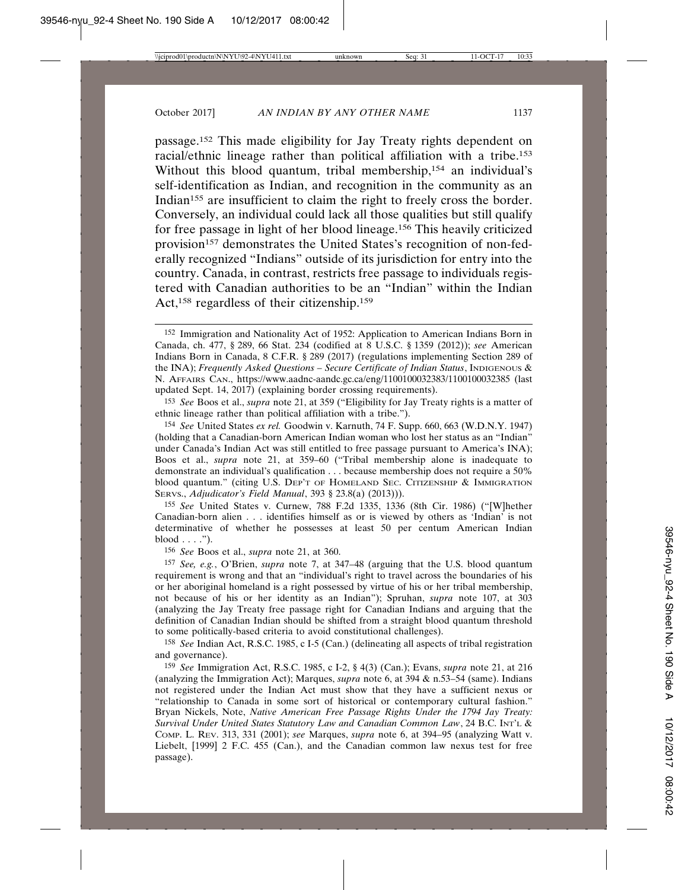passage.[152] This made eligibility for Jay Treaty rights dependent on racial/ethnic lineage rather than political affiliation with a tribe.[153] Without this blood quantum, tribal membership,[154] an individual's self-identification as Indian, and recognition in the community as an Indian[155] are insufficient to claim the right to freely cross the border. Conversely, an individual could lack all those qualities but still qualify for free passage in light of her blood lineage.[156] This heavily criticized provision[157] demonstrates the United States's recognition of non-federally recognized "Indians" outside of its jurisdiction for entry into the country. Canada, in contrast, restricts free passage to individuals registered with Canadian authorities to be an "Indian" within the Indian Act,[158] regardless of their citizenship.[159]

---

152 Immigration and Nationality Act of 1952: Application to American Indians Born in Canada, ch. 477, § 289, 66 Stat. 234 (codified at 8 U.S.C. § 1359 (2012)); *see* American Indians Born in Canada, 8 C.F.R. § 289 (2017) (regulations implementing Section 289 of the INA); *Frequently Asked Questions – Secure Certificate of Indian Status*, INDIGENOUS & N. AFFAIRS CAN., https://www.aadnc-aandc.gc.ca/eng/1100100032383/1100100032385 (last updated Sept. 14, 2017) (explaining border crossing requirements).

153 *See* Boos et al., *supra* note 21, at 359 ("Eligibility for Jay Treaty rights is a matter of ethnic lineage rather than political affiliation with a tribe.").

154 *See* United States *ex rel.* Goodwin v. Karnuth, 74 F. Supp. 660, 663 (W.D.N.Y. 1947) (holding that a Canadian-born American Indian woman who lost her status as an "Indian" under Canada's Indian Act was still entitled to free passage pursuant to America's INA); Boos et al., *supra* note 21, at 359–60 ("Tribal membership alone is inadequate to demonstrate an individual's qualification . . . because membership does not require a 50% blood quantum." (citing U.S. DEP'T OF HOMELAND SEC. CITIZENSHIP & IMMIGRATION SERVS., *Adjudicator's Field Manual*, 393 § 23.8(a) (2013))).

155 *See* United States v. Curnew, 788 F.2d 1335, 1336 (8th Cir. 1986) ("[W]hether Canadian-born alien . . . identifies himself as or is viewed by others as 'Indian' is not determinative of whether he possesses at least 50 per centum American Indian blood . . . .").

156 *See* Boos et al., *supra* note 21, at 360.

157 *See, e.g.*, O'Brien, *supra* note 7, at 347–48 (arguing that the U.S. blood quantum requirement is wrong and that an "individual's right to travel across the boundaries of his or her aboriginal homeland is a right possessed by virtue of his or her tribal membership, not because of his or her identity as an Indian"); Spruhan, *supra* note 107, at 303 (analyzing the Jay Treaty free passage right for Canadian Indians and arguing that the definition of Canadian Indian should be shifted from a straight blood quantum threshold to some politically-based criteria to avoid constitutional challenges).

158 *See* Indian Act, R.S.C. 1985, c I-5 (Can.) (delineating all aspects of tribal registration and governance).

159 *See* Immigration Act, R.S.C. 1985, c I-2, § 4(3) (Can.); Evans, *supra* note 21, at 216 (analyzing the Immigration Act); Marques, *supra* note 6, at 394 & n.53–54 (same). Indians not registered under the Indian Act must show that they have a sufficient nexus or "relationship to Canada in some sort of historical or contemporary cultural fashion." Bryan Nickels, Note, *Native American Free Passage Rights Under the 1794 Jay Treaty: Survival Under United States Statutory Law and Canadian Common Law*, 24 B.C. INT'L & COMP. L. REV. 313, 331 (2001); *see* Marques, *supra* note 6, at 394–95 (analyzing Watt v. Liebelt, [1999] 2 F.C. 455 (Can.), and the Canadian common law nexus test for free passage).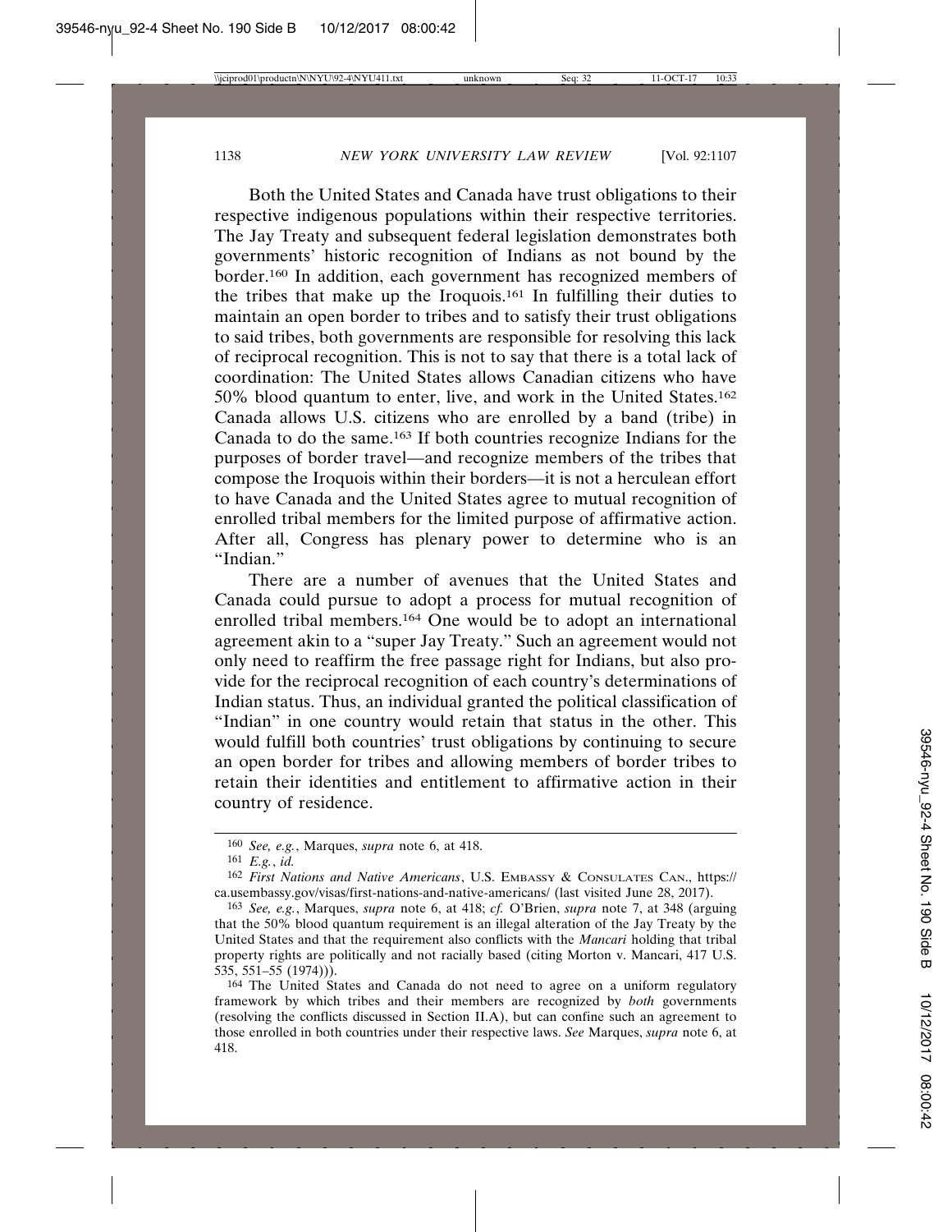Both the United States and Canada have trust obligations to their respective indigenous populations within their respective territories. The Jay Treaty and subsequent federal legislation demonstrates both governments' historic recognition of Indians as not bound by the border.[160] In addition, each government has recognized members of the tribes that make up the Iroquois.[161] In fulfilling their duties to maintain an open border to tribes and to satisfy their trust obligations to said tribes, both governments are responsible for resolving this lack of reciprocal recognition. This is not to say that there is a total lack of coordination: The United States allows Canadian citizens who have 50% blood quantum to enter, live, and work in the United States.[162] Canada allows U.S. citizens who are enrolled by a band (tribe) in Canada to do the same.[163] If both countries recognize Indians for the purposes of border travel—and recognize members of the tribes that compose the Iroquois within their borders—it is not a herculean effort to have Canada and the United States agree to mutual recognition of enrolled tribal members for the limited purpose of affirmative action. After all, Congress has plenary power to determine who is an "Indian."

There are a number of avenues that the United States and Canada could pursue to adopt a process for mutual recognition of enrolled tribal members.[164] One would be to adopt an international agreement akin to a "super Jay Treaty." Such an agreement would not only need to reaffirm the free passage right for Indians, but also provide for the reciprocal recognition of each country's determinations of Indian status. Thus, an individual granted the political classification of "Indian" in one country would retain that status in the other. This would fulfill both countries' trust obligations by continuing to secure an open border for tribes and allowing members of border tribes to retain their identities and entitlement to affirmative action in their country of residence.

---

[160] *See, e.g.*, Marques, *supra* note 6, at 418.

[161] *E.g.*, *id.*

[162] *First Nations and Native Americans*, U.S. EMBASSY & CONSULATES CAN., https://ca.usembassy.gov/visas/first-nations-and-native-americans/ (last visited June 28, 2017).

[163] *See, e.g.*, Marques, *supra* note 6, at 418; *cf.* O'Brien, *supra* note 7, at 348 (arguing that the 50% blood quantum requirement is an illegal alteration of the Jay Treaty by the United States and that the requirement also conflicts with the *Mancari* holding that tribal property rights are politically and not racially based (citing Morton v. Mancari, 417 U.S. 535, 551–55 (1974))).

[164] The United States and Canada do not need to agree on a uniform regulatory framework by which tribes and their members are recognized by *both* governments (resolving the conflicts discussed in Section II.A), but can confine such an agreement to those enrolled in both countries under their respective laws. *See* Marques, *supra* note 6, at 418.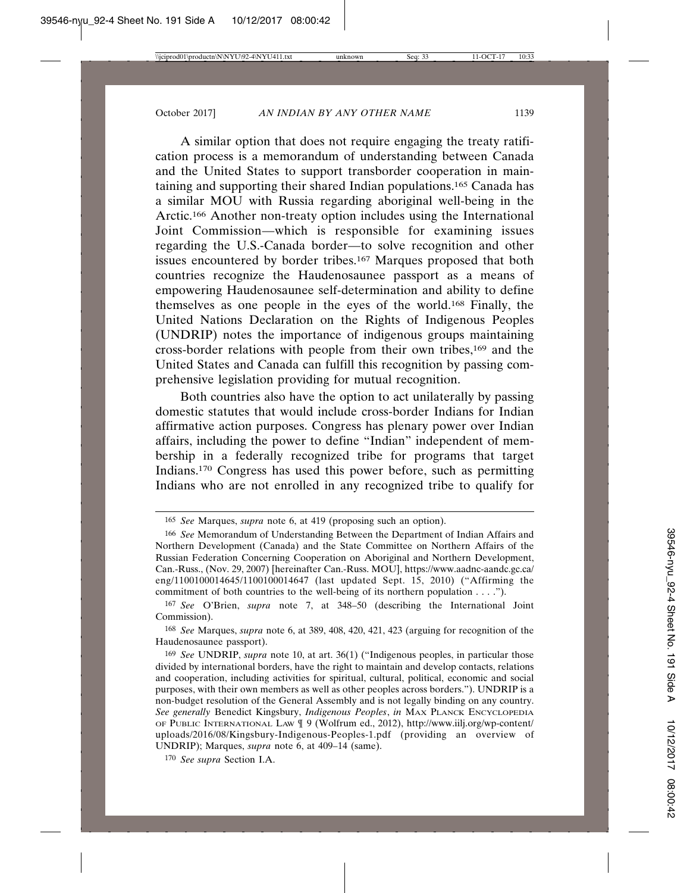A similar option that does not require engaging the treaty ratification process is a memorandum of understanding between Canada and the United States to support transborder cooperation in maintaining and supporting their shared Indian populations.[165] Canada has a similar MOU with Russia regarding aboriginal well-being in the Arctic.[166] Another non-treaty option includes using the International Joint Commission—which is responsible for examining issues regarding the U.S.-Canada border—to solve recognition and other issues encountered by border tribes.[167] Marques proposed that both countries recognize the Haudenosaunee passport as a means of empowering Haudenosaunee self-determination and ability to define themselves as one people in the eyes of the world.[168] Finally, the United Nations Declaration on the Rights of Indigenous Peoples (UNDRIP) notes the importance of indigenous groups maintaining cross-border relations with people from their own tribes,[169] and the United States and Canada can fulfill this recognition by passing comprehensive legislation providing for mutual recognition.

Both countries also have the option to act unilaterally by passing domestic statutes that would include cross-border Indians for Indian affirmative action purposes. Congress has plenary power over Indian affairs, including the power to define "Indian" independent of membership in a federally recognized tribe for programs that target Indians.[170] Congress has used this power before, such as permitting Indians who are not enrolled in any recognized tribe to qualify for

---

165 *See* Marques, *supra* note 6, at 419 (proposing such an option).

166 *See* Memorandum of Understanding Between the Department of Indian Affairs and Northern Development (Canada) and the State Committee on Northern Affairs of the Russian Federation Concerning Cooperation on Aboriginal and Northern Development, Can.-Russ., (Nov. 29, 2007) [hereinafter Can.-Russ. MOU], https://www.aadnc-aandc.gc.ca/eng/1100100014645/1100100014647 (last updated Sept. 15, 2010) ("Affirming the commitment of both countries to the well-being of its northern population . . . .").

167 *See* O'Brien, *supra* note 7, at 348–50 (describing the International Joint Commission).

168 *See* Marques, *supra* note 6, at 389, 408, 420, 421, 423 (arguing for recognition of the Haudenosaunee passport).

169 *See* UNDRIP, *supra* note 10, at art. 36(1) ("Indigenous peoples, in particular those divided by international borders, have the right to maintain and develop contacts, relations and cooperation, including activities for spiritual, cultural, political, economic and social purposes, with their own members as well as other peoples across borders."). UNDRIP is a non-budget resolution of the General Assembly and is not legally binding on any country. *See generally* Benedict Kingsbury, *Indigenous Peoples*, *in* MAX PLANCK ENCYCLOPEDIA OF PUBLIC INTERNATIONAL LAW ¶ 9 (Wolfrum ed., 2012), http://www.iilj.org/wp-content/uploads/2016/08/Kingsbury-Indigenous-Peoples-1.pdf (providing an overview of UNDRIP); Marques, *supra* note 6, at 409–14 (same).

170 *See supra* Section I.A.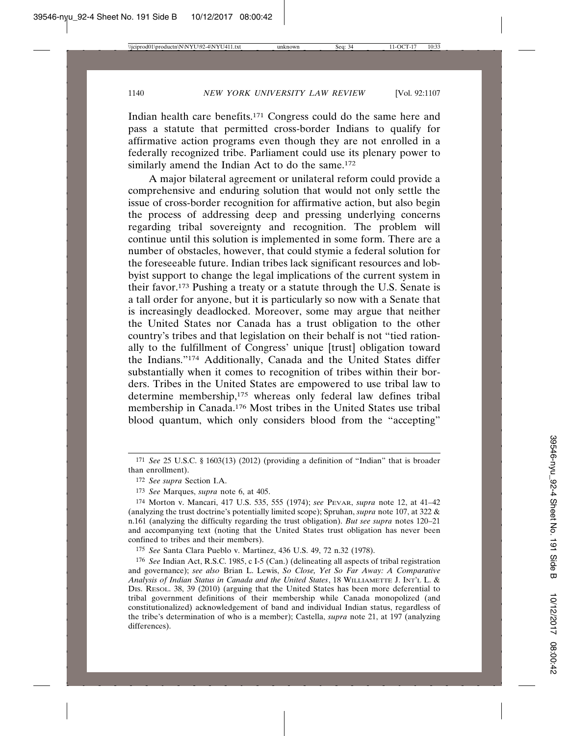Indian health care benefits.[171] Congress could do the same here and pass a statute that permitted cross-border Indians to qualify for affirmative action programs even though they are not enrolled in a federally recognized tribe. Parliament could use its plenary power to similarly amend the Indian Act to do the same.[172]

A major bilateral agreement or unilateral reform could provide a comprehensive and enduring solution that would not only settle the issue of cross-border recognition for affirmative action, but also begin the process of addressing deep and pressing underlying concerns regarding tribal sovereignty and recognition. The problem will continue until this solution is implemented in some form. There are a number of obstacles, however, that could stymie a federal solution for the foreseeable future. Indian tribes lack significant resources and lobbyist support to change the legal implications of the current system in their favor.[173] Pushing a treaty or a statute through the U.S. Senate is a tall order for anyone, but it is particularly so now with a Senate that is increasingly deadlocked. Moreover, some may argue that neither the United States nor Canada has a trust obligation to the other country's tribes and that legislation on their behalf is not "tied rationally to the fulfillment of Congress' unique [trust] obligation toward the Indians."[174] Additionally, Canada and the United States differ substantially when it comes to recognition of tribes within their borders. Tribes in the United States are empowered to use tribal law to determine membership,[175] whereas only federal law defines tribal membership in Canada.[176] Most tribes in the United States use tribal blood quantum, which only considers blood from the "accepting"

---

171 *See* 25 U.S.C. § 1603(13) (2012) (providing a definition of "Indian" that is broader than enrollment).

172 *See supra* Section I.A.

173 *See* Marques, *supra* note 6, at 405.

174 Morton v. Mancari, 417 U.S. 535, 555 (1974); *see* PEVAR, *supra* note 12, at 41–42 (analyzing the trust doctrine's potentially limited scope); Spruhan, *supra* note 107, at 322 & n.161 (analyzing the difficulty regarding the trust obligation). *But see supra* notes 120–21 and accompanying text (noting that the United States trust obligation has never been confined to tribes and their members).

175 *See* Santa Clara Pueblo v. Martinez, 436 U.S. 49, 72 n.32 (1978).

176 *See* Indian Act, R.S.C. 1985, c I-5 (Can.) (delineating all aspects of tribal registration and governance); *see also* Brian L. Lewis, *So Close, Yet So Far Away: A Comparative Analysis of Indian Status in Canada and the United States*, 18 WILLIAMETTE J. INT'L L. & DIS. RESOL. 38, 39 (2010) (arguing that the United States has been more deferential to tribal government definitions of their membership while Canada monopolized (and constitutionalized) acknowledgement of band and individual Indian status, regardless of the tribe's determination of who is a member); Castella, *supra* note 21, at 197 (analyzing differences).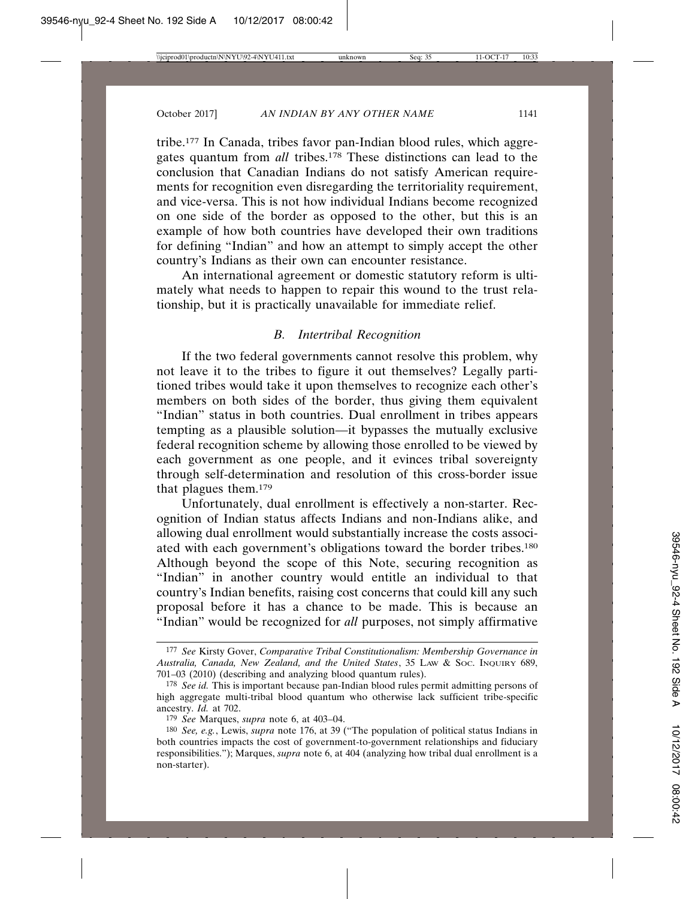tribe.[177] In Canada, tribes favor pan-Indian blood rules, which aggregates quantum from *all* tribes.[178] These distinctions can lead to the conclusion that Canadian Indians do not satisfy American requirements for recognition even disregarding the territoriality requirement, and vice-versa. This is not how individual Indians become recognized on one side of the border as opposed to the other, but this is an example of how both countries have developed their own traditions for defining "Indian" and how an attempt to simply accept the other country's Indians as their own can encounter resistance.

An international agreement or domestic statutory reform is ultimately what needs to happen to repair this wound to the trust relationship, but it is practically unavailable for immediate relief.

### *B. Intertribal Recognition*

If the two federal governments cannot resolve this problem, why not leave it to the tribes to figure it out themselves? Legally partitioned tribes would take it upon themselves to recognize each other's members on both sides of the border, thus giving them equivalent "Indian" status in both countries. Dual enrollment in tribes appears tempting as a plausible solution—it bypasses the mutually exclusive federal recognition scheme by allowing those enrolled to be viewed by each government as one people, and it evinces tribal sovereignty through self-determination and resolution of this cross-border issue that plagues them.[179]

Unfortunately, dual enrollment is effectively a non-starter. Recognition of Indian status affects Indians and non-Indians alike, and allowing dual enrollment would substantially increase the costs associated with each government's obligations toward the border tribes.[180] Although beyond the scope of this Note, securing recognition as "Indian" in another country would entitle an individual to that country's Indian benefits, raising cost concerns that could kill any such proposal before it has a chance to be made. This is because an "Indian" would be recognized for *all* purposes, not simply affirmative

---

177 *See* Kirsty Gover, *Comparative Tribal Constitutionalism: Membership Governance in Australia, Canada, New Zealand, and the United States*, 35 LAW & SOC. INQUIRY 689, 701–03 (2010) (describing and analyzing blood quantum rules).

178 *See id.* This is important because pan-Indian blood rules permit admitting persons of high aggregate multi-tribal blood quantum who otherwise lack sufficient tribe-specific ancestry. *Id.* at 702.

179 *See* Marques, *supra* note 6, at 403–04.

180 *See, e.g.*, Lewis, *supra* note 176, at 39 ("The population of political status Indians in both countries impacts the cost of government-to-government relationships and fiduciary responsibilities."); Marques, *supra* note 6, at 404 (analyzing how tribal dual enrollment is a non-starter).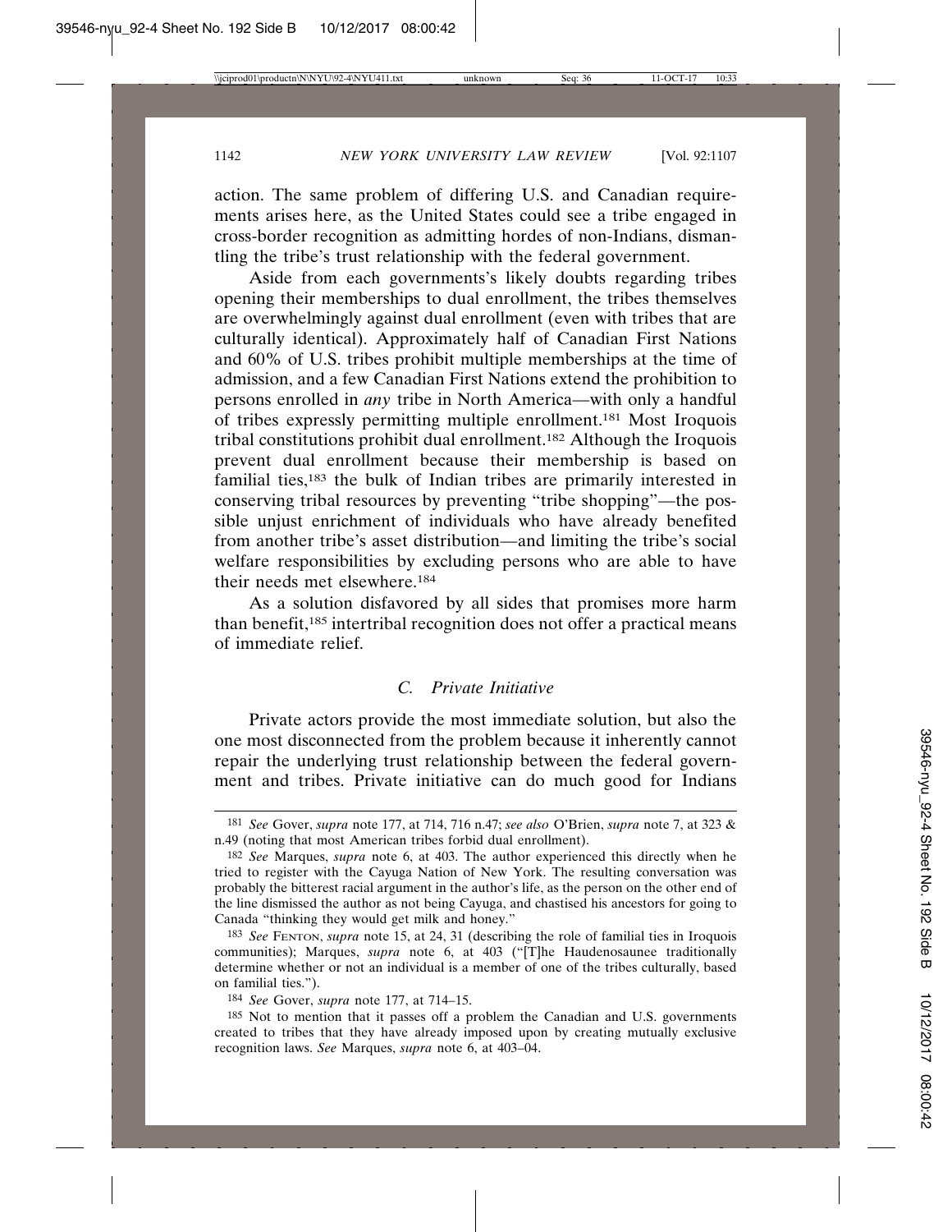action. The same problem of differing U.S. and Canadian requirements arises here, as the United States could see a tribe engaged in cross-border recognition as admitting hordes of non-Indians, dismantling the tribe's trust relationship with the federal government.

Aside from each governments's likely doubts regarding tribes opening their memberships to dual enrollment, the tribes themselves are overwhelmingly against dual enrollment (even with tribes that are culturally identical). Approximately half of Canadian First Nations and 60% of U.S. tribes prohibit multiple memberships at the time of admission, and a few Canadian First Nations extend the prohibition to persons enrolled in *any* tribe in North America—with only a handful of tribes expressly permitting multiple enrollment.[181] Most Iroquois tribal constitutions prohibit dual enrollment.[182] Although the Iroquois prevent dual enrollment because their membership is based on familial ties,[183] the bulk of Indian tribes are primarily interested in conserving tribal resources by preventing "tribe shopping"—the possible unjust enrichment of individuals who have already benefited from another tribe's asset distribution—and limiting the tribe's social welfare responsibilities by excluding persons who are able to have their needs met elsewhere.[184]

As a solution disfavored by all sides that promises more harm than benefit,[185] intertribal recognition does not offer a practical means of immediate relief.

### *C. Private Initiative*

Private actors provide the most immediate solution, but also the one most disconnected from the problem because it inherently cannot repair the underlying trust relationship between the federal government and tribes. Private initiative can do much good for Indians

---

181 *See* Gover, *supra* note 177, at 714, 716 n.47; *see also* O'Brien, *supra* note 7, at 323 & n.49 (noting that most American tribes forbid dual enrollment).

182 *See* Marques, *supra* note 6, at 403. The author experienced this directly when he tried to register with the Cayuga Nation of New York. The resulting conversation was probably the bitterest racial argument in the author's life, as the person on the other end of the line dismissed the author as not being Cayuga, and chastised his ancestors for going to Canada "thinking they would get milk and honey."

183 *See* Fenton, *supra* note 15, at 24, 31 (describing the role of familial ties in Iroquois communities); Marques, *supra* note 6, at 403 ("[T]he Haudenosaunee traditionally determine whether or not an individual is a member of one of the tribes culturally, based on familial ties.").

184 *See* Gover, *supra* note 177, at 714–15.

185 Not to mention that it passes off a problem the Canadian and U.S. governments created to tribes that they have already imposed upon by creating mutually exclusive recognition laws. *See* Marques, *supra* note 6, at 403–04.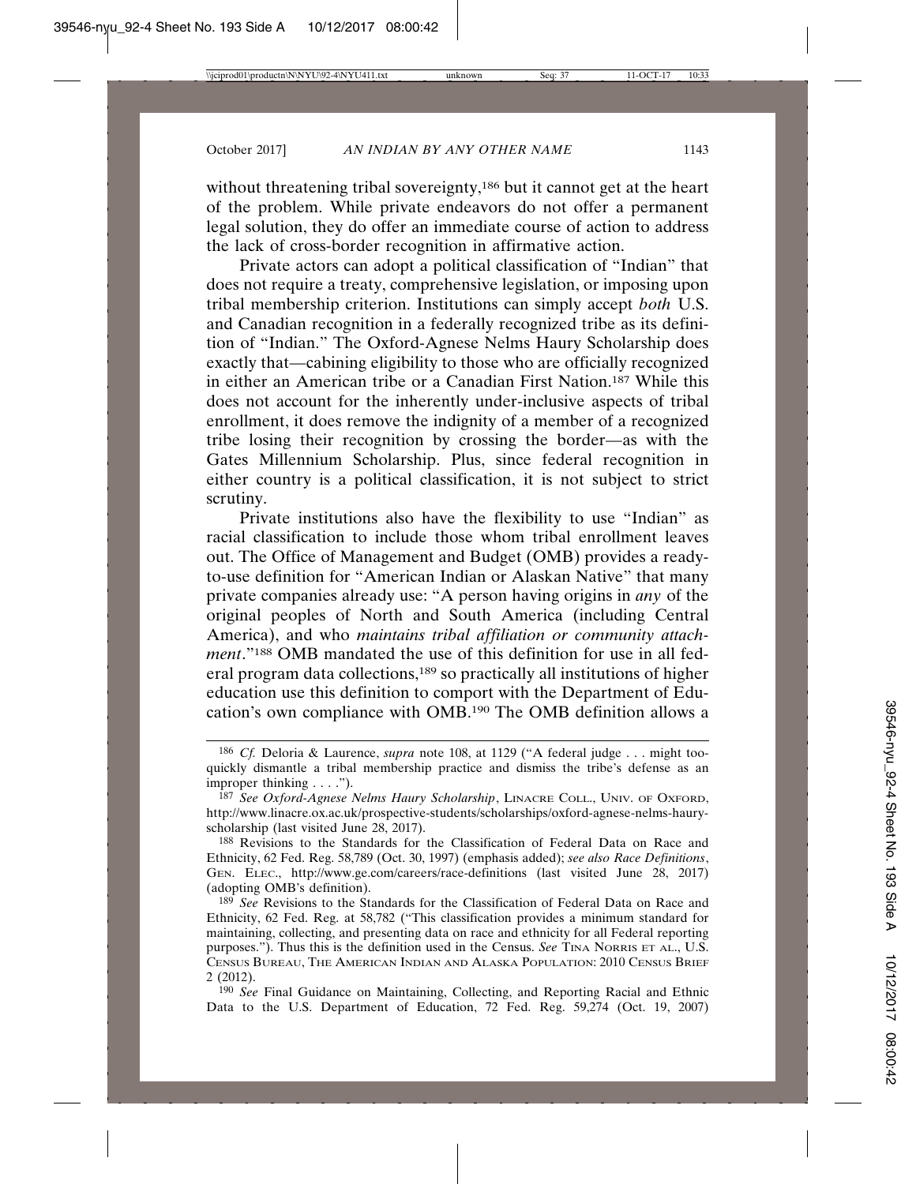without threatening tribal sovereignty,[186] but it cannot get at the heart of the problem. While private endeavors do not offer a permanent legal solution, they do offer an immediate course of action to address the lack of cross-border recognition in affirmative action.

Private actors can adopt a political classification of "Indian" that does not require a treaty, comprehensive legislation, or imposing upon tribal membership criterion. Institutions can simply accept *both* U.S. and Canadian recognition in a federally recognized tribe as its definition of "Indian." The Oxford-Agnese Nelms Haury Scholarship does exactly that—cabining eligibility to those who are officially recognized in either an American tribe or a Canadian First Nation.[187] While this does not account for the inherently under-inclusive aspects of tribal enrollment, it does remove the indignity of a member of a recognized tribe losing their recognition by crossing the border—as with the Gates Millennium Scholarship. Plus, since federal recognition in either country is a political classification, it is not subject to strict scrutiny.

Private institutions also have the flexibility to use "Indian" as racial classification to include those whom tribal enrollment leaves out. The Office of Management and Budget (OMB) provides a ready-to-use definition for "American Indian or Alaskan Native" that many private companies already use: "A person having origins in *any* of the original peoples of North and South America (including Central America), and who *maintains tribal affiliation or community attachment*."[188] OMB mandated the use of this definition for use in all federal program data collections,[189] so practically all institutions of higher education use this definition to comport with the Department of Education's own compliance with OMB.[190] The OMB definition allows a

---

[186] *Cf.* Deloria & Laurence, *supra* note 108, at 1129 ("A federal judge . . . might too-quickly dismantle a tribal membership practice and dismiss the tribe's defense as an improper thinking . . . .").

[187] *See Oxford-Agnese Nelms Haury Scholarship*, LINACRE COLL., UNIV. OF OXFORD, http://www.linacre.ox.ac.uk/prospective-students/scholarships/oxford-agnese-nelms-haury-scholarship (last visited June 28, 2017).

[188] Revisions to the Standards for the Classification of Federal Data on Race and Ethnicity, 62 Fed. Reg. 58,789 (Oct. 30, 1997) (emphasis added); *see also Race Definitions*, GEN. ELEC., http://www.ge.com/careers/race-definitions (last visited June 28, 2017) (adopting OMB's definition).

[189] *See* Revisions to the Standards for the Classification of Federal Data on Race and Ethnicity, 62 Fed. Reg. at 58,782 ("This classification provides a minimum standard for maintaining, collecting, and presenting data on race and ethnicity for all Federal reporting purposes."). Thus this is the definition used in the Census. *See* TINA NORRIS ET AL., U.S. CENSUS BUREAU, THE AMERICAN INDIAN AND ALASKA POPULATION: 2010 CENSUS BRIEF 2 (2012).

[190] *See* Final Guidance on Maintaining, Collecting, and Reporting Racial and Ethnic Data to the U.S. Department of Education, 72 Fed. Reg. 59,274 (Oct. 19, 2007)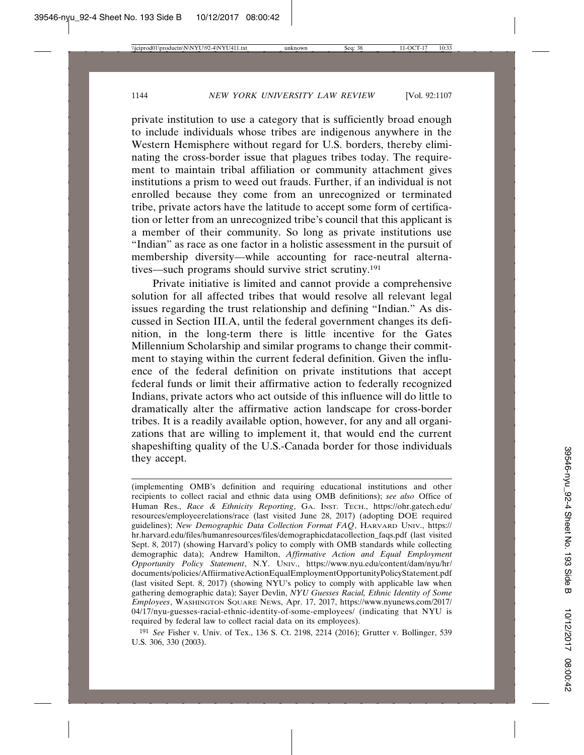private institution to use a category that is sufficiently broad enough to include individuals whose tribes are indigenous anywhere in the Western Hemisphere without regard for U.S. borders, thereby eliminating the cross-border issue that plagues tribes today. The requirement to maintain tribal affiliation or community attachment gives institutions a prism to weed out frauds. Further, if an individual is not enrolled because they come from an unrecognized or terminated tribe, private actors have the latitude to accept some form of certification or letter from an unrecognized tribe's council that this applicant is a member of their community. So long as private institutions use "Indian" as race as one factor in a holistic assessment in the pursuit of membership diversity—while accounting for race-neutral alternatives—such programs should survive strict scrutiny.[191]

Private initiative is limited and cannot provide a comprehensive solution for all affected tribes that would resolve all relevant legal issues regarding the trust relationship and defining "Indian." As discussed in Section III.A, until the federal government changes its definition, in the long-term there is little incentive for the Gates Millennium Scholarship and similar programs to change their commitment to staying within the current federal definition. Given the influence of the federal definition on private institutions that accept federal funds or limit their affirmative action to federally recognized Indians, private actors who act outside of this influence will do little to dramatically alter the affirmative action landscape for cross-border tribes. It is a readily available option, however, for any and all organizations that are willing to implement it, that would end the current shapeshifting quality of the U.S.-Canada border for those individuals they accept.

---

(implementing OMB's definition and requiring educational institutions and other recipients to collect racial and ethnic data using OMB definitions); *see also* Office of Human Res., *Race & Ethnicity Reporting*, GA. INST. TECH., https://ohr.gatech.edu/resources/employeerelations/race (last visited June 28, 2017) (adopting DOE required guidelines); *New Demographic Data Collection Format FAQ*, HARVARD UNIV., https://hr.harvard.edu/files/humanresources/files/demographicdatacollection_faqs.pdf (last visited Sept. 8, 2017) (showing Harvard's policy to comply with OMB standards while collecting demographic data); Andrew Hamilton, *Affirmative Action and Equal Employment Opportunity Policy Statement*, N.Y. UNIV., https://www.nyu.edu/content/dam/nyu/hr/documents/policies/AffiirmativeActionEqualEmploymentOpportunityPolicyStatement.pdf (last visited Sept. 8, 2017) (showing NYU's policy to comply with applicable law when gathering demographic data); Sayer Devlin, *NYU Guesses Racial, Ethnic Identity of Some Employees*, WASHINGTON SQUARE NEWS, Apr. 17, 2017, https://www.nyunews.com/2017/04/17/nyu-guesses-racial-ethnic-identity-of-some-employees/ (indicating that NYU is required by federal law to collect racial data on its employees).

[191] *See* Fisher v. Univ. of Tex., 136 S. Ct. 2198, 2214 (2016); Grutter v. Bollinger, 539 U.S. 306, 330 (2003).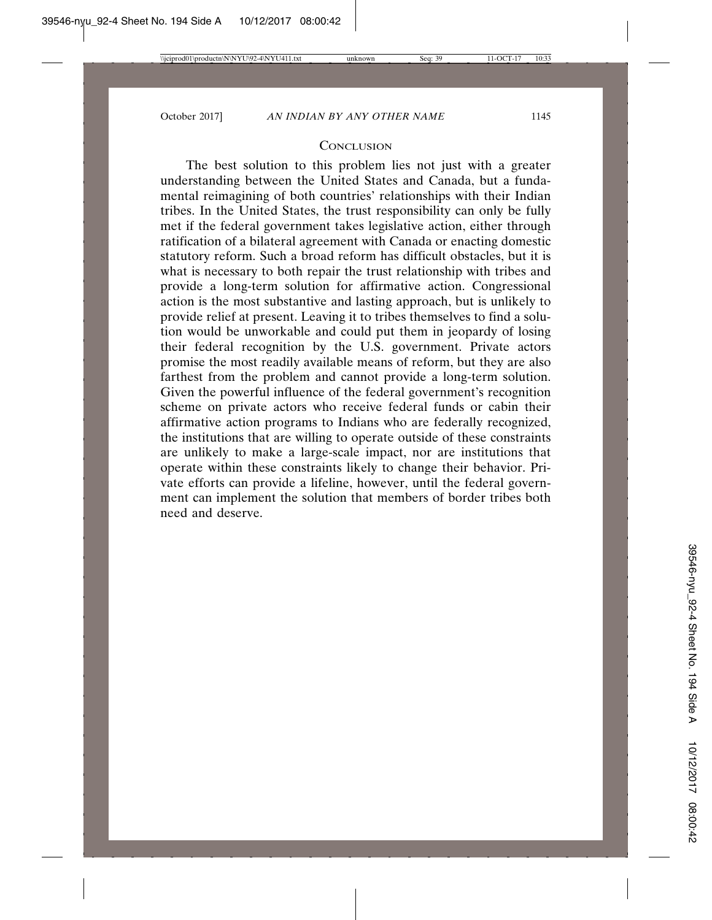## Conclusion

The best solution to this problem lies not just with a greater understanding between the United States and Canada, but a fundamental reimagining of both countries' relationships with their Indian tribes. In the United States, the trust responsibility can only be fully met if the federal government takes legislative action, either through ratification of a bilateral agreement with Canada or enacting domestic statutory reform. Such a broad reform has difficult obstacles, but it is what is necessary to both repair the trust relationship with tribes and provide a long-term solution for affirmative action. Congressional action is the most substantive and lasting approach, but is unlikely to provide relief at present. Leaving it to tribes themselves to find a solution would be unworkable and could put them in jeopardy of losing their federal recognition by the U.S. government. Private actors promise the most readily available means of reform, but they are also farthest from the problem and cannot provide a long-term solution. Given the powerful influence of the federal government's recognition scheme on private actors who receive federal funds or cabin their affirmative action programs to Indians who are federally recognized, the institutions that are willing to operate outside of these constraints are unlikely to make a large-scale impact, nor are institutions that operate within these constraints likely to change their behavior. Private efforts can provide a lifeline, however, until the federal government can implement the solution that members of border tribes both need and deserve.